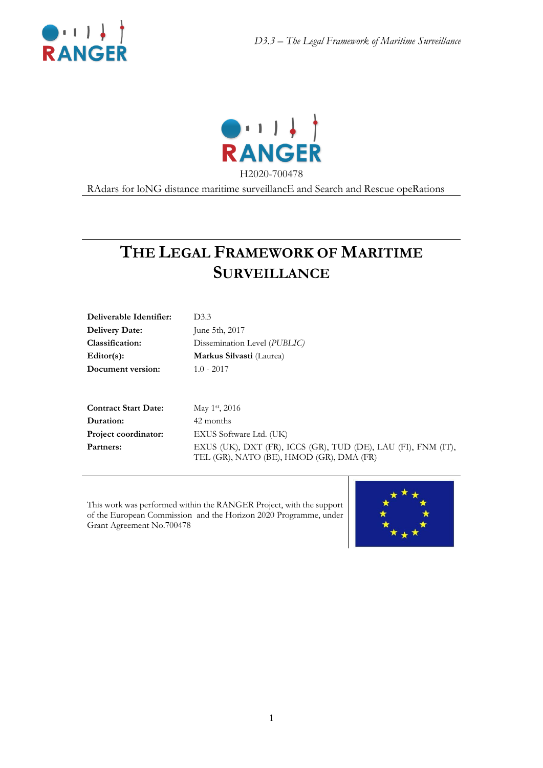RANGER

H2020-700478

RAdars for loNG distance maritime surveillancE and Search and Rescue opeRations

# THE LEGAL FRAMEWORK OF MARITIME SURVEILLANCE

| | |
|---|---|
| **Deliverable Identifier:** | D3.3 |
| **Delivery Date:** | June 5th, 2017 |
| **Classification:** | Dissemination Level (*PUBLIC*) |
| **Editor(s):** | **Markus Silvasti** (Laurea) |
| **Document version:** | 1.0 - 2017 |

| | |
|---|---|
| **Contract Start Date:** | May 1st, 2016 |
| **Duration:** | 42 months |
| **Project coordinator:** | EXUS Software Ltd. (UK) |
| **Partners:** | EXUS (UK), DXT (FR), ICCS (GR), TUD (DE), LAU (FI), FNM (IT), TEL (GR), NATO (BE), HMOD (GR), DMA (FR) |

This work was performed within the RANGER Project, with the support of the European Commission and the Horizon 2020 Programme, under Grant Agreement No.700478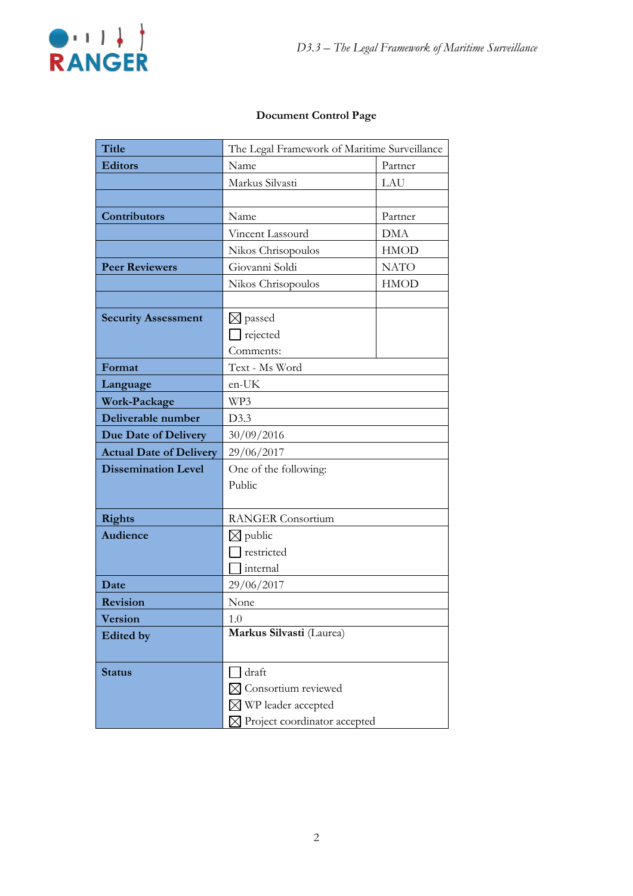**Document Control Page**

| Title | The Legal Framework of Maritime Surveillance | |
|---|---|---|
| **Editors** | Name | Partner |
| | Markus Silvasti | LAU |
| | | |
| **Contributors** | Name | Partner |
| | Vincent Lassourd | DMA |
| | Nikos Chrisopoulos | HMOD |
| **Peer Reviewers** | Giovanni Soldi | NATO |
| | Nikos Chrisopoulos | HMOD |
| | | |
| **Security Assessment** | ☒ passed<br>☐ rejected<br>Comments: | |
| **Format** | Text - Ms Word | |
| **Language** | en-UK | |
| **Work-Package** | WP3 | |
| **Deliverable number** | D3.3 | |
| **Due Date of Delivery** | 30/09/2016 | |
| **Actual Date of Delivery** | 29/06/2017 | |
| **Dissemination Level** | One of the following:<br>Public | |
| **Rights** | RANGER Consortium | |
| **Audience** | ☒ public<br>☐ restricted<br>☐ internal | |
| **Date** | 29/06/2017 | |
| **Revision** | None | |
| **Version** | 1.0 | |
| **Edited by** | **Markus Silvasti** (Laurea) | |
| **Status** | ☐ draft<br>☒ Consortium reviewed<br>☒ WP leader accepted<br>☒ Project coordinator accepted | |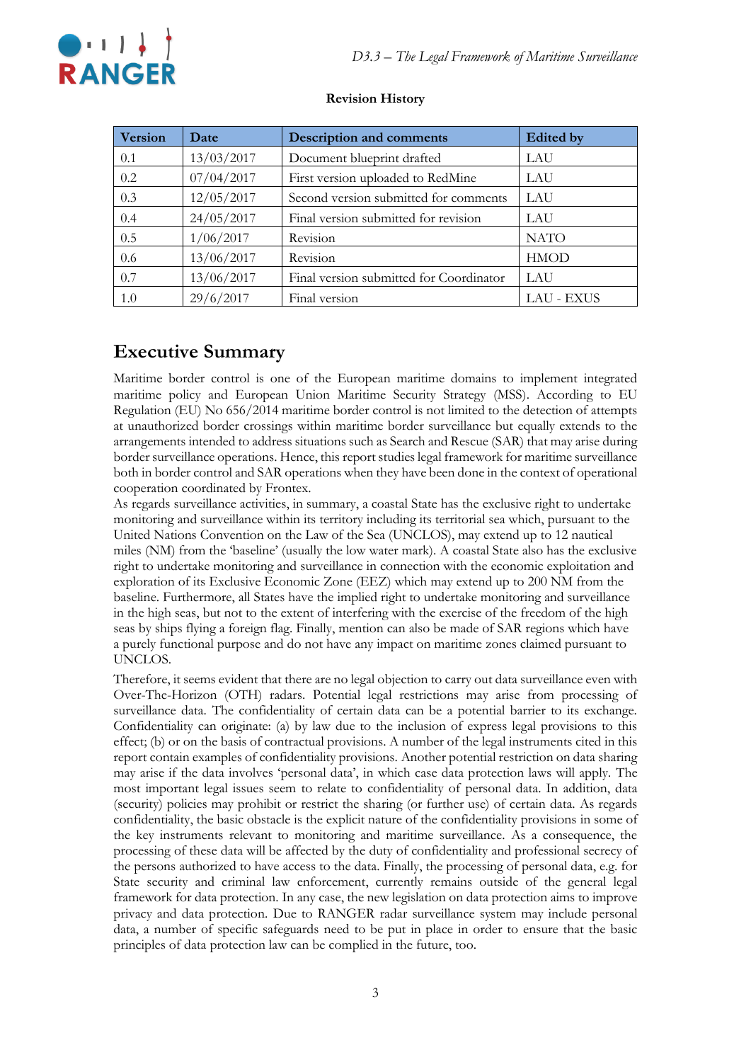**Revision History**

| Version | Date | Description and comments | Edited by |
|---|---|---|---|
| 0.1 | 13/03/2017 | Document blueprint drafted | LAU |
| 0.2 | 07/04/2017 | First version uploaded to RedMine | LAU |
| 0.3 | 12/05/2017 | Second version submitted for comments | LAU |
| 0.4 | 24/05/2017 | Final version submitted for revision | LAU |
| 0.5 | 1/06/2017 | Revision | NATO |
| 0.6 | 13/06/2017 | Revision | HMOD |
| 0.7 | 13/06/2017 | Final version submitted for Coordinator | LAU |
| 1.0 | 29/6/2017 | Final version | LAU - EXUS |

# Executive Summary

Maritime border control is one of the European maritime domains to implement integrated maritime policy and European Union Maritime Security Strategy (MSS). According to EU Regulation (EU) No 656/2014 maritime border control is not limited to the detection of attempts at unauthorized border crossings within maritime border surveillance but equally extends to the arrangements intended to address situations such as Search and Rescue (SAR) that may arise during border surveillance operations. Hence, this report studies legal framework for maritime surveillance both in border control and SAR operations when they have been done in the context of operational cooperation coordinated by Frontex.

As regards surveillance activities, in summary, a coastal State has the exclusive right to undertake monitoring and surveillance within its territory including its territorial sea which, pursuant to the United Nations Convention on the Law of the Sea (UNCLOS), may extend up to 12 nautical miles (NM) from the 'baseline' (usually the low water mark). A coastal State also has the exclusive right to undertake monitoring and surveillance in connection with the economic exploitation and exploration of its Exclusive Economic Zone (EEZ) which may extend up to 200 NM from the baseline. Furthermore, all States have the implied right to undertake monitoring and surveillance in the high seas, but not to the extent of interfering with the exercise of the freedom of the high seas by ships flying a foreign flag. Finally, mention can also be made of SAR regions which have a purely functional purpose and do not have any impact on maritime zones claimed pursuant to UNCLOS.

Therefore, it seems evident that there are no legal objection to carry out data surveillance even with Over-The-Horizon (OTH) radars. Potential legal restrictions may arise from processing of surveillance data. The confidentiality of certain data can be a potential barrier to its exchange. Confidentiality can originate: (a) by law due to the inclusion of express legal provisions to this effect; (b) or on the basis of contractual provisions. A number of the legal instruments cited in this report contain examples of confidentiality provisions. Another potential restriction on data sharing may arise if the data involves 'personal data', in which case data protection laws will apply. The most important legal issues seem to relate to confidentiality of personal data. In addition, data (security) policies may prohibit or restrict the sharing (or further use) of certain data. As regards confidentiality, the basic obstacle is the explicit nature of the confidentiality provisions in some of the key instruments relevant to monitoring and maritime surveillance. As a consequence, the processing of these data will be affected by the duty of confidentiality and professional secrecy of the persons authorized to have access to the data. Finally, the processing of personal data, e.g. for State security and criminal law enforcement, currently remains outside of the general legal framework for data protection. In any case, the new legislation on data protection aims to improve privacy and data protection. Due to RANGER radar surveillance system may include personal data, a number of specific safeguards need to be put in place in order to ensure that the basic principles of data protection law can be complied in the future, too.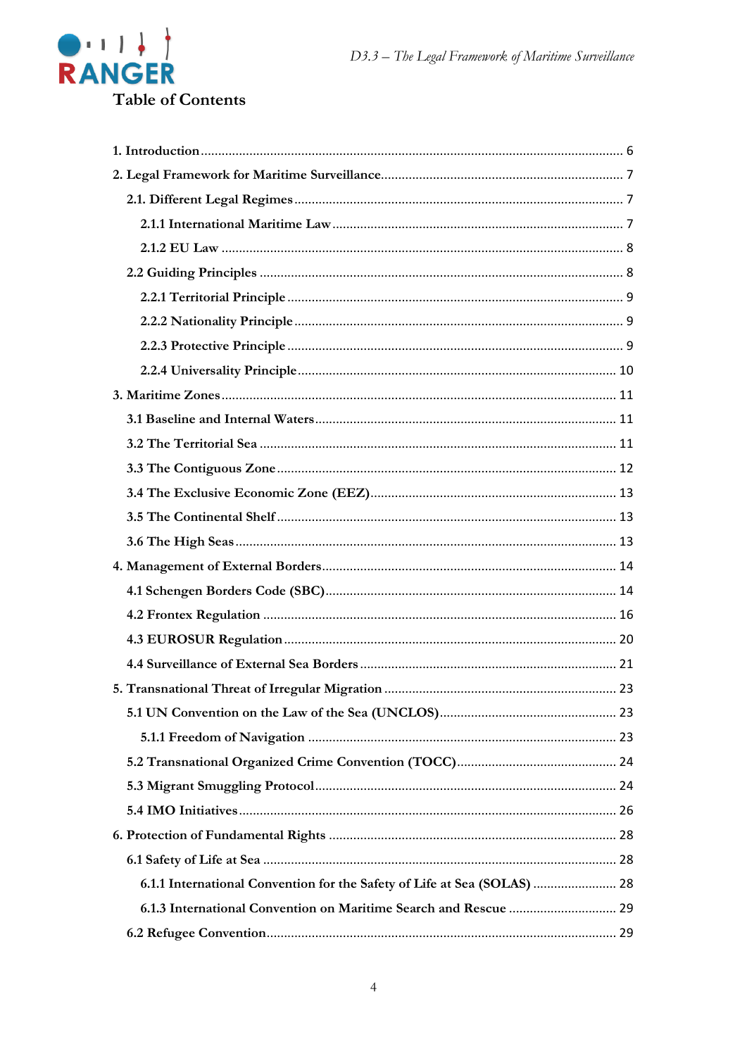## Table of Contents

1. Introduction ........................................................................................................ 6
2. Legal Framework for Maritime Surveillance..................................................................... 7
   - 2.1. Different Legal Regimes ............................................................................ 7
     - 2.1.1 International Maritime Law ................................................................... 7
     - 2.1.2 EU Law .................................................................................................. 8
   - 2.2 Guiding Principles ........................................................................................ 8
     - 2.2.1 Territorial Principle ............................................................................... 9
     - 2.2.2 Nationality Principle ............................................................................. 9
     - 2.2.3 Protective Principle ............................................................................... 9
     - 2.2.4 Universality Principle ........................................................................... 10
3. Maritime Zones ................................................................................................. 11
   - 3.1 Baseline and Internal Waters ...................................................................... 11
   - 3.2 The Territorial Sea ...................................................................................... 11
   - 3.3 The Contiguous Zone ................................................................................. 12
   - 3.4 The Exclusive Economic Zone (EEZ) ........................................................ 13
   - 3.5 The Continental Shelf ................................................................................. 13
   - 3.6 The High Seas ............................................................................................ 13
4. Management of External Borders ........................................................................ 14
   - 4.1 Schengen Borders Code (SBC) .................................................................. 14
   - 4.2 Frontex Regulation ..................................................................................... 16
   - 4.3 EUROSUR Regulation ................................................................................ 20
   - 4.4 Surveillance of External Sea Borders ......................................................... 21
5. Transnational Threat of Irregular Migration .......................................................... 23
   - 5.1 UN Convention on the Law of the Sea (UNCLOS) ...................................... 23
     - 5.1.1 Freedom of Navigation ........................................................................ 23
   - 5.2 Transnational Organized Crime Convention (TOCC) .................................. 24
   - 5.3 Migrant Smuggling Protocol ....................................................................... 24
   - 5.4 IMO Initiatives ........................................................................................... 26
6. Protection of Fundamental Rights ........................................................................ 28
   - 6.1 Safety of Life at Sea .................................................................................... 28
     - 6.1.1 International Convention for the Safety of Life at Sea (SOLAS) ........................ 28
     - 6.1.3 International Convention on Maritime Search and Rescue .............................. 29
   - 6.2 Refugee Convention .................................................................................... 29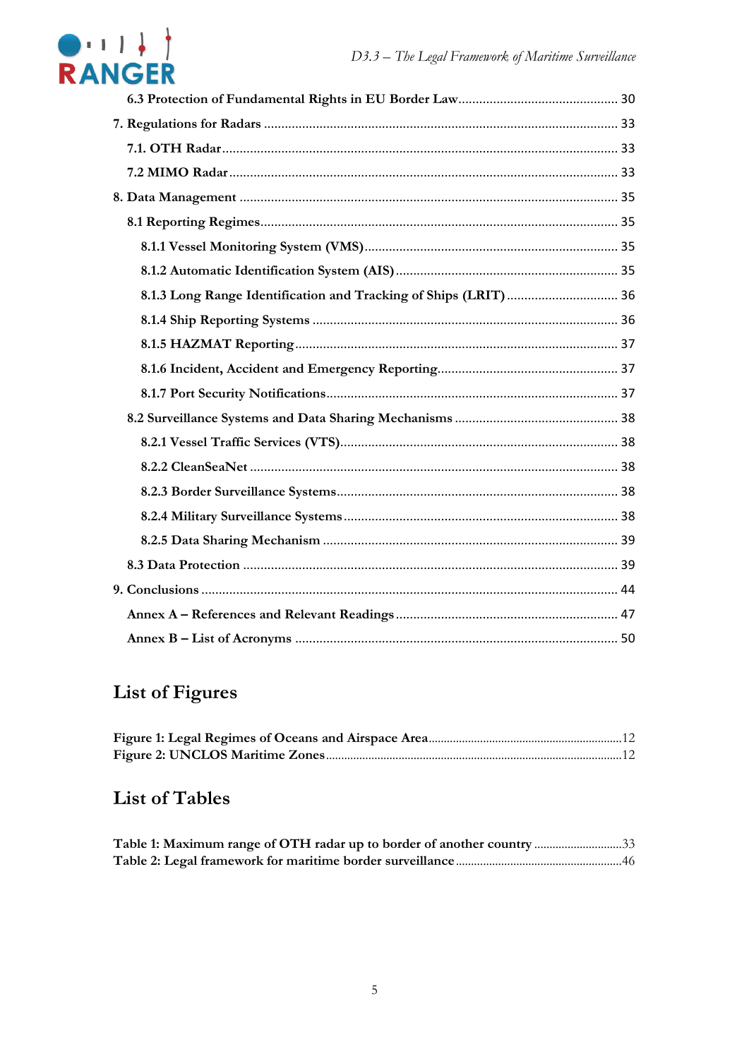6.3 Protection of Fundamental Rights in EU Border Law ........................................ 30

7. Regulations for Radars ........................................ 33

7.1. OTH Radar ........................................ 33

7.2 MIMO Radar ........................................ 33

8. Data Management ........................................ 35

8.1 Reporting Regimes ........................................ 35

8.1.1 Vessel Monitoring System (VMS) ........................................ 35

8.1.2 Automatic Identification System (AIS) ........................................ 35

8.1.3 Long Range Identification and Tracking of Ships (LRIT) ........................................ 36

8.1.4 Ship Reporting Systems ........................................ 36

8.1.5 HAZMAT Reporting ........................................ 37

8.1.6 Incident, Accident and Emergency Reporting ........................................ 37

8.1.7 Port Security Notifications ........................................ 37

8.2 Surveillance Systems and Data Sharing Mechanisms ........................................ 38

8.2.1 Vessel Traffic Services (VTS) ........................................ 38

8.2.2 CleanSeaNet ........................................ 38

8.2.3 Border Surveillance Systems ........................................ 38

8.2.4 Military Surveillance Systems ........................................ 38

8.2.5 Data Sharing Mechanism ........................................ 39

8.3 Data Protection ........................................ 39

9. Conclusions ........................................ 44

Annex A – References and Relevant Readings ........................................ 47

Annex B – List of Acronyms ........................................ 50

## List of Figures

Figure 1: Legal Regimes of Oceans and Airspace Area ........................................ 12
Figure 2: UNCLOS Maritime Zones ........................................ 12

## List of Tables

Table 1: Maximum range of OTH radar up to border of another country ........................................ 33
Table 2: Legal framework for maritime border surveillance ........................................ 46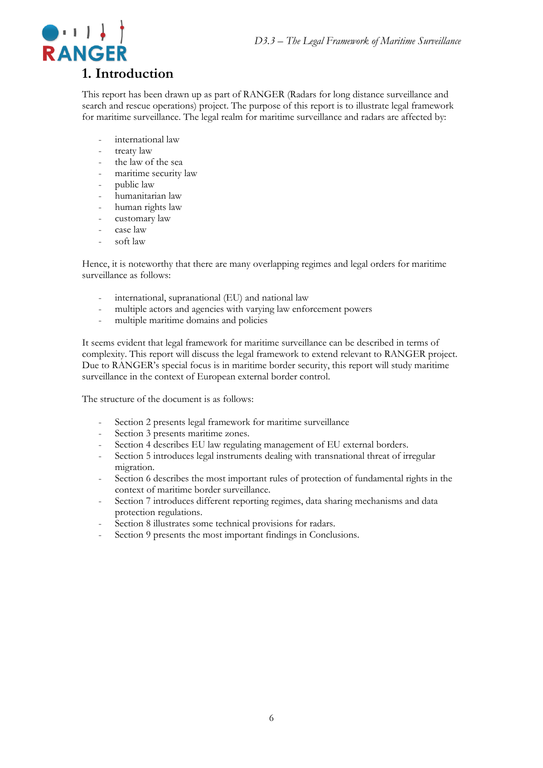# 1. Introduction

This report has been drawn up as part of RANGER (Radars for long distance surveillance and search and rescue operations) project. The purpose of this report is to illustrate legal framework for maritime surveillance. The legal realm for maritime surveillance and radars are affected by:

- international law
- treaty law
- the law of the sea
- maritime security law
- public law
- humanitarian law
- human rights law
- customary law
- case law
- soft law

Hence, it is noteworthy that there are many overlapping regimes and legal orders for maritime surveillance as follows:

- international, supranational (EU) and national law
- multiple actors and agencies with varying law enforcement powers
- multiple maritime domains and policies

It seems evident that legal framework for maritime surveillance can be described in terms of complexity. This report will discuss the legal framework to extend relevant to RANGER project. Due to RANGER's special focus is in maritime border security, this report will study maritime surveillance in the context of European external border control.

The structure of the document is as follows:

- Section 2 presents legal framework for maritime surveillance
- Section 3 presents maritime zones.
- Section 4 describes EU law regulating management of EU external borders.
- Section 5 introduces legal instruments dealing with transnational threat of irregular migration.
- Section 6 describes the most important rules of protection of fundamental rights in the context of maritime border surveillance.
- Section 7 introduces different reporting regimes, data sharing mechanisms and data protection regulations.
- Section 8 illustrates some technical provisions for radars.
- Section 9 presents the most important findings in Conclusions.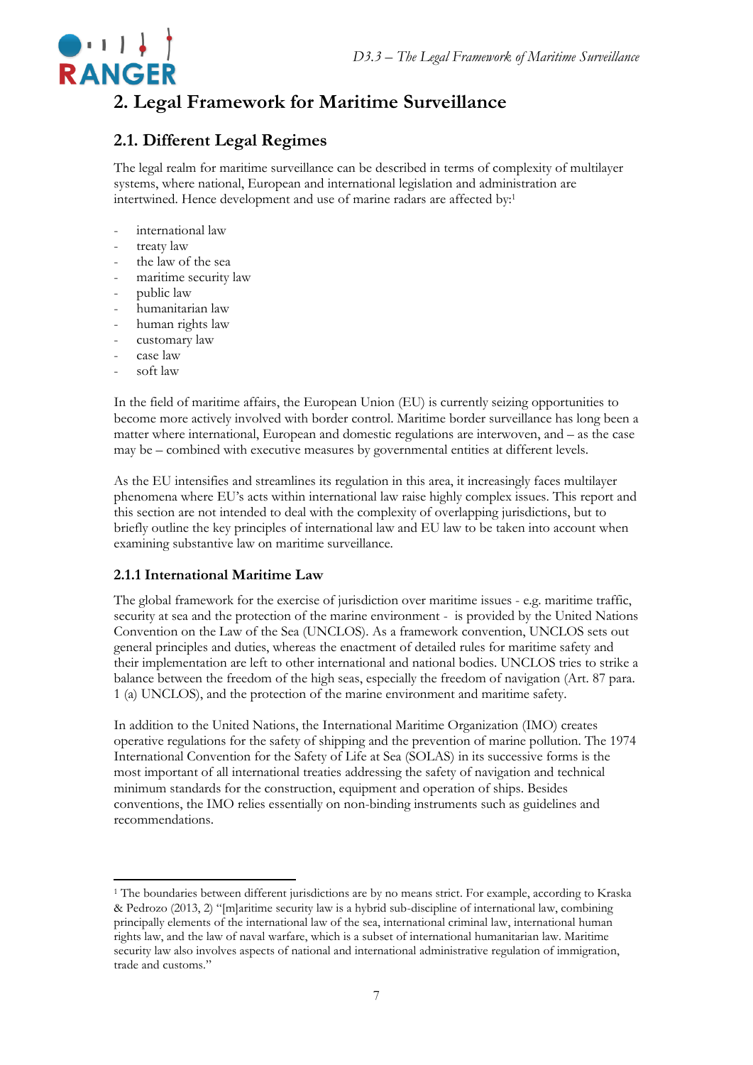## 2. Legal Framework for Maritime Surveillance

### 2.1. Different Legal Regimes

The legal realm for maritime surveillance can be described in terms of complexity of multilayer systems, where national, European and international legislation and administration are intertwined. Hence development and use of marine radars are affected by:[1]

- international law
- treaty law
- the law of the sea
- maritime security law
- public law
- humanitarian law
- human rights law
- customary law
- case law
- soft law

In the field of maritime affairs, the European Union (EU) is currently seizing opportunities to become more actively involved with border control. Maritime border surveillance has long been a matter where international, European and domestic regulations are interwoven, and – as the case may be – combined with executive measures by governmental entities at different levels.

As the EU intensifies and streamlines its regulation in this area, it increasingly faces multilayer phenomena where EU's acts within international law raise highly complex issues. This report and this section are not intended to deal with the complexity of overlapping jurisdictions, but to briefly outline the key principles of international law and EU law to be taken into account when examining substantive law on maritime surveillance.

#### 2.1.1 International Maritime Law

The global framework for the exercise of jurisdiction over maritime issues - e.g. maritime traffic, security at sea and the protection of the marine environment - is provided by the United Nations Convention on the Law of the Sea (UNCLOS). As a framework convention, UNCLOS sets out general principles and duties, whereas the enactment of detailed rules for maritime safety and their implementation are left to other international and national bodies. UNCLOS tries to strike a balance between the freedom of the high seas, especially the freedom of navigation (Art. 87 para. 1 (a) UNCLOS), and the protection of the marine environment and maritime safety.

In addition to the United Nations, the International Maritime Organization (IMO) creates operative regulations for the safety of shipping and the prevention of marine pollution. The 1974 International Convention for the Safety of Life at Sea (SOLAS) in its successive forms is the most important of all international treaties addressing the safety of navigation and technical minimum standards for the construction, equipment and operation of ships. Besides conventions, the IMO relies essentially on non-binding instruments such as guidelines and recommendations.

---

[1] The boundaries between different jurisdictions are by no means strict. For example, according to Kraska & Pedrozo (2013, 2) "[m]aritime security law is a hybrid sub-discipline of international law, combining principally elements of the international law of the sea, international criminal law, international human rights law, and the law of naval warfare, which is a subset of international humanitarian law. Maritime security law also involves aspects of national and international administrative regulation of immigration, trade and customs."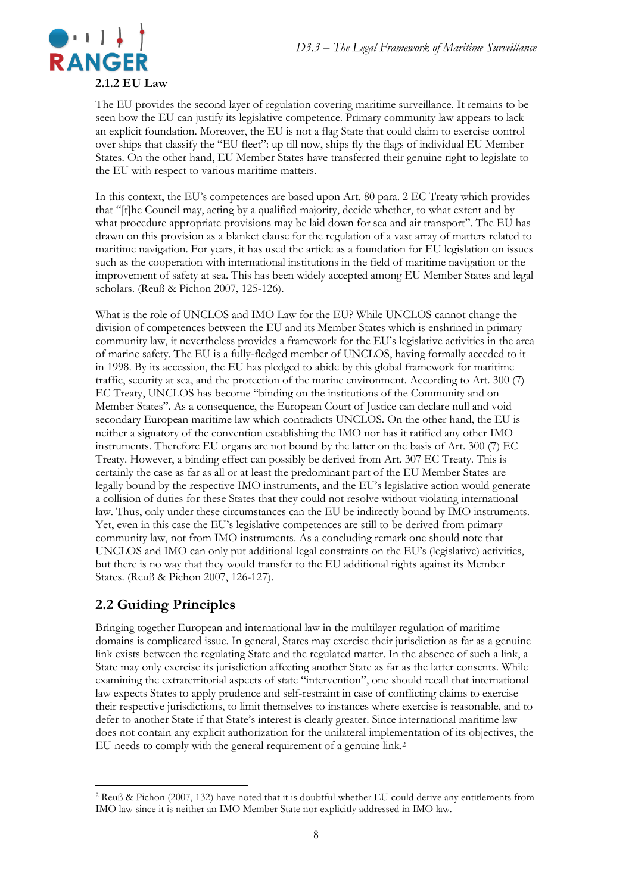### 2.1.2 EU Law

The EU provides the second layer of regulation covering maritime surveillance. It remains to be seen how the EU can justify its legislative competence. Primary community law appears to lack an explicit foundation. Moreover, the EU is not a flag State that could claim to exercise control over ships that classify the "EU fleet": up till now, ships fly the flags of individual EU Member States. On the other hand, EU Member States have transferred their genuine right to legislate to the EU with respect to various maritime matters.

In this context, the EU's competences are based upon Art. 80 para. 2 EC Treaty which provides that "[t]he Council may, acting by a qualified majority, decide whether, to what extent and by what procedure appropriate provisions may be laid down for sea and air transport". The EU has drawn on this provision as a blanket clause for the regulation of a vast array of matters related to maritime navigation. For years, it has used the article as a foundation for EU legislation on issues such as the cooperation with international institutions in the field of maritime navigation or the improvement of safety at sea. This has been widely accepted among EU Member States and legal scholars. (Reuß & Pichon 2007, 125-126).

What is the role of UNCLOS and IMO Law for the EU? While UNCLOS cannot change the division of competences between the EU and its Member States which is enshrined in primary community law, it nevertheless provides a framework for the EU's legislative activities in the area of marine safety. The EU is a fully-fledged member of UNCLOS, having formally acceded to it in 1998. By its accession, the EU has pledged to abide by this global framework for maritime traffic, security at sea, and the protection of the marine environment. According to Art. 300 (7) EC Treaty, UNCLOS has become "binding on the institutions of the Community and on Member States". As a consequence, the European Court of Justice can declare null and void secondary European maritime law which contradicts UNCLOS. On the other hand, the EU is neither a signatory of the convention establishing the IMO nor has it ratified any other IMO instruments. Therefore EU organs are not bound by the latter on the basis of Art. 300 (7) EC Treaty. However, a binding effect can possibly be derived from Art. 307 EC Treaty. This is certainly the case as far as all or at least the predominant part of the EU Member States are legally bound by the respective IMO instruments, and the EU's legislative action would generate a collision of duties for these States that they could not resolve without violating international law. Thus, only under these circumstances can the EU be indirectly bound by IMO instruments. Yet, even in this case the EU's legislative competences are still to be derived from primary community law, not from IMO instruments. As a concluding remark one should note that UNCLOS and IMO can only put additional legal constraints on the EU's (legislative) activities, but there is no way that they would transfer to the EU additional rights against its Member States. (Reuß & Pichon 2007, 126-127).

## 2.2 Guiding Principles

Bringing together European and international law in the multilayer regulation of maritime domains is complicated issue. In general, States may exercise their jurisdiction as far as a genuine link exists between the regulating State and the regulated matter. In the absence of such a link, a State may only exercise its jurisdiction affecting another State as far as the latter consents. While examining the extraterritorial aspects of state "intervention", one should recall that international law expects States to apply prudence and self-restraint in case of conflicting claims to exercise their respective jurisdictions, to limit themselves to instances where exercise is reasonable, and to defer to another State if that State's interest is clearly greater. Since international maritime law does not contain any explicit authorization for the unilateral implementation of its objectives, the EU needs to comply with the general requirement of a genuine link.[2]

---

[2] Reuß & Pichon (2007, 132) have noted that it is doubtful whether EU could derive any entitlements from IMO law since it is neither an IMO Member State nor explicitly addressed in IMO law.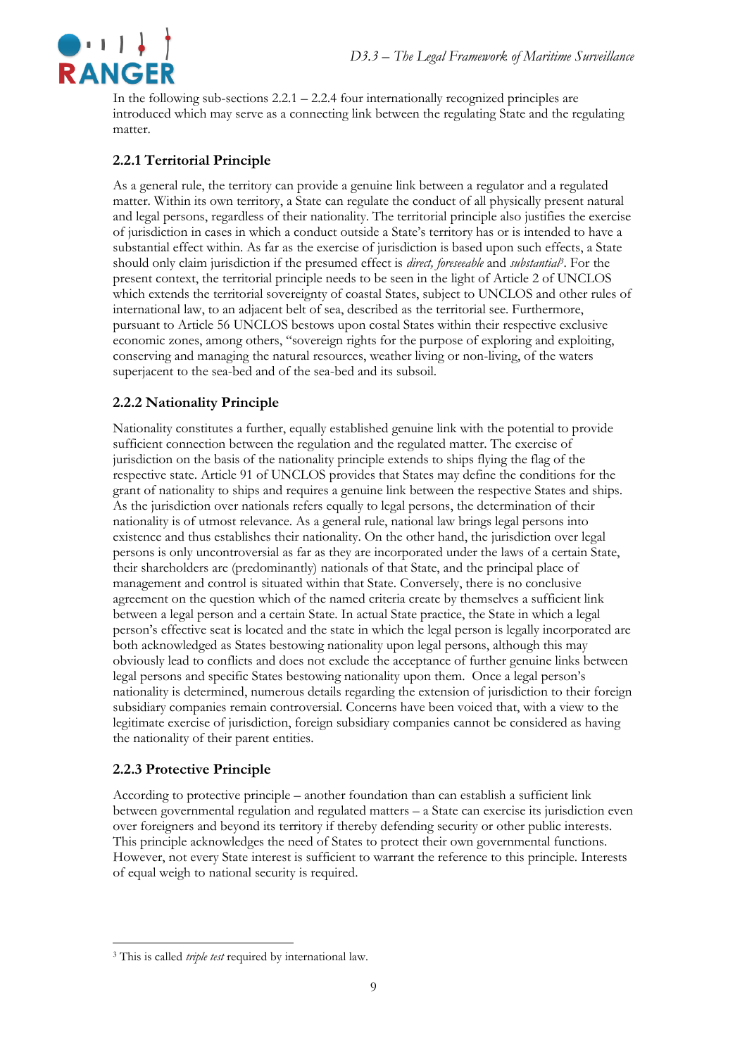In the following sub-sections 2.2.1 – 2.2.4 four internationally recognized principles are introduced which may serve as a connecting link between the regulating State and the regulating matter.

### 2.2.1 Territorial Principle

As a general rule, the territory can provide a genuine link between a regulator and a regulated matter. Within its own territory, a State can regulate the conduct of all physically present natural and legal persons, regardless of their nationality. The territorial principle also justifies the exercise of jurisdiction in cases in which a conduct outside a State's territory has or is intended to have a substantial effect within. As far as the exercise of jurisdiction is based upon such effects, a State should only claim jurisdiction if the presumed effect is *direct, foreseeable* and *substantial*[3]. For the present context, the territorial principle needs to be seen in the light of Article 2 of UNCLOS which extends the territorial sovereignty of coastal States, subject to UNCLOS and other rules of international law, to an adjacent belt of sea, described as the territorial see. Furthermore, pursuant to Article 56 UNCLOS bestows upon costal States within their respective exclusive economic zones, among others, "sovereign rights for the purpose of exploring and exploiting, conserving and managing the natural resources, weather living or non-living, of the waters superjacent to the sea-bed and of the sea-bed and its subsoil.

### 2.2.2 Nationality Principle

Nationality constitutes a further, equally established genuine link with the potential to provide sufficient connection between the regulation and the regulated matter. The exercise of jurisdiction on the basis of the nationality principle extends to ships flying the flag of the respective state. Article 91 of UNCLOS provides that States may define the conditions for the grant of nationality to ships and requires a genuine link between the respective States and ships. As the jurisdiction over nationals refers equally to legal persons, the determination of their nationality is of utmost relevance. As a general rule, national law brings legal persons into existence and thus establishes their nationality. On the other hand, the jurisdiction over legal persons is only uncontroversial as far as they are incorporated under the laws of a certain State, their shareholders are (predominantly) nationals of that State, and the principal place of management and control is situated within that State. Conversely, there is no conclusive agreement on the question which of the named criteria create by themselves a sufficient link between a legal person and a certain State. In actual State practice, the State in which a legal person's effective seat is located and the state in which the legal person is legally incorporated are both acknowledged as States bestowing nationality upon legal persons, although this may obviously lead to conflicts and does not exclude the acceptance of further genuine links between legal persons and specific States bestowing nationality upon them. Once a legal person's nationality is determined, numerous details regarding the extension of jurisdiction to their foreign subsidiary companies remain controversial. Concerns have been voiced that, with a view to the legitimate exercise of jurisdiction, foreign subsidiary companies cannot be considered as having the nationality of their parent entities.

### 2.2.3 Protective Principle

According to protective principle – another foundation than can establish a sufficient link between governmental regulation and regulated matters – a State can exercise its jurisdiction even over foreigners and beyond its territory if thereby defending security or other public interests. This principle acknowledges the need of States to protect their own governmental functions. However, not every State interest is sufficient to warrant the reference to this principle. Interests of equal weigh to national security is required.

---

[3] This is called *triple test* required by international law.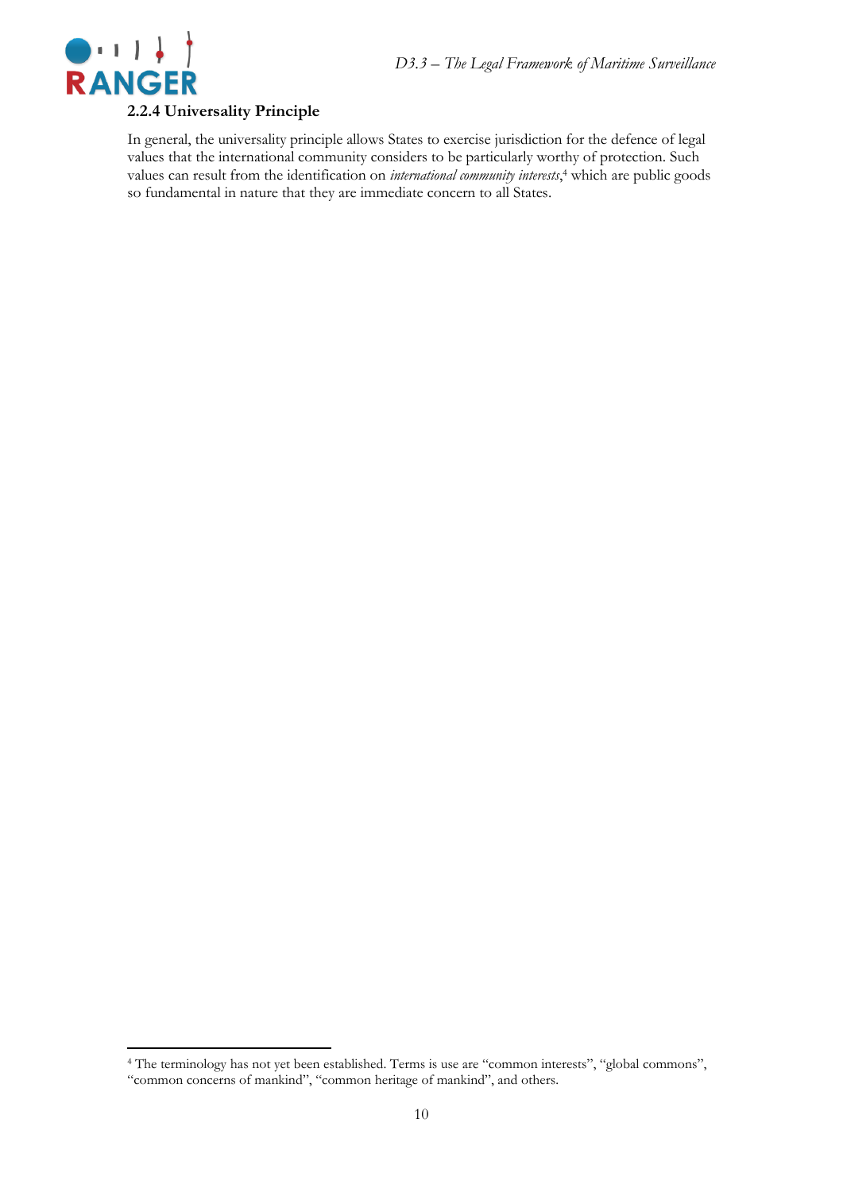### 2.2.4 Universality Principle

In general, the universality principle allows States to exercise jurisdiction for the defence of legal values that the international community considers to be particularly worthy of protection. Such values can result from the identification on *international community interests*,[4] which are public goods so fundamental in nature that they are immediate concern to all States.

---

[4] The terminology has not yet been established. Terms is use are "common interests", "global commons", "common concerns of mankind", "common heritage of mankind", and others.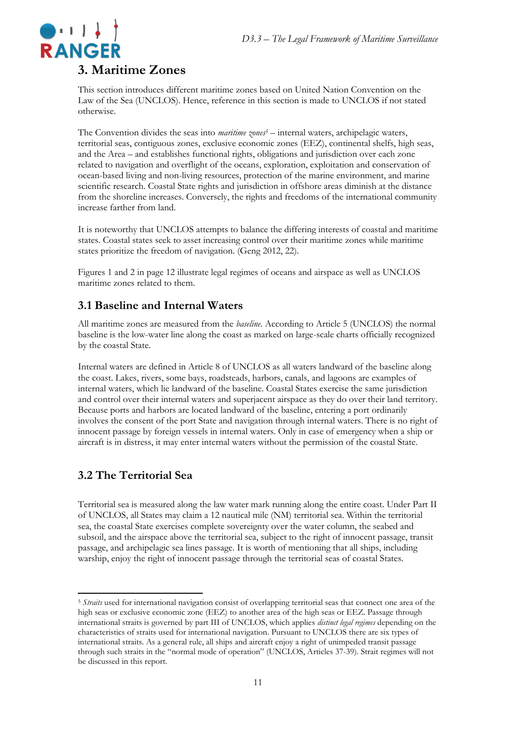# 3. Maritime Zones

This section introduces different maritime zones based on United Nation Convention on the Law of the Sea (UNCLOS). Hence, reference in this section is made to UNCLOS if not stated otherwise.

The Convention divides the seas into *maritime zones*[5] – internal waters, archipelagic waters, territorial seas, contiguous zones, exclusive economic zones (EEZ), continental shelfs, high seas, and the Area – and establishes functional rights, obligations and jurisdiction over each zone related to navigation and overflight of the oceans, exploration, exploitation and conservation of ocean-based living and non-living resources, protection of the marine environment, and marine scientific research. Coastal State rights and jurisdiction in offshore areas diminish at the distance from the shoreline increases. Conversely, the rights and freedoms of the international community increase farther from land.

It is noteworthy that UNCLOS attempts to balance the differing interests of coastal and maritime states. Coastal states seek to asset increasing control over their maritime zones while maritime states prioritize the freedom of navigation. (Geng 2012, 22).

Figures 1 and 2 in page 12 illustrate legal regimes of oceans and airspace as well as UNCLOS maritime zones related to them.

## 3.1 Baseline and Internal Waters

All maritime zones are measured from the *baseline*. According to Article 5 (UNCLOS) the normal baseline is the low-water line along the coast as marked on large-scale charts officially recognized by the coastal State.

Internal waters are defined in Article 8 of UNCLOS as all waters landward of the baseline along the coast. Lakes, rivers, some bays, roadsteads, harbors, canals, and lagoons are examples of internal waters, which lie landward of the baseline. Coastal States exercise the same jurisdiction and control over their internal waters and superjacent airspace as they do over their land territory. Because ports and harbors are located landward of the baseline, entering a port ordinarily involves the consent of the port State and navigation through internal waters. There is no right of innocent passage by foreign vessels in internal waters. Only in case of emergency when a ship or aircraft is in distress, it may enter internal waters without the permission of the coastal State.

## 3.2 The Territorial Sea

Territorial sea is measured along the law water mark running along the entire coast. Under Part II of UNCLOS, all States may claim a 12 nautical mile (NM) territorial sea. Within the territorial sea, the coastal State exercises complete sovereignty over the water column, the seabed and subsoil, and the airspace above the territorial sea, subject to the right of innocent passage, transit passage, and archipelagic sea lines passage. It is worth of mentioning that all ships, including warship, enjoy the right of innocent passage through the territorial seas of coastal States.

---

[5] *Straits* used for international navigation consist of overlapping territorial seas that connect one area of the high seas or exclusive economic zone (EEZ) to another area of the high seas or EEZ. Passage through international straits is governed by part III of UNCLOS, which applies *distinct legal regimes* depending on the characteristics of straits used for international navigation. Pursuant to UNCLOS there are six types of international straits. As a general rule, all ships and aircraft enjoy a right of unimpeded transit passage through such straits in the "normal mode of operation" (UNCLOS, Articles 37-39). Strait regimes will not be discussed in this report.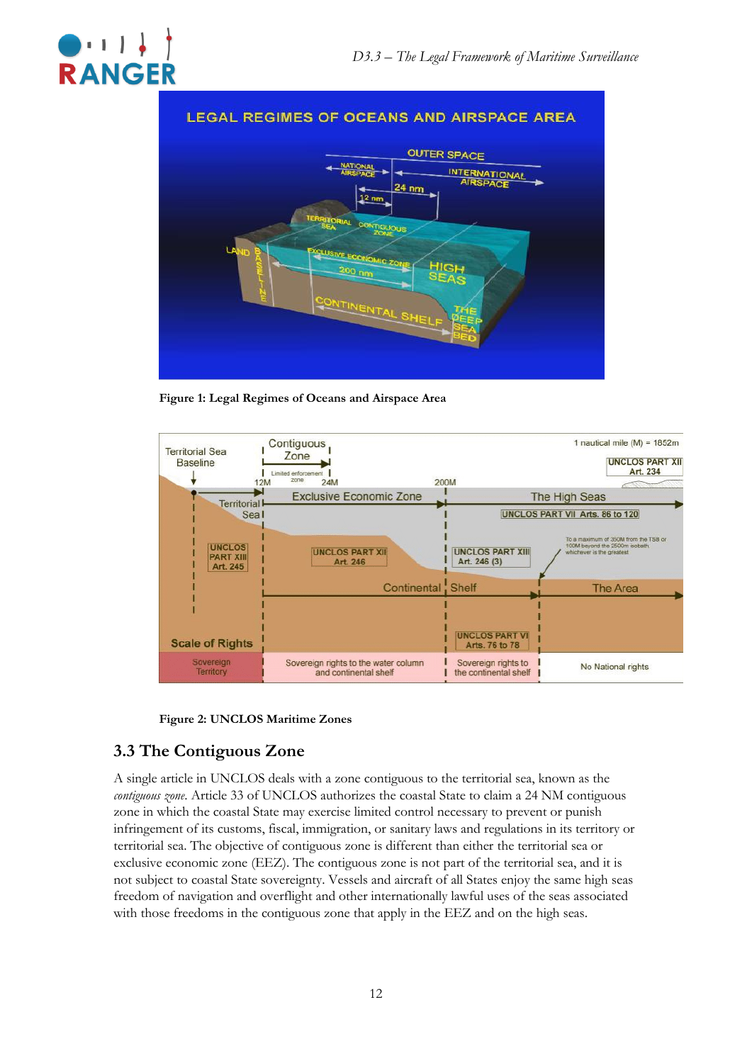Figure 1: Legal Regimes of Oceans and Airspace Area

Figure 2: UNCLOS Maritime Zones

## 3.3 The Contiguous Zone

A single article in UNCLOS deals with a zone contiguous to the territorial sea, known as the *contiguous zone*. Article 33 of UNCLOS authorizes the coastal State to claim a 24 NM contiguous zone in which the coastal State may exercise limited control necessary to prevent or punish infringement of its customs, fiscal, immigration, or sanitary laws and regulations in its territory or territorial sea. The objective of contiguous zone is different than either the territorial sea or exclusive economic zone (EEZ). The contiguous zone is not part of the territorial sea, and it is not subject to coastal State sovereignty. Vessels and aircraft of all States enjoy the same high seas freedom of navigation and overflight and other internationally lawful uses of the seas associated with those freedoms in the contiguous zone that apply in the EEZ and on the high seas.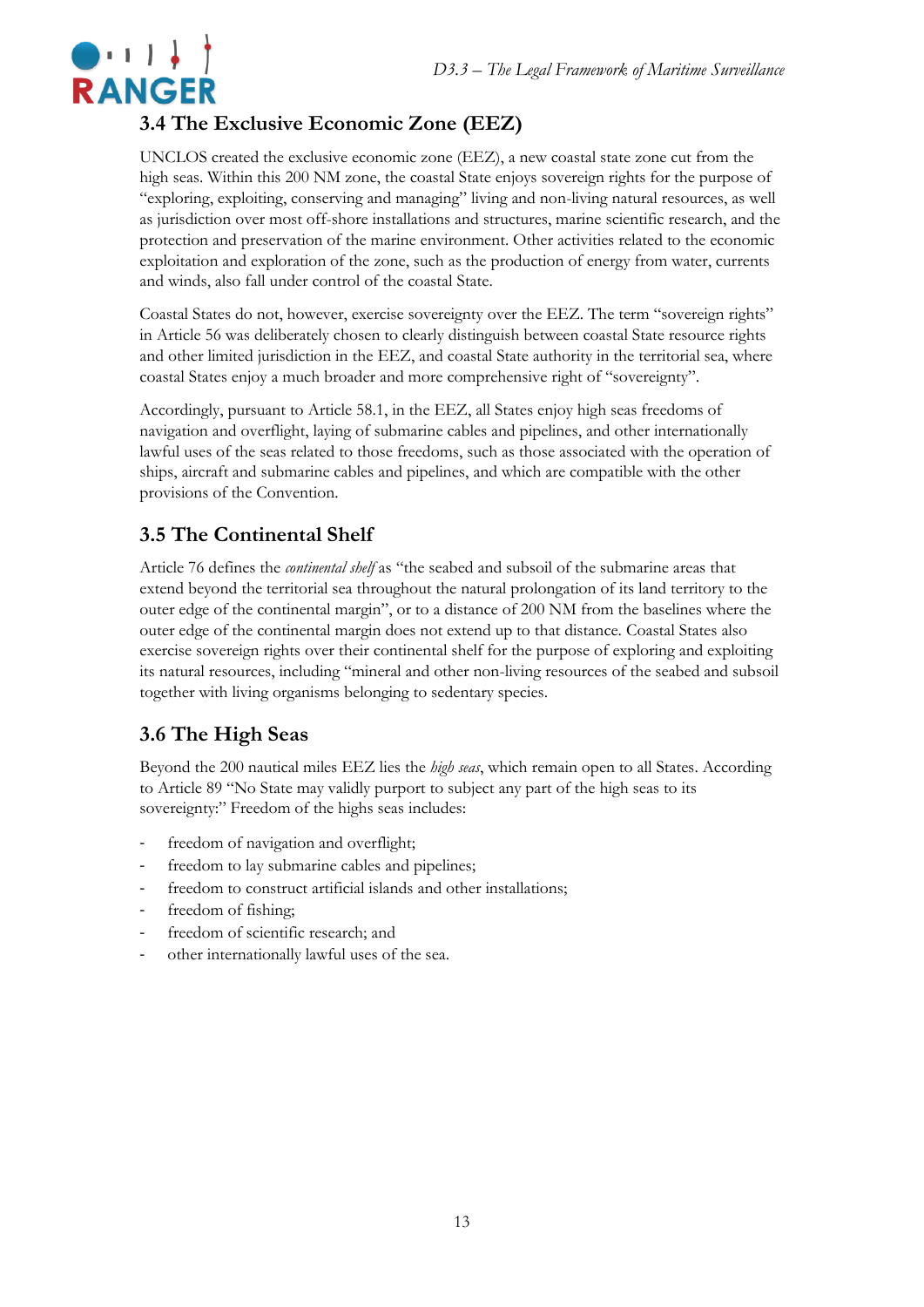## 3.4 The Exclusive Economic Zone (EEZ)

UNCLOS created the exclusive economic zone (EEZ), a new coastal state zone cut from the high seas. Within this 200 NM zone, the coastal State enjoys sovereign rights for the purpose of "exploring, exploiting, conserving and managing" living and non-living natural resources, as well as jurisdiction over most off-shore installations and structures, marine scientific research, and the protection and preservation of the marine environment. Other activities related to the economic exploitation and exploration of the zone, such as the production of energy from water, currents and winds, also fall under control of the coastal State.

Coastal States do not, however, exercise sovereignty over the EEZ. The term "sovereign rights" in Article 56 was deliberately chosen to clearly distinguish between coastal State resource rights and other limited jurisdiction in the EEZ, and coastal State authority in the territorial sea, where coastal States enjoy a much broader and more comprehensive right of "sovereignty".

Accordingly, pursuant to Article 58.1, in the EEZ, all States enjoy high seas freedoms of navigation and overflight, laying of submarine cables and pipelines, and other internationally lawful uses of the seas related to those freedoms, such as those associated with the operation of ships, aircraft and submarine cables and pipelines, and which are compatible with the other provisions of the Convention.

## 3.5 The Continental Shelf

Article 76 defines the *continental shelf* as "the seabed and subsoil of the submarine areas that extend beyond the territorial sea throughout the natural prolongation of its land territory to the outer edge of the continental margin", or to a distance of 200 NM from the baselines where the outer edge of the continental margin does not extend up to that distance. Coastal States also exercise sovereign rights over their continental shelf for the purpose of exploring and exploiting its natural resources, including "mineral and other non-living resources of the seabed and subsoil together with living organisms belonging to sedentary species.

## 3.6 The High Seas

Beyond the 200 nautical miles EEZ lies the *high seas*, which remain open to all States. According to Article 89 "No State may validly purport to subject any part of the high seas to its sovereignty:" Freedom of the highs seas includes:

- freedom of navigation and overflight;
- freedom to lay submarine cables and pipelines;
- freedom to construct artificial islands and other installations;
- freedom of fishing;
- freedom of scientific research; and
- other internationally lawful uses of the sea.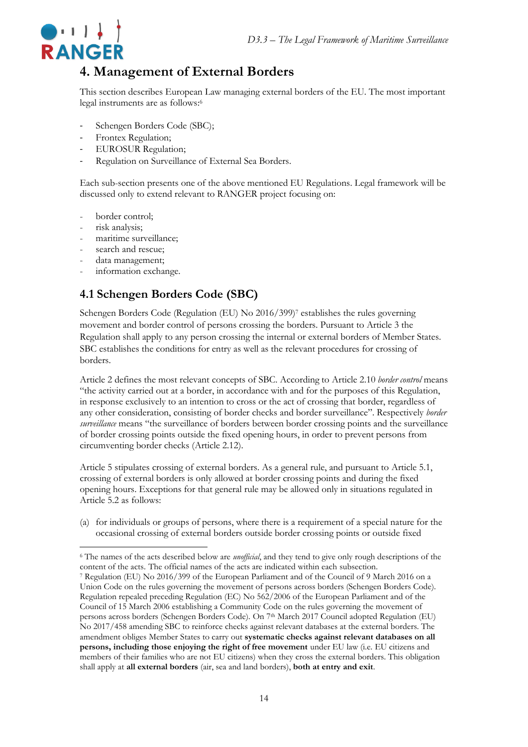# 4. Management of External Borders

This section describes European Law managing external borders of the EU. The most important legal instruments are as follows:[6]

- Schengen Borders Code (SBC);
- Frontex Regulation;
- EUROSUR Regulation;
- Regulation on Surveillance of External Sea Borders.

Each sub-section presents one of the above mentioned EU Regulations. Legal framework will be discussed only to extend relevant to RANGER project focusing on:

- border control;
- risk analysis;
- maritime surveillance;
- search and rescue;
- data management;
- information exchange.

## 4.1 Schengen Borders Code (SBC)

Schengen Borders Code (Regulation (EU) No 2016/399)[7] establishes the rules governing movement and border control of persons crossing the borders. Pursuant to Article 3 the Regulation shall apply to any person crossing the internal or external borders of Member States. SBC establishes the conditions for entry as well as the relevant procedures for crossing of borders.

Article 2 defines the most relevant concepts of SBC. According to Article 2.10 *border control* means "the activity carried out at a border, in accordance with and for the purposes of this Regulation, in response exclusively to an intention to cross or the act of crossing that border, regardless of any other consideration, consisting of border checks and border surveillance". Respectively *border surveillance* means "the surveillance of borders between border crossing points and the surveillance of border crossing points outside the fixed opening hours, in order to prevent persons from circumventing border checks (Article 2.12).

Article 5 stipulates crossing of external borders. As a general rule, and pursuant to Article 5.1, crossing of external borders is only allowed at border crossing points and during the fixed opening hours. Exceptions for that general rule may be allowed only in situations regulated in Article 5.2 as follows:

(a) for individuals or groups of persons, where there is a requirement of a special nature for the occasional crossing of external borders outside border crossing points or outside fixed

---

[6] The names of the acts described below are *unofficial*, and they tend to give only rough descriptions of the content of the acts. The official names of the acts are indicated within each subsection.

[7] Regulation (EU) No 2016/399 of the European Parliament and of the Council of 9 March 2016 on a Union Code on the rules governing the movement of persons across borders (Schengen Borders Code). Regulation repealed preceding Regulation (EC) No 562/2006 of the European Parliament and of the Council of 15 March 2006 establishing a Community Code on the rules governing the movement of persons across borders (Schengen Borders Code). On 7th March 2017 Council adopted Regulation (EU) No 2017/458 amending SBC to reinforce checks against relevant databases at the external borders. The amendment obliges Member States to carry out **systematic checks against relevant databases on all persons, including those enjoying the right of free movement** under EU law (i.e. EU citizens and members of their families who are not EU citizens) when they cross the external borders. This obligation shall apply at **all external borders** (air, sea and land borders), **both at entry and exit**.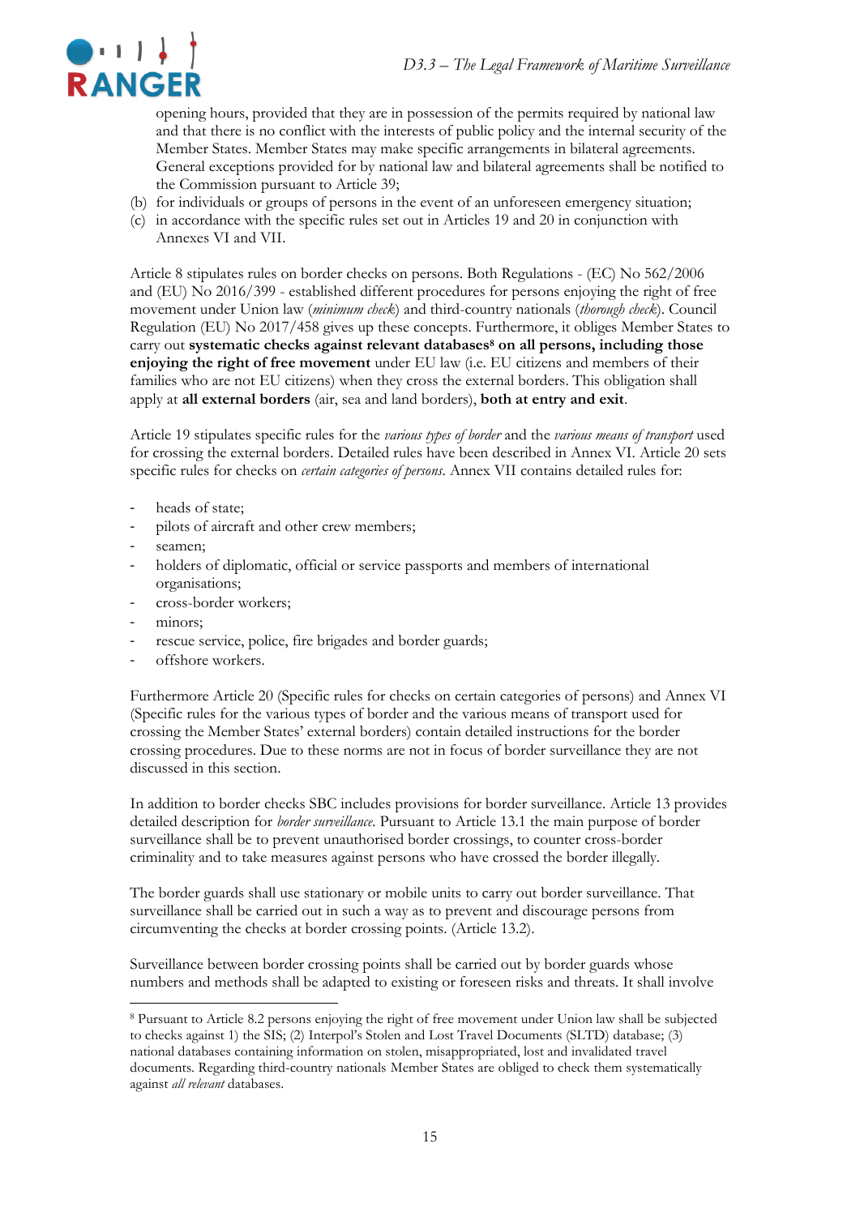opening hours, provided that they are in possession of the permits required by national law and that there is no conflict with the interests of public policy and the internal security of the Member States. Member States may make specific arrangements in bilateral agreements. General exceptions provided for by national law and bilateral agreements shall be notified to the Commission pursuant to Article 39;

(b) for individuals or groups of persons in the event of an unforeseen emergency situation;

(c) in accordance with the specific rules set out in Articles 19 and 20 in conjunction with Annexes VI and VII.

Article 8 stipulates rules on border checks on persons. Both Regulations - (EC) No 562/2006 and (EU) No 2016/399 - established different procedures for persons enjoying the right of free movement under Union law (*minimum check*) and third-country nationals (*thorough check*). Council Regulation (EU) No 2017/458 gives up these concepts. Furthermore, it obliges Member States to carry out **systematic checks against relevant databases**[8] **on all persons, including those enjoying the right of free movement** under EU law (i.e. EU citizens and members of their families who are not EU citizens) when they cross the external borders. This obligation shall apply at **all external borders** (air, sea and land borders), **both at entry and exit**.

Article 19 stipulates specific rules for the *various types of border* and the *various means of transport* used for crossing the external borders. Detailed rules have been described in Annex VI. Article 20 sets specific rules for checks on *certain categories of persons*. Annex VII contains detailed rules for:

- heads of state;
- pilots of aircraft and other crew members;
- seamen;
- holders of diplomatic, official or service passports and members of international organisations;
- cross-border workers;
- minors;
- rescue service, police, fire brigades and border guards;
- offshore workers.

Furthermore Article 20 (Specific rules for checks on certain categories of persons) and Annex VI (Specific rules for the various types of border and the various means of transport used for crossing the Member States' external borders) contain detailed instructions for the border crossing procedures. Due to these norms are not in focus of border surveillance they are not discussed in this section.

In addition to border checks SBC includes provisions for border surveillance. Article 13 provides detailed description for *border surveillance*. Pursuant to Article 13.1 the main purpose of border surveillance shall be to prevent unauthorised border crossings, to counter cross-border criminality and to take measures against persons who have crossed the border illegally.

The border guards shall use stationary or mobile units to carry out border surveillance. That surveillance shall be carried out in such a way as to prevent and discourage persons from circumventing the checks at border crossing points. (Article 13.2).

Surveillance between border crossing points shall be carried out by border guards whose numbers and methods shall be adapted to existing or foreseen risks and threats. It shall involve

---

[8] Pursuant to Article 8.2 persons enjoying the right of free movement under Union law shall be subjected to checks against 1) the SIS; (2) Interpol's Stolen and Lost Travel Documents (SLTD) database; (3) national databases containing information on stolen, misappropriated, lost and invalidated travel documents. Regarding third-country nationals Member States are obliged to check them systematically against *all relevant* databases.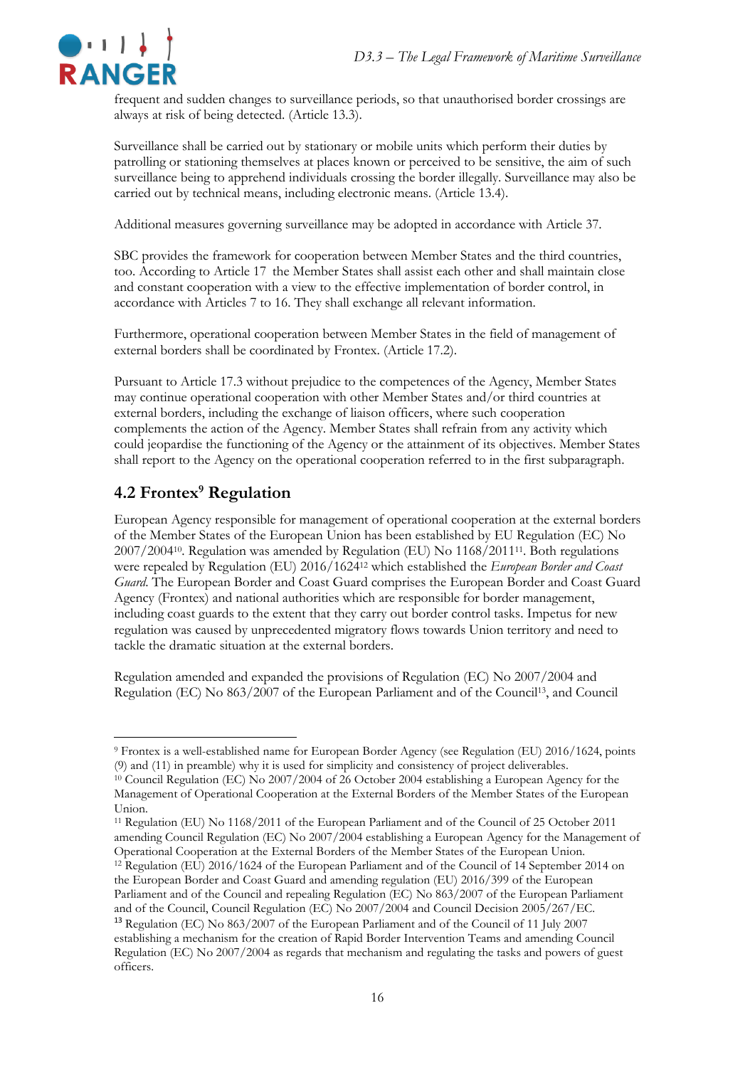frequent and sudden changes to surveillance periods, so that unauthorised border crossings are always at risk of being detected. (Article 13.3).

Surveillance shall be carried out by stationary or mobile units which perform their duties by patrolling or stationing themselves at places known or perceived to be sensitive, the aim of such surveillance being to apprehend individuals crossing the border illegally. Surveillance may also be carried out by technical means, including electronic means. (Article 13.4).

Additional measures governing surveillance may be adopted in accordance with Article 37.

SBC provides the framework for cooperation between Member States and the third countries, too. According to Article 17 the Member States shall assist each other and shall maintain close and constant cooperation with a view to the effective implementation of border control, in accordance with Articles 7 to 16. They shall exchange all relevant information.

Furthermore, operational cooperation between Member States in the field of management of external borders shall be coordinated by Frontex. (Article 17.2).

Pursuant to Article 17.3 without prejudice to the competences of the Agency, Member States may continue operational cooperation with other Member States and/or third countries at external borders, including the exchange of liaison officers, where such cooperation complements the action of the Agency. Member States shall refrain from any activity which could jeopardise the functioning of the Agency or the attainment of its objectives. Member States shall report to the Agency on the operational cooperation referred to in the first subparagraph.

## 4.2 Frontex[9] Regulation

European Agency responsible for management of operational cooperation at the external borders of the Member States of the European Union has been established by EU Regulation (EC) No 2007/2004[10]. Regulation was amended by Regulation (EU) No 1168/2011[11]. Both regulations were repealed by Regulation (EU) 2016/1624[12] which established the *European Border and Coast Guard*. The European Border and Coast Guard comprises the European Border and Coast Guard Agency (Frontex) and national authorities which are responsible for border management, including coast guards to the extent that they carry out border control tasks. Impetus for new regulation was caused by unprecedented migratory flows towards Union territory and need to tackle the dramatic situation at the external borders.

Regulation amended and expanded the provisions of Regulation (EC) No 2007/2004 and Regulation (EC) No 863/2007 of the European Parliament and of the Council[13], and Council

---

[9] Frontex is a well-established name for European Border Agency (see Regulation (EU) 2016/1624, points (9) and (11) in preamble) why it is used for simplicity and consistency of project deliverables.

[10] Council Regulation (EC) No 2007/2004 of 26 October 2004 establishing a European Agency for the Management of Operational Cooperation at the External Borders of the Member States of the European Union.

[11] Regulation (EU) No 1168/2011 of the European Parliament and of the Council of 25 October 2011 amending Council Regulation (EC) No 2007/2004 establishing a European Agency for the Management of Operational Cooperation at the External Borders of the Member States of the European Union.

[12] Regulation (EU) 2016/1624 of the European Parliament and of the Council of 14 September 2014 on the European Border and Coast Guard and amending regulation (EU) 2016/399 of the European Parliament and of the Council and repealing Regulation (EC) No 863/2007 of the European Parliament and of the Council, Council Regulation (EC) No 2007/2004 and Council Decision 2005/267/EC.

[13] Regulation (EC) No 863/2007 of the European Parliament and of the Council of 11 July 2007 establishing a mechanism for the creation of Rapid Border Intervention Teams and amending Council Regulation (EC) No 2007/2004 as regards that mechanism and regulating the tasks and powers of guest officers.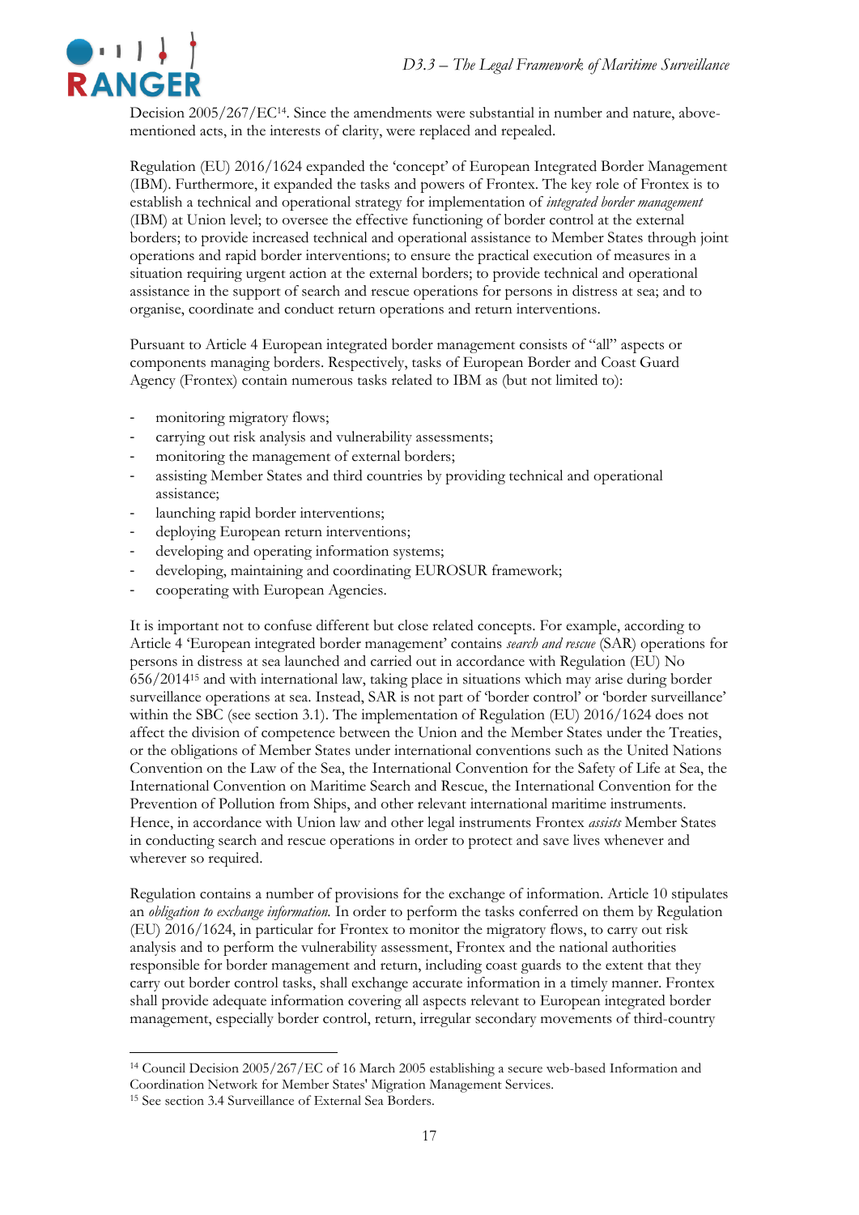Decision 2005/267/EC[14]. Since the amendments were substantial in number and nature, above-mentioned acts, in the interests of clarity, were replaced and repealed.

Regulation (EU) 2016/1624 expanded the 'concept' of European Integrated Border Management (IBM). Furthermore, it expanded the tasks and powers of Frontex. The key role of Frontex is to establish a technical and operational strategy for implementation of *integrated border management* (IBM) at Union level; to oversee the effective functioning of border control at the external borders; to provide increased technical and operational assistance to Member States through joint operations and rapid border interventions; to ensure the practical execution of measures in a situation requiring urgent action at the external borders; to provide technical and operational assistance in the support of search and rescue operations for persons in distress at sea; and to organise, coordinate and conduct return operations and return interventions.

Pursuant to Article 4 European integrated border management consists of "all" aspects or components managing borders. Respectively, tasks of European Border and Coast Guard Agency (Frontex) contain numerous tasks related to IBM as (but not limited to):

- monitoring migratory flows;
- carrying out risk analysis and vulnerability assessments;
- monitoring the management of external borders;
- assisting Member States and third countries by providing technical and operational assistance;
- launching rapid border interventions;
- deploying European return interventions;
- developing and operating information systems;
- developing, maintaining and coordinating EUROSUR framework;
- cooperating with European Agencies.

It is important not to confuse different but close related concepts. For example, according to Article 4 'European integrated border management' contains *search and rescue* (SAR) operations for persons in distress at sea launched and carried out in accordance with Regulation (EU) No 656/2014[15] and with international law, taking place in situations which may arise during border surveillance operations at sea. Instead, SAR is not part of 'border control' or 'border surveillance' within the SBC (see section 3.1). The implementation of Regulation (EU) 2016/1624 does not affect the division of competence between the Union and the Member States under the Treaties, or the obligations of Member States under international conventions such as the United Nations Convention on the Law of the Sea, the International Convention for the Safety of Life at Sea, the International Convention on Maritime Search and Rescue, the International Convention for the Prevention of Pollution from Ships, and other relevant international maritime instruments. Hence, in accordance with Union law and other legal instruments Frontex *assists* Member States in conducting search and rescue operations in order to protect and save lives whenever and wherever so required.

Regulation contains a number of provisions for the exchange of information. Article 10 stipulates an *obligation to exchange information.* In order to perform the tasks conferred on them by Regulation (EU) 2016/1624, in particular for Frontex to monitor the migratory flows, to carry out risk analysis and to perform the vulnerability assessment, Frontex and the national authorities responsible for border management and return, including coast guards to the extent that they carry out border control tasks, shall exchange accurate information in a timely manner. Frontex shall provide adequate information covering all aspects relevant to European integrated border management, especially border control, return, irregular secondary movements of third-country

---

[14] Council Decision 2005/267/EC of 16 March 2005 establishing a secure web-based Information and Coordination Network for Member States' Migration Management Services.

[15] See section 3.4 Surveillance of External Sea Borders.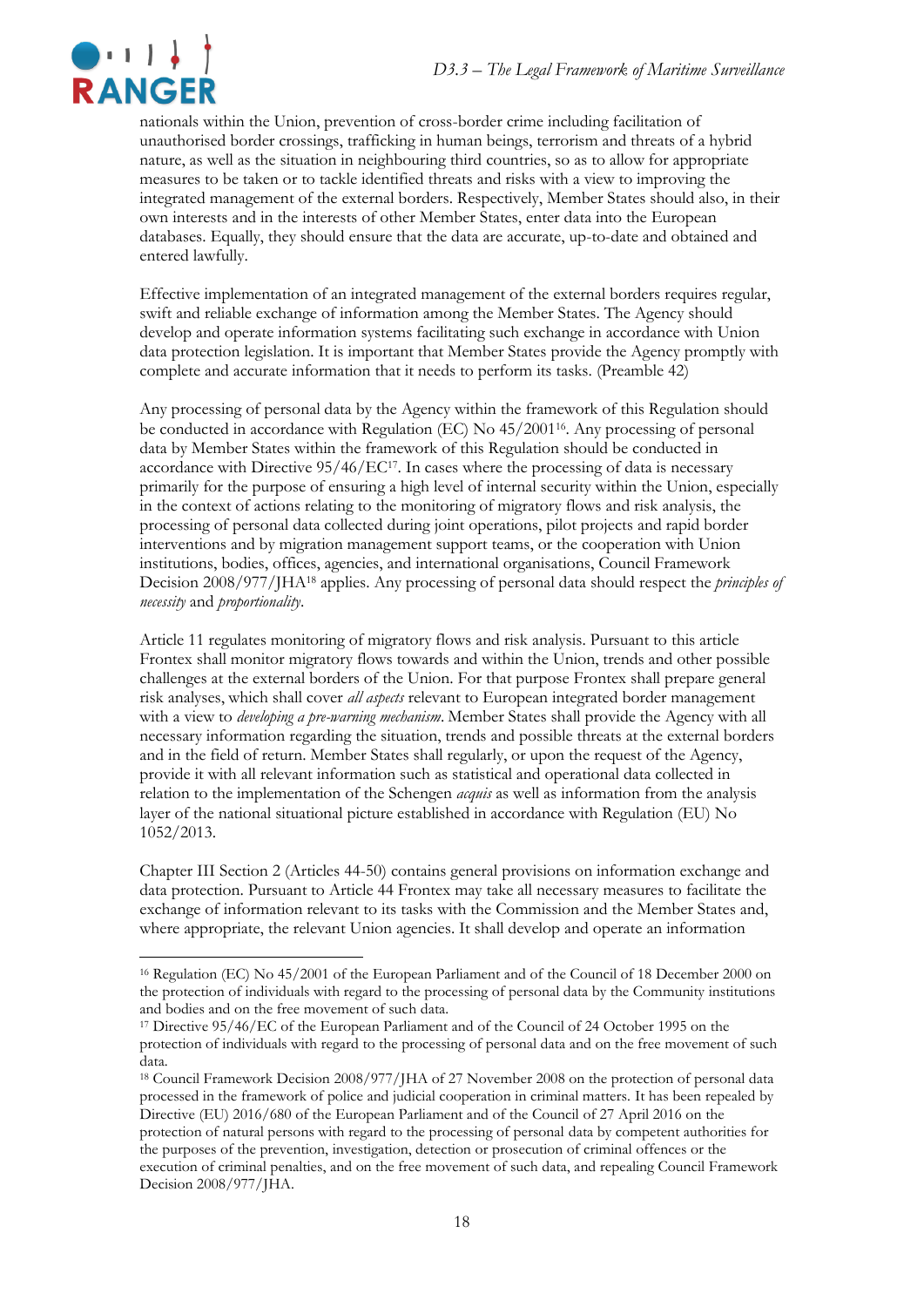nationals within the Union, prevention of cross-border crime including facilitation of unauthorised border crossings, trafficking in human beings, terrorism and threats of a hybrid nature, as well as the situation in neighbouring third countries, so as to allow for appropriate measures to be taken or to tackle identified threats and risks with a view to improving the integrated management of the external borders. Respectively, Member States should also, in their own interests and in the interests of other Member States, enter data into the European databases. Equally, they should ensure that the data are accurate, up-to-date and obtained and entered lawfully.

Effective implementation of an integrated management of the external borders requires regular, swift and reliable exchange of information among the Member States. The Agency should develop and operate information systems facilitating such exchange in accordance with Union data protection legislation. It is important that Member States provide the Agency promptly with complete and accurate information that it needs to perform its tasks. (Preamble 42)

Any processing of personal data by the Agency within the framework of this Regulation should be conducted in accordance with Regulation (EC) No 45/2001[16]. Any processing of personal data by Member States within the framework of this Regulation should be conducted in accordance with Directive 95/46/EC[17]. In cases where the processing of data is necessary primarily for the purpose of ensuring a high level of internal security within the Union, especially in the context of actions relating to the monitoring of migratory flows and risk analysis, the processing of personal data collected during joint operations, pilot projects and rapid border interventions and by migration management support teams, or the cooperation with Union institutions, bodies, offices, agencies, and international organisations, Council Framework Decision 2008/977/JHA[18] applies. Any processing of personal data should respect the *principles of necessity* and *proportionality*.

Article 11 regulates monitoring of migratory flows and risk analysis. Pursuant to this article Frontex shall monitor migratory flows towards and within the Union, trends and other possible challenges at the external borders of the Union. For that purpose Frontex shall prepare general risk analyses, which shall cover *all aspects* relevant to European integrated border management with a view to *developing a pre-warning mechanism*. Member States shall provide the Agency with all necessary information regarding the situation, trends and possible threats at the external borders and in the field of return. Member States shall regularly, or upon the request of the Agency, provide it with all relevant information such as statistical and operational data collected in relation to the implementation of the Schengen *acquis* as well as information from the analysis layer of the national situational picture established in accordance with Regulation (EU) No 1052/2013.

Chapter III Section 2 (Articles 44-50) contains general provisions on information exchange and data protection. Pursuant to Article 44 Frontex may take all necessary measures to facilitate the exchange of information relevant to its tasks with the Commission and the Member States and, where appropriate, the relevant Union agencies. It shall develop and operate an information

---

[16] Regulation (EC) No 45/2001 of the European Parliament and of the Council of 18 December 2000 on the protection of individuals with regard to the processing of personal data by the Community institutions and bodies and on the free movement of such data.

[17] Directive 95/46/EC of the European Parliament and of the Council of 24 October 1995 on the protection of individuals with regard to the processing of personal data and on the free movement of such data.

[18] Council Framework Decision 2008/977/JHA of 27 November 2008 on the protection of personal data processed in the framework of police and judicial cooperation in criminal matters. It has been repealed by Directive (EU) 2016/680 of the European Parliament and of the Council of 27 April 2016 on the protection of natural persons with regard to the processing of personal data by competent authorities for the purposes of the prevention, investigation, detection or prosecution of criminal offences or the execution of criminal penalties, and on the free movement of such data, and repealing Council Framework Decision 2008/977/JHA.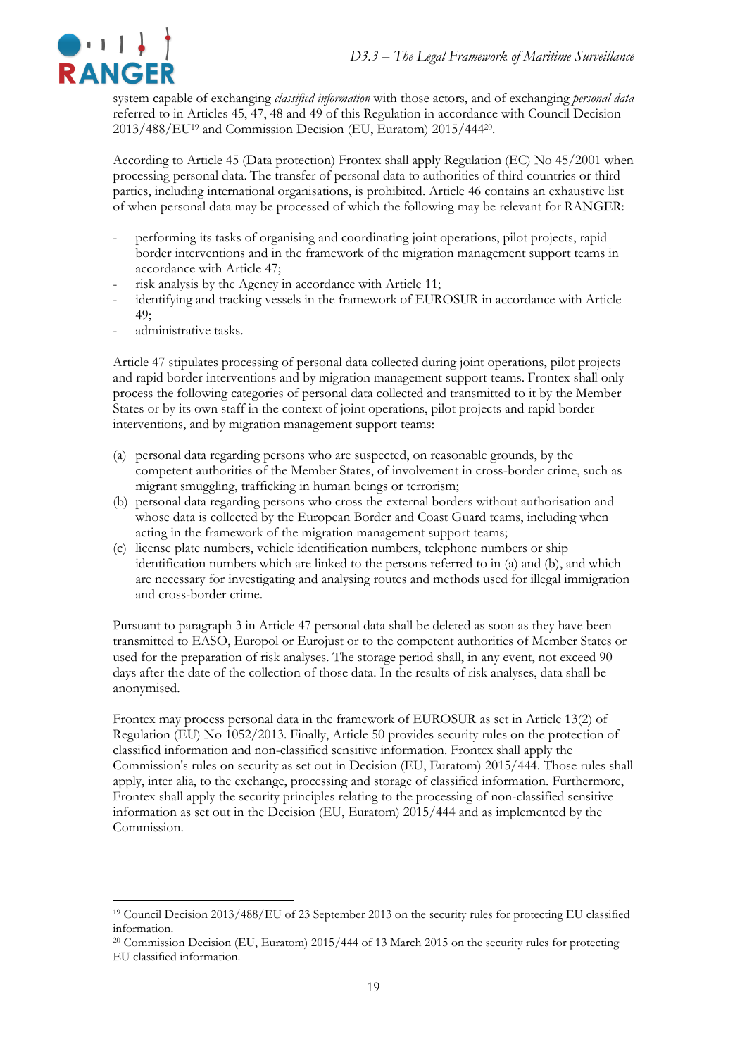system capable of exchanging *classified information* with those actors, and of exchanging *personal data* referred to in Articles 45, 47, 48 and 49 of this Regulation in accordance with Council Decision 2013/488/EU[19] and Commission Decision (EU, Euratom) 2015/444[20].

According to Article 45 (Data protection) Frontex shall apply Regulation (EC) No 45/2001 when processing personal data. The transfer of personal data to authorities of third countries or third parties, including international organisations, is prohibited. Article 46 contains an exhaustive list of when personal data may be processed of which the following may be relevant for RANGER:

- performing its tasks of organising and coordinating joint operations, pilot projects, rapid border interventions and in the framework of the migration management support teams in accordance with Article 47;
- risk analysis by the Agency in accordance with Article 11;
- identifying and tracking vessels in the framework of EUROSUR in accordance with Article 49;
- administrative tasks.

Article 47 stipulates processing of personal data collected during joint operations, pilot projects and rapid border interventions and by migration management support teams. Frontex shall only process the following categories of personal data collected and transmitted to it by the Member States or by its own staff in the context of joint operations, pilot projects and rapid border interventions, and by migration management support teams:

(a) personal data regarding persons who are suspected, on reasonable grounds, by the competent authorities of the Member States, of involvement in cross-border crime, such as migrant smuggling, trafficking in human beings or terrorism;
(b) personal data regarding persons who cross the external borders without authorisation and whose data is collected by the European Border and Coast Guard teams, including when acting in the framework of the migration management support teams;
(c) license plate numbers, vehicle identification numbers, telephone numbers or ship identification numbers which are linked to the persons referred to in (a) and (b), and which are necessary for investigating and analysing routes and methods used for illegal immigration and cross-border crime.

Pursuant to paragraph 3 in Article 47 personal data shall be deleted as soon as they have been transmitted to EASO, Europol or Eurojust or to the competent authorities of Member States or used for the preparation of risk analyses. The storage period shall, in any event, not exceed 90 days after the date of the collection of those data. In the results of risk analyses, data shall be anonymised.

Frontex may process personal data in the framework of EUROSUR as set in Article 13(2) of Regulation (EU) No 1052/2013. Finally, Article 50 provides security rules on the protection of classified information and non-classified sensitive information. Frontex shall apply the Commission's rules on security as set out in Decision (EU, Euratom) 2015/444. Those rules shall apply, inter alia, to the exchange, processing and storage of classified information. Furthermore, Frontex shall apply the security principles relating to the processing of non-classified sensitive information as set out in the Decision (EU, Euratom) 2015/444 and as implemented by the Commission.

---

[19] Council Decision 2013/488/EU of 23 September 2013 on the security rules for protecting EU classified information.

[20] Commission Decision (EU, Euratom) 2015/444 of 13 March 2015 on the security rules for protecting EU classified information.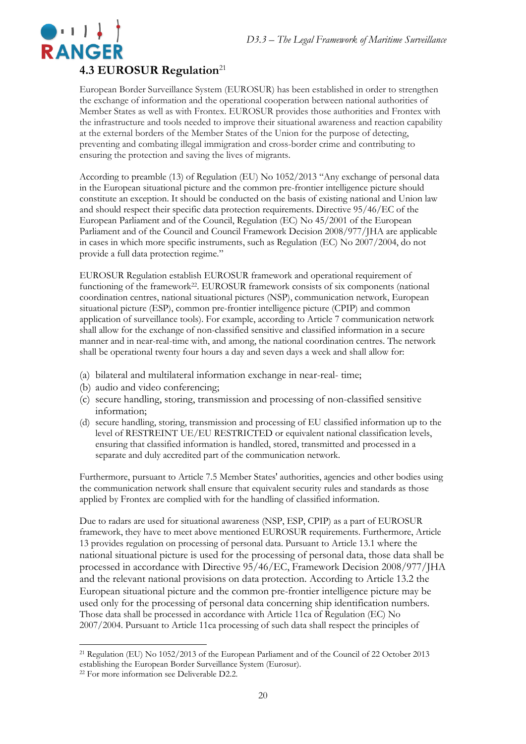### 4.3 EUROSUR Regulation[21]

European Border Surveillance System (EUROSUR) has been established in order to strengthen the exchange of information and the operational cooperation between national authorities of Member States as well as with Frontex. EUROSUR provides those authorities and Frontex with the infrastructure and tools needed to improve their situational awareness and reaction capability at the external borders of the Member States of the Union for the purpose of detecting, preventing and combating illegal immigration and cross-border crime and contributing to ensuring the protection and saving the lives of migrants.

According to preamble (13) of Regulation (EU) No 1052/2013 "Any exchange of personal data in the European situational picture and the common pre-frontier intelligence picture should constitute an exception. It should be conducted on the basis of existing national and Union law and should respect their specific data protection requirements. Directive 95/46/EC of the European Parliament and of the Council, Regulation (EC) No 45/2001 of the European Parliament and of the Council and Council Framework Decision 2008/977/JHA are applicable in cases in which more specific instruments, such as Regulation (EC) No 2007/2004, do not provide a full data protection regime."

EUROSUR Regulation establish EUROSUR framework and operational requirement of functioning of the framework[22]. EUROSUR framework consists of six components (national coordination centres, national situational pictures (NSP), communication network, European situational picture (ESP), common pre-frontier intelligence picture (CPIP) and common application of surveillance tools). For example, according to Article 7 communication network shall allow for the exchange of non-classified sensitive and classified information in a secure manner and in near-real-time with, and among, the national coordination centres. The network shall be operational twenty four hours a day and seven days a week and shall allow for:

(a) bilateral and multilateral information exchange in near-real- time;
(b) audio and video conferencing;
(c) secure handling, storing, transmission and processing of non-classified sensitive information;
(d) secure handling, storing, transmission and processing of EU classified information up to the level of RESTREINT UE/EU RESTRICTED or equivalent national classification levels, ensuring that classified information is handled, stored, transmitted and processed in a separate and duly accredited part of the communication network.

Furthermore, pursuant to Article 7.5 Member States' authorities, agencies and other bodies using the communication network shall ensure that equivalent security rules and standards as those applied by Frontex are complied with for the handling of classified information.

Due to radars are used for situational awareness (NSP, ESP, CPIP) as a part of EUROSUR framework, they have to meet above mentioned EUROSUR requirements. Furthermore, Article 13 provides regulation on processing of personal data. Pursuant to Article 13.1 where the national situational picture is used for the processing of personal data, those data shall be processed in accordance with Directive 95/46/EC, Framework Decision 2008/977/JHA and the relevant national provisions on data protection. According to Article 13.2 the European situational picture and the common pre-frontier intelligence picture may be used only for the processing of personal data concerning ship identification numbers. Those data shall be processed in accordance with Article 11ca of Regulation (EC) No 2007/2004. Pursuant to Article 11ca processing of such data shall respect the principles of

---

[21] Regulation (EU) No 1052/2013 of the European Parliament and of the Council of 22 October 2013 establishing the European Border Surveillance System (Eurosur).

[22] For more information see Deliverable D2.2.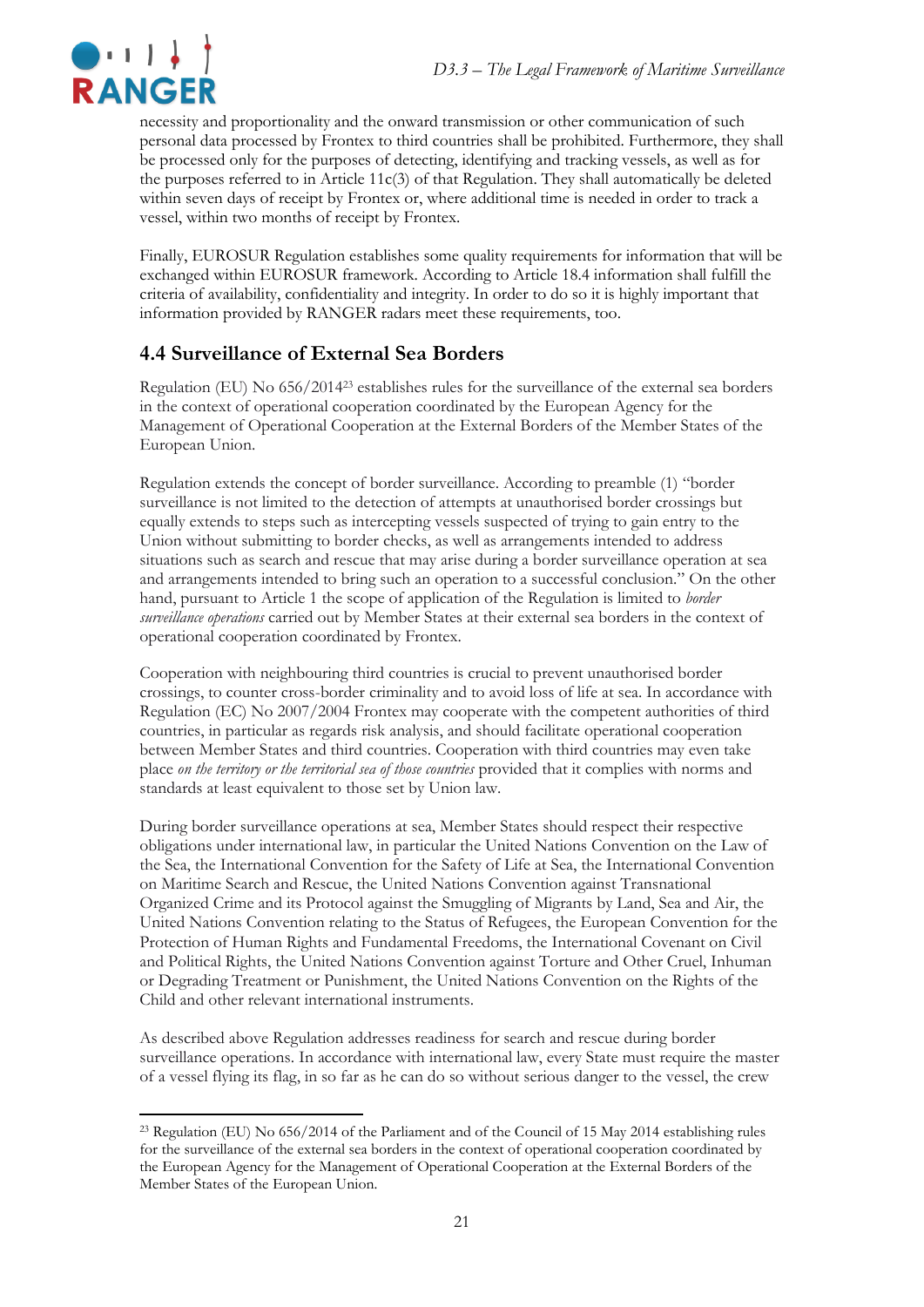necessity and proportionality and the onward transmission or other communication of such personal data processed by Frontex to third countries shall be prohibited. Furthermore, they shall be processed only for the purposes of detecting, identifying and tracking vessels, as well as for the purposes referred to in Article 11c(3) of that Regulation. They shall automatically be deleted within seven days of receipt by Frontex or, where additional time is needed in order to track a vessel, within two months of receipt by Frontex.

Finally, EUROSUR Regulation establishes some quality requirements for information that will be exchanged within EUROSUR framework. According to Article 18.4 information shall fulfill the criteria of availability, confidentiality and integrity. In order to do so it is highly important that information provided by RANGER radars meet these requirements, too.

## 4.4 Surveillance of External Sea Borders

Regulation (EU) No 656/2014[23] establishes rules for the surveillance of the external sea borders in the context of operational cooperation coordinated by the European Agency for the Management of Operational Cooperation at the External Borders of the Member States of the European Union.

Regulation extends the concept of border surveillance. According to preamble (1) "border surveillance is not limited to the detection of attempts at unauthorised border crossings but equally extends to steps such as intercepting vessels suspected of trying to gain entry to the Union without submitting to border checks, as well as arrangements intended to address situations such as search and rescue that may arise during a border surveillance operation at sea and arrangements intended to bring such an operation to a successful conclusion." On the other hand, pursuant to Article 1 the scope of application of the Regulation is limited to *border surveillance operations* carried out by Member States at their external sea borders in the context of operational cooperation coordinated by Frontex.

Cooperation with neighbouring third countries is crucial to prevent unauthorised border crossings, to counter cross-border criminality and to avoid loss of life at sea. In accordance with Regulation (EC) No 2007/2004 Frontex may cooperate with the competent authorities of third countries, in particular as regards risk analysis, and should facilitate operational cooperation between Member States and third countries. Cooperation with third countries may even take place *on the territory or the territorial sea of those countries* provided that it complies with norms and standards at least equivalent to those set by Union law.

During border surveillance operations at sea, Member States should respect their respective obligations under international law, in particular the United Nations Convention on the Law of the Sea, the International Convention for the Safety of Life at Sea, the International Convention on Maritime Search and Rescue, the United Nations Convention against Transnational Organized Crime and its Protocol against the Smuggling of Migrants by Land, Sea and Air, the United Nations Convention relating to the Status of Refugees, the European Convention for the Protection of Human Rights and Fundamental Freedoms, the International Covenant on Civil and Political Rights, the United Nations Convention against Torture and Other Cruel, Inhuman or Degrading Treatment or Punishment, the United Nations Convention on the Rights of the Child and other relevant international instruments.

As described above Regulation addresses readiness for search and rescue during border surveillance operations. In accordance with international law, every State must require the master of a vessel flying its flag, in so far as he can do so without serious danger to the vessel, the crew

---

[23] Regulation (EU) No 656/2014 of the Parliament and of the Council of 15 May 2014 establishing rules for the surveillance of the external sea borders in the context of operational cooperation coordinated by the European Agency for the Management of Operational Cooperation at the External Borders of the Member States of the European Union.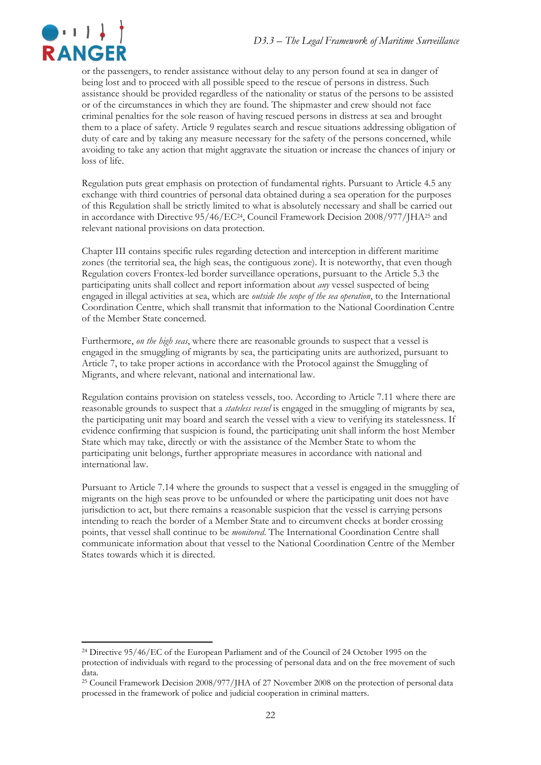or the passengers, to render assistance without delay to any person found at sea in danger of being lost and to proceed with all possible speed to the rescue of persons in distress. Such assistance should be provided regardless of the nationality or status of the persons to be assisted or of the circumstances in which they are found. The shipmaster and crew should not face criminal penalties for the sole reason of having rescued persons in distress at sea and brought them to a place of safety. Article 9 regulates search and rescue situations addressing obligation of duty of care and by taking any measure necessary for the safety of the persons concerned, while avoiding to take any action that might aggravate the situation or increase the chances of injury or loss of life.

Regulation puts great emphasis on protection of fundamental rights. Pursuant to Article 4.5 any exchange with third countries of personal data obtained during a sea operation for the purposes of this Regulation shall be strictly limited to what is absolutely necessary and shall be carried out in accordance with Directive 95/46/EC[24], Council Framework Decision 2008/977/JHA[25] and relevant national provisions on data protection.

Chapter III contains specific rules regarding detection and interception in different maritime zones (the territorial sea, the high seas, the contiguous zone). It is noteworthy, that even though Regulation covers Frontex-led border surveillance operations, pursuant to the Article 5.3 the participating units shall collect and report information about *any* vessel suspected of being engaged in illegal activities at sea, which are *outside the scope of the sea operation*, to the International Coordination Centre, which shall transmit that information to the National Coordination Centre of the Member State concerned.

Furthermore, *on the high seas*, where there are reasonable grounds to suspect that a vessel is engaged in the smuggling of migrants by sea, the participating units are authorized, pursuant to Article 7, to take proper actions in accordance with the Protocol against the Smuggling of Migrants, and where relevant, national and international law.

Regulation contains provision on stateless vessels, too. According to Article 7.11 where there are reasonable grounds to suspect that a *stateless vessel* is engaged in the smuggling of migrants by sea, the participating unit may board and search the vessel with a view to verifying its statelessness. If evidence confirming that suspicion is found, the participating unit shall inform the host Member State which may take, directly or with the assistance of the Member State to whom the participating unit belongs, further appropriate measures in accordance with national and international law.

Pursuant to Article 7.14 where the grounds to suspect that a vessel is engaged in the smuggling of migrants on the high seas prove to be unfounded or where the participating unit does not have jurisdiction to act, but there remains a reasonable suspicion that the vessel is carrying persons intending to reach the border of a Member State and to circumvent checks at border crossing points, that vessel shall continue to be *monitored*. The International Coordination Centre shall communicate information about that vessel to the National Coordination Centre of the Member States towards which it is directed.

---

[24] Directive 95/46/EC of the European Parliament and of the Council of 24 October 1995 on the protection of individuals with regard to the processing of personal data and on the free movement of such data.

[25] Council Framework Decision 2008/977/JHA of 27 November 2008 on the protection of personal data processed in the framework of police and judicial cooperation in criminal matters.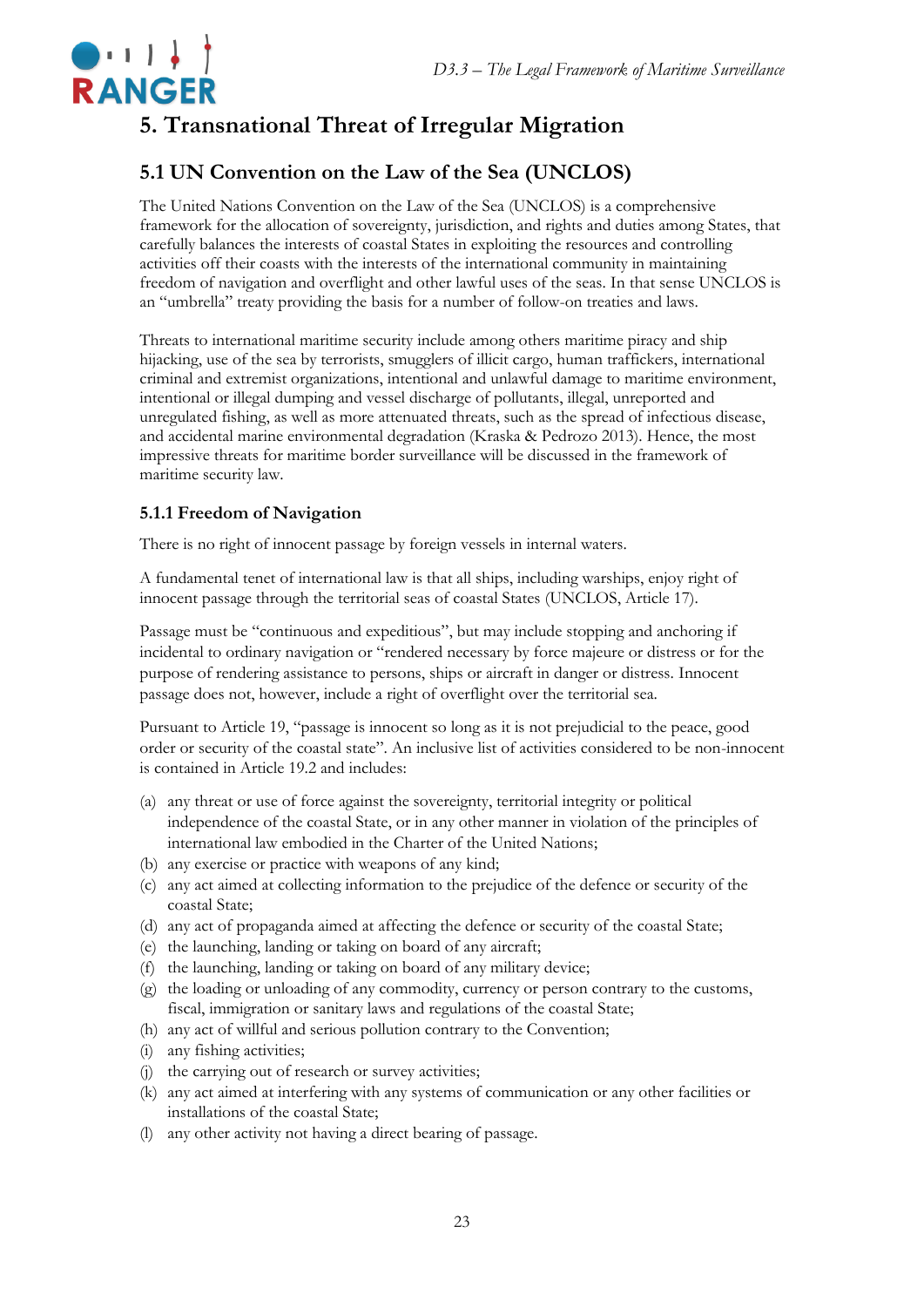# 5. Transnational Threat of Irregular Migration

## 5.1 UN Convention on the Law of the Sea (UNCLOS)

The United Nations Convention on the Law of the Sea (UNCLOS) is a comprehensive framework for the allocation of sovereignty, jurisdiction, and rights and duties among States, that carefully balances the interests of coastal States in exploiting the resources and controlling activities off their coasts with the interests of the international community in maintaining freedom of navigation and overflight and other lawful uses of the seas. In that sense UNCLOS is an "umbrella" treaty providing the basis for a number of follow-on treaties and laws.

Threats to international maritime security include among others maritime piracy and ship hijacking, use of the sea by terrorists, smugglers of illicit cargo, human traffickers, international criminal and extremist organizations, intentional and unlawful damage to maritime environment, intentional or illegal dumping and vessel discharge of pollutants, illegal, unreported and unregulated fishing, as well as more attenuated threats, such as the spread of infectious disease, and accidental marine environmental degradation (Kraska & Pedrozo 2013). Hence, the most impressive threats for maritime border surveillance will be discussed in the framework of maritime security law.

### 5.1.1 Freedom of Navigation

There is no right of innocent passage by foreign vessels in internal waters.

A fundamental tenet of international law is that all ships, including warships, enjoy right of innocent passage through the territorial seas of coastal States (UNCLOS, Article 17).

Passage must be "continuous and expeditious", but may include stopping and anchoring if incidental to ordinary navigation or "rendered necessary by force majeure or distress or for the purpose of rendering assistance to persons, ships or aircraft in danger or distress. Innocent passage does not, however, include a right of overflight over the territorial sea.

Pursuant to Article 19, "passage is innocent so long as it is not prejudicial to the peace, good order or security of the coastal state". An inclusive list of activities considered to be non-innocent is contained in Article 19.2 and includes:

(a) any threat or use of force against the sovereignty, territorial integrity or political independence of the coastal State, or in any other manner in violation of the principles of international law embodied in the Charter of the United Nations;
(b) any exercise or practice with weapons of any kind;
(c) any act aimed at collecting information to the prejudice of the defence or security of the coastal State;
(d) any act of propaganda aimed at affecting the defence or security of the coastal State;
(e) the launching, landing or taking on board of any aircraft;
(f) the launching, landing or taking on board of any military device;
(g) the loading or unloading of any commodity, currency or person contrary to the customs, fiscal, immigration or sanitary laws and regulations of the coastal State;
(h) any act of willful and serious pollution contrary to the Convention;
(i) any fishing activities;
(j) the carrying out of research or survey activities;
(k) any act aimed at interfering with any systems of communication or any other facilities or installations of the coastal State;
(l) any other activity not having a direct bearing of passage.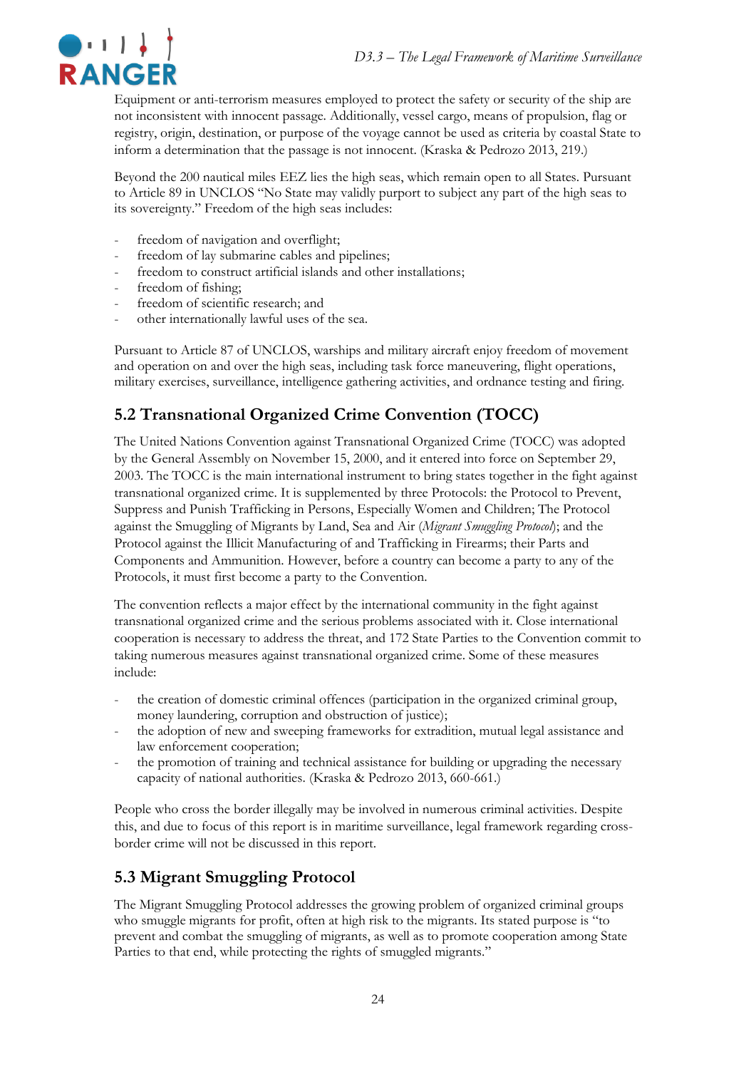Equipment or anti-terrorism measures employed to protect the safety or security of the ship are not inconsistent with innocent passage. Additionally, vessel cargo, means of propulsion, flag or registry, origin, destination, or purpose of the voyage cannot be used as criteria by coastal State to inform a determination that the passage is not innocent. (Kraska & Pedrozo 2013, 219.)

Beyond the 200 nautical miles EEZ lies the high seas, which remain open to all States. Pursuant to Article 89 in UNCLOS "No State may validly purport to subject any part of the high seas to its sovereignty." Freedom of the high seas includes:

- freedom of navigation and overflight;
- freedom of lay submarine cables and pipelines;
- freedom to construct artificial islands and other installations;
- freedom of fishing;
- freedom of scientific research; and
- other internationally lawful uses of the sea.

Pursuant to Article 87 of UNCLOS, warships and military aircraft enjoy freedom of movement and operation on and over the high seas, including task force maneuvering, flight operations, military exercises, surveillance, intelligence gathering activities, and ordnance testing and firing.

## 5.2 Transnational Organized Crime Convention (TOCC)

The United Nations Convention against Transnational Organized Crime (TOCC) was adopted by the General Assembly on November 15, 2000, and it entered into force on September 29, 2003. The TOCC is the main international instrument to bring states together in the fight against transnational organized crime. It is supplemented by three Protocols: the Protocol to Prevent, Suppress and Punish Trafficking in Persons, Especially Women and Children; The Protocol against the Smuggling of Migrants by Land, Sea and Air (*Migrant Smuggling Protocol*); and the Protocol against the Illicit Manufacturing of and Trafficking in Firearms; their Parts and Components and Ammunition. However, before a country can become a party to any of the Protocols, it must first become a party to the Convention.

The convention reflects a major effect by the international community in the fight against transnational organized crime and the serious problems associated with it. Close international cooperation is necessary to address the threat, and 172 State Parties to the Convention commit to taking numerous measures against transnational organized crime. Some of these measures include:

- the creation of domestic criminal offences (participation in the organized criminal group, money laundering, corruption and obstruction of justice);
- the adoption of new and sweeping frameworks for extradition, mutual legal assistance and law enforcement cooperation;
- the promotion of training and technical assistance for building or upgrading the necessary capacity of national authorities. (Kraska & Pedrozo 2013, 660-661.)

People who cross the border illegally may be involved in numerous criminal activities. Despite this, and due to focus of this report is in maritime surveillance, legal framework regarding cross-border crime will not be discussed in this report.

## 5.3 Migrant Smuggling Protocol

The Migrant Smuggling Protocol addresses the growing problem of organized criminal groups who smuggle migrants for profit, often at high risk to the migrants. Its stated purpose is "to prevent and combat the smuggling of migrants, as well as to promote cooperation among State Parties to that end, while protecting the rights of smuggled migrants."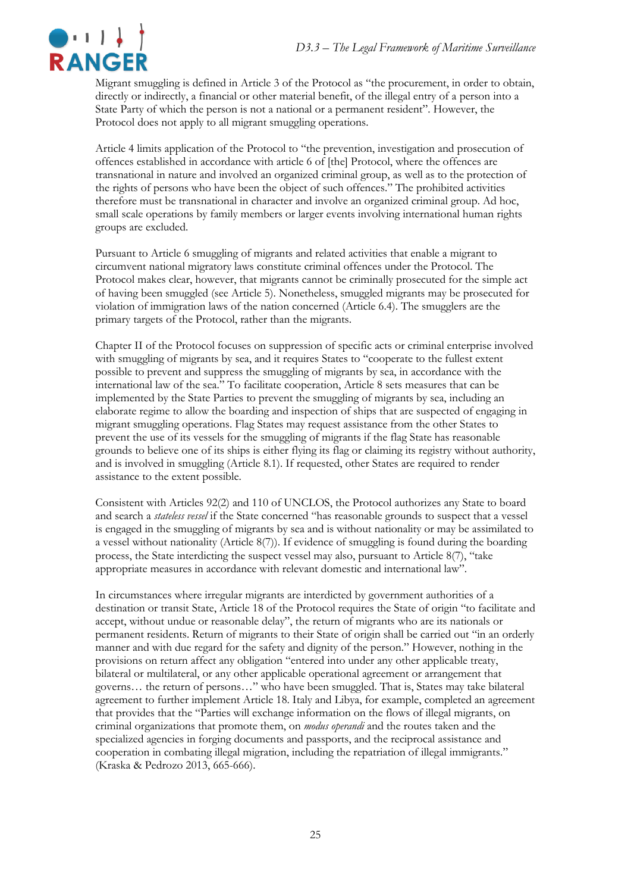Migrant smuggling is defined in Article 3 of the Protocol as "the procurement, in order to obtain, directly or indirectly, a financial or other material benefit, of the illegal entry of a person into a State Party of which the person is not a national or a permanent resident". However, the Protocol does not apply to all migrant smuggling operations.

Article 4 limits application of the Protocol to "the prevention, investigation and prosecution of offences established in accordance with article 6 of [the] Protocol, where the offences are transnational in nature and involved an organized criminal group, as well as to the protection of the rights of persons who have been the object of such offences." The prohibited activities therefore must be transnational in character and involve an organized criminal group. Ad hoc, small scale operations by family members or larger events involving international human rights groups are excluded.

Pursuant to Article 6 smuggling of migrants and related activities that enable a migrant to circumvent national migratory laws constitute criminal offences under the Protocol. The Protocol makes clear, however, that migrants cannot be criminally prosecuted for the simple act of having been smuggled (see Article 5). Nonetheless, smuggled migrants may be prosecuted for violation of immigration laws of the nation concerned (Article 6.4). The smugglers are the primary targets of the Protocol, rather than the migrants.

Chapter II of the Protocol focuses on suppression of specific acts or criminal enterprise involved with smuggling of migrants by sea, and it requires States to "cooperate to the fullest extent possible to prevent and suppress the smuggling of migrants by sea, in accordance with the international law of the sea." To facilitate cooperation, Article 8 sets measures that can be implemented by the State Parties to prevent the smuggling of migrants by sea, including an elaborate regime to allow the boarding and inspection of ships that are suspected of engaging in migrant smuggling operations. Flag States may request assistance from the other States to prevent the use of its vessels for the smuggling of migrants if the flag State has reasonable grounds to believe one of its ships is either flying its flag or claiming its registry without authority, and is involved in smuggling (Article 8.1). If requested, other States are required to render assistance to the extent possible.

Consistent with Articles 92(2) and 110 of UNCLOS, the Protocol authorizes any State to board and search a *stateless vessel* if the State concerned "has reasonable grounds to suspect that a vessel is engaged in the smuggling of migrants by sea and is without nationality or may be assimilated to a vessel without nationality (Article 8(7)). If evidence of smuggling is found during the boarding process, the State interdicting the suspect vessel may also, pursuant to Article 8(7), "take appropriate measures in accordance with relevant domestic and international law".

In circumstances where irregular migrants are interdicted by government authorities of a destination or transit State, Article 18 of the Protocol requires the State of origin "to facilitate and accept, without undue or reasonable delay", the return of migrants who are its nationals or permanent residents. Return of migrants to their State of origin shall be carried out "in an orderly manner and with due regard for the safety and dignity of the person." However, nothing in the provisions on return affect any obligation "entered into under any other applicable treaty, bilateral or multilateral, or any other applicable operational agreement or arrangement that governs… the return of persons…" who have been smuggled. That is, States may take bilateral agreement to further implement Article 18. Italy and Libya, for example, completed an agreement that provides that the "Parties will exchange information on the flows of illegal migrants, on criminal organizations that promote them, on *modus operandi* and the routes taken and the specialized agencies in forging documents and passports, and the reciprocal assistance and cooperation in combating illegal migration, including the repatriation of illegal immigrants." (Kraska & Pedrozo 2013, 665-666).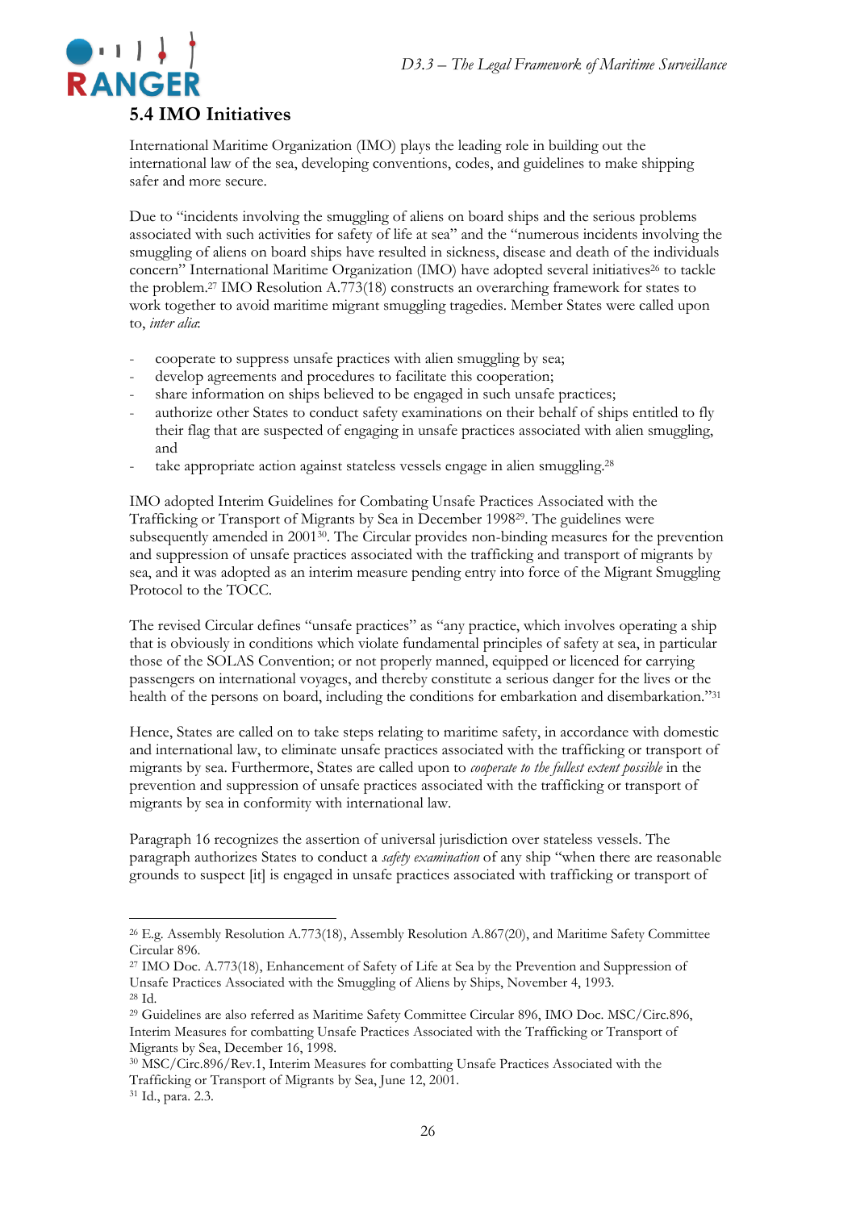## 5.4 IMO Initiatives

International Maritime Organization (IMO) plays the leading role in building out the international law of the sea, developing conventions, codes, and guidelines to make shipping safer and more secure.

Due to "incidents involving the smuggling of aliens on board ships and the serious problems associated with such activities for safety of life at sea" and the "numerous incidents involving the smuggling of aliens on board ships have resulted in sickness, disease and death of the individuals concern" International Maritime Organization (IMO) have adopted several initiatives[26] to tackle the problem.[27] IMO Resolution A.773(18) constructs an overarching framework for states to work together to avoid maritime migrant smuggling tragedies. Member States were called upon to, *inter alia*:

- cooperate to suppress unsafe practices with alien smuggling by sea;
- develop agreements and procedures to facilitate this cooperation;
- share information on ships believed to be engaged in such unsafe practices;
- authorize other States to conduct safety examinations on their behalf of ships entitled to fly their flag that are suspected of engaging in unsafe practices associated with alien smuggling, and
- take appropriate action against stateless vessels engage in alien smuggling.[28]

IMO adopted Interim Guidelines for Combating Unsafe Practices Associated with the Trafficking or Transport of Migrants by Sea in December 1998[29]. The guidelines were subsequently amended in 2001[30]. The Circular provides non-binding measures for the prevention and suppression of unsafe practices associated with the trafficking and transport of migrants by sea, and it was adopted as an interim measure pending entry into force of the Migrant Smuggling Protocol to the TOCC.

The revised Circular defines "unsafe practices" as "any practice, which involves operating a ship that is obviously in conditions which violate fundamental principles of safety at sea, in particular those of the SOLAS Convention; or not properly manned, equipped or licenced for carrying passengers on international voyages, and thereby constitute a serious danger for the lives or the health of the persons on board, including the conditions for embarkation and disembarkation."[31]

Hence, States are called on to take steps relating to maritime safety, in accordance with domestic and international law, to eliminate unsafe practices associated with the trafficking or transport of migrants by sea. Furthermore, States are called upon to *cooperate to the fullest extent possible* in the prevention and suppression of unsafe practices associated with the trafficking or transport of migrants by sea in conformity with international law.

Paragraph 16 recognizes the assertion of universal jurisdiction over stateless vessels. The paragraph authorizes States to conduct a *safety examination* of any ship "when there are reasonable grounds to suspect [it] is engaged in unsafe practices associated with trafficking or transport of

---

[26] E.g. Assembly Resolution A.773(18), Assembly Resolution A.867(20), and Maritime Safety Committee Circular 896.

[27] IMO Doc. A.773(18), Enhancement of Safety of Life at Sea by the Prevention and Suppression of Unsafe Practices Associated with the Smuggling of Aliens by Ships, November 4, 1993.

[28] Id.

[29] Guidelines are also referred as Maritime Safety Committee Circular 896, IMO Doc. MSC/Circ.896, Interim Measures for combatting Unsafe Practices Associated with the Trafficking or Transport of Migrants by Sea, December 16, 1998.

[30] MSC/Circ.896/Rev.1, Interim Measures for combatting Unsafe Practices Associated with the Trafficking or Transport of Migrants by Sea, June 12, 2001.

[31] Id., para. 2.3.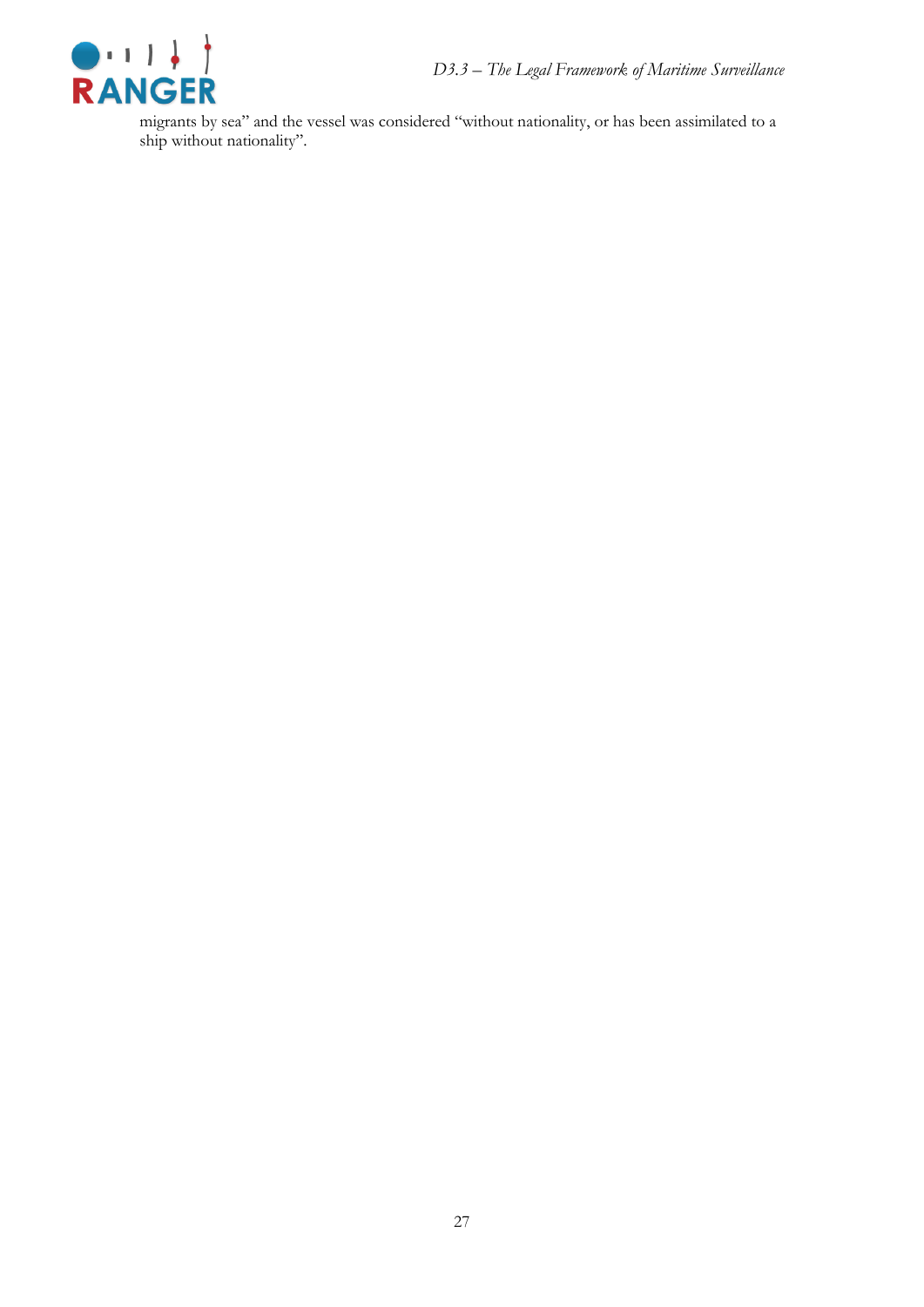migrants by sea" and the vessel was considered "without nationality, or has been assimilated to a ship without nationality".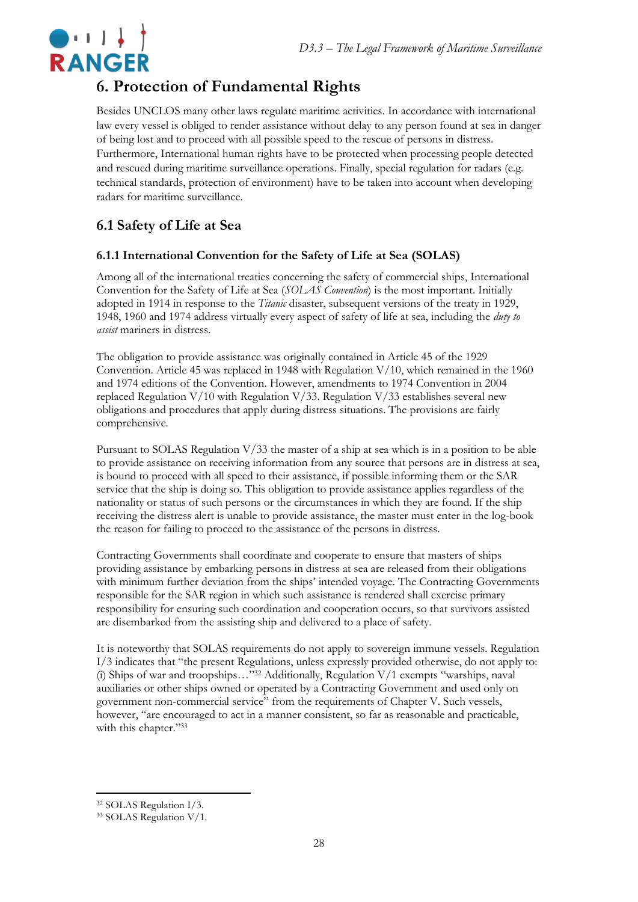# 6. Protection of Fundamental Rights

Besides UNCLOS many other laws regulate maritime activities. In accordance with international law every vessel is obliged to render assistance without delay to any person found at sea in danger of being lost and to proceed with all possible speed to the rescue of persons in distress. Furthermore, International human rights have to be protected when processing people detected and rescued during maritime surveillance operations. Finally, special regulation for radars (e.g. technical standards, protection of environment) have to be taken into account when developing radars for maritime surveillance.

## 6.1 Safety of Life at Sea

### 6.1.1 International Convention for the Safety of Life at Sea (SOLAS)

Among all of the international treaties concerning the safety of commercial ships, International Convention for the Safety of Life at Sea (*SOLAS Convention*) is the most important. Initially adopted in 1914 in response to the *Titanic* disaster, subsequent versions of the treaty in 1929, 1948, 1960 and 1974 address virtually every aspect of safety of life at sea, including the *duty to assist* mariners in distress.

The obligation to provide assistance was originally contained in Article 45 of the 1929 Convention. Article 45 was replaced in 1948 with Regulation V/10, which remained in the 1960 and 1974 editions of the Convention. However, amendments to 1974 Convention in 2004 replaced Regulation V/10 with Regulation V/33. Regulation V/33 establishes several new obligations and procedures that apply during distress situations. The provisions are fairly comprehensive.

Pursuant to SOLAS Regulation V/33 the master of a ship at sea which is in a position to be able to provide assistance on receiving information from any source that persons are in distress at sea, is bound to proceed with all speed to their assistance, if possible informing them or the SAR service that the ship is doing so. This obligation to provide assistance applies regardless of the nationality or status of such persons or the circumstances in which they are found. If the ship receiving the distress alert is unable to provide assistance, the master must enter in the log-book the reason for failing to proceed to the assistance of the persons in distress.

Contracting Governments shall coordinate and cooperate to ensure that masters of ships providing assistance by embarking persons in distress at sea are released from their obligations with minimum further deviation from the ships' intended voyage. The Contracting Governments responsible for the SAR region in which such assistance is rendered shall exercise primary responsibility for ensuring such coordination and cooperation occurs, so that survivors assisted are disembarked from the assisting ship and delivered to a place of safety.

It is noteworthy that SOLAS requirements do not apply to sovereign immune vessels. Regulation I/3 indicates that "the present Regulations, unless expressly provided otherwise, do not apply to: (i) Ships of war and troopships…"[32] Additionally, Regulation V/1 exempts "warships, naval auxiliaries or other ships owned or operated by a Contracting Government and used only on government non-commercial service" from the requirements of Chapter V. Such vessels, however, "are encouraged to act in a manner consistent, so far as reasonable and practicable, with this chapter."[33]

---

[32] SOLAS Regulation I/3.

[33] SOLAS Regulation V/1.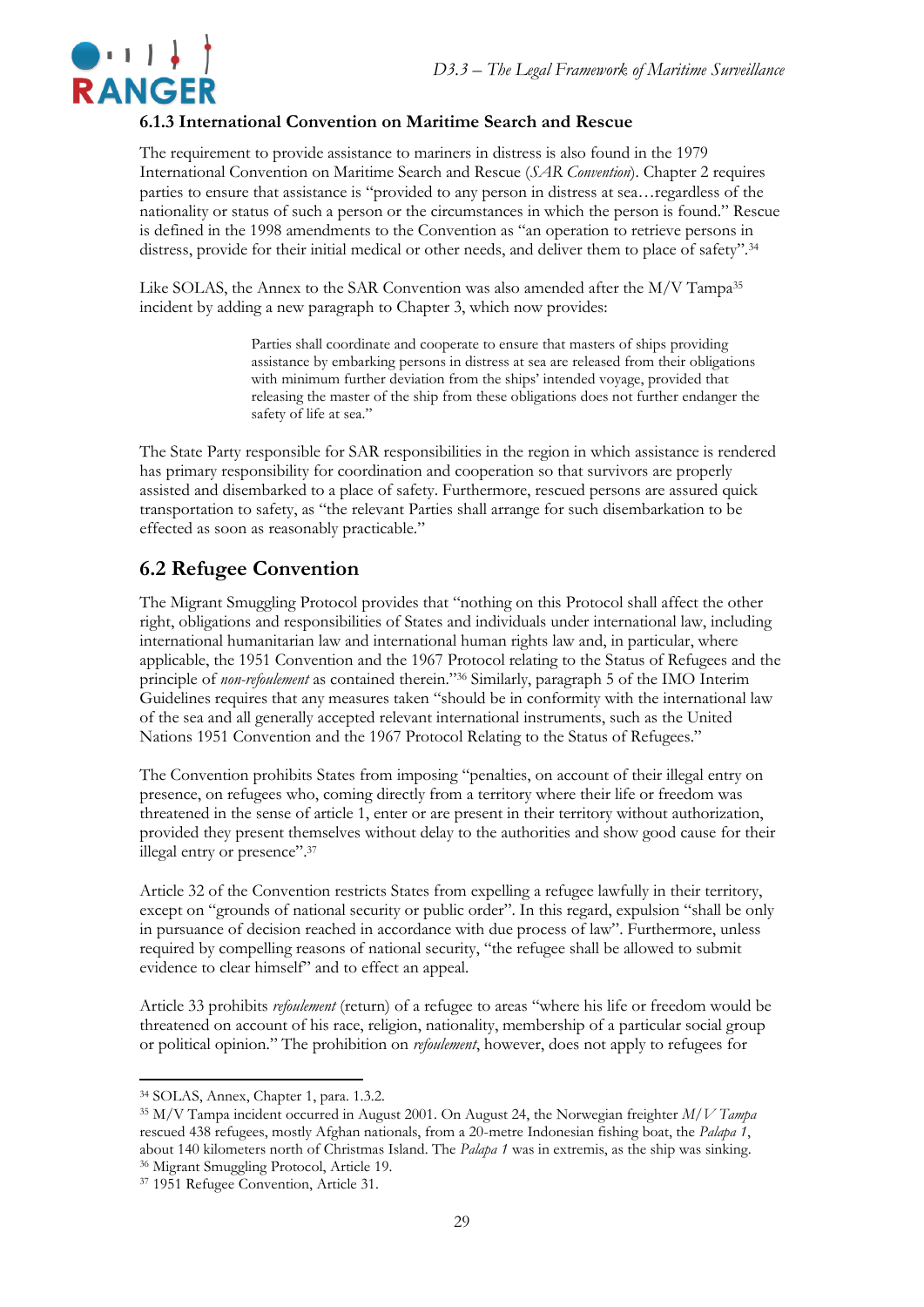### 6.1.3 International Convention on Maritime Search and Rescue

The requirement to provide assistance to mariners in distress is also found in the 1979 International Convention on Maritime Search and Rescue (*SAR Convention*). Chapter 2 requires parties to ensure that assistance is "provided to any person in distress at sea…regardless of the nationality or status of such a person or the circumstances in which the person is found." Rescue is defined in the 1998 amendments to the Convention as "an operation to retrieve persons in distress, provide for their initial medical or other needs, and deliver them to place of safety".[34]

Like SOLAS, the Annex to the SAR Convention was also amended after the M/V Tampa[35] incident by adding a new paragraph to Chapter 3, which now provides:

> Parties shall coordinate and cooperate to ensure that masters of ships providing assistance by embarking persons in distress at sea are released from their obligations with minimum further deviation from the ships' intended voyage, provided that releasing the master of the ship from these obligations does not further endanger the safety of life at sea."

The State Party responsible for SAR responsibilities in the region in which assistance is rendered has primary responsibility for coordination and cooperation so that survivors are properly assisted and disembarked to a place of safety. Furthermore, rescued persons are assured quick transportation to safety, as "the relevant Parties shall arrange for such disembarkation to be effected as soon as reasonably practicable."

## 6.2 Refugee Convention

The Migrant Smuggling Protocol provides that "nothing on this Protocol shall affect the other right, obligations and responsibilities of States and individuals under international law, including international humanitarian law and international human rights law and, in particular, where applicable, the 1951 Convention and the 1967 Protocol relating to the Status of Refugees and the principle of *non-refoulement* as contained therein."[36] Similarly, paragraph 5 of the IMO Interim Guidelines requires that any measures taken "should be in conformity with the international law of the sea and all generally accepted relevant international instruments, such as the United Nations 1951 Convention and the 1967 Protocol Relating to the Status of Refugees."

The Convention prohibits States from imposing "penalties, on account of their illegal entry on presence, on refugees who, coming directly from a territory where their life or freedom was threatened in the sense of article 1, enter or are present in their territory without authorization, provided they present themselves without delay to the authorities and show good cause for their illegal entry or presence".[37]

Article 32 of the Convention restricts States from expelling a refugee lawfully in their territory, except on "grounds of national security or public order". In this regard, expulsion "shall be only in pursuance of decision reached in accordance with due process of law". Furthermore, unless required by compelling reasons of national security, "the refugee shall be allowed to submit evidence to clear himself" and to effect an appeal.

Article 33 prohibits *refoulement* (return) of a refugee to areas "where his life or freedom would be threatened on account of his race, religion, nationality, membership of a particular social group or political opinion." The prohibition on *refoulement*, however, does not apply to refugees for

---

[34] SOLAS, Annex, Chapter 1, para. 1.3.2.

[35] M/V Tampa incident occurred in August 2001. On August 24, the Norwegian freighter *M/V Tampa* rescued 438 refugees, mostly Afghan nationals, from a 20-metre Indonesian fishing boat, the *Palapa 1*, about 140 kilometers north of Christmas Island. The *Palapa 1* was in extremis, as the ship was sinking.

[36] Migrant Smuggling Protocol, Article 19.

[37] 1951 Refugee Convention, Article 31.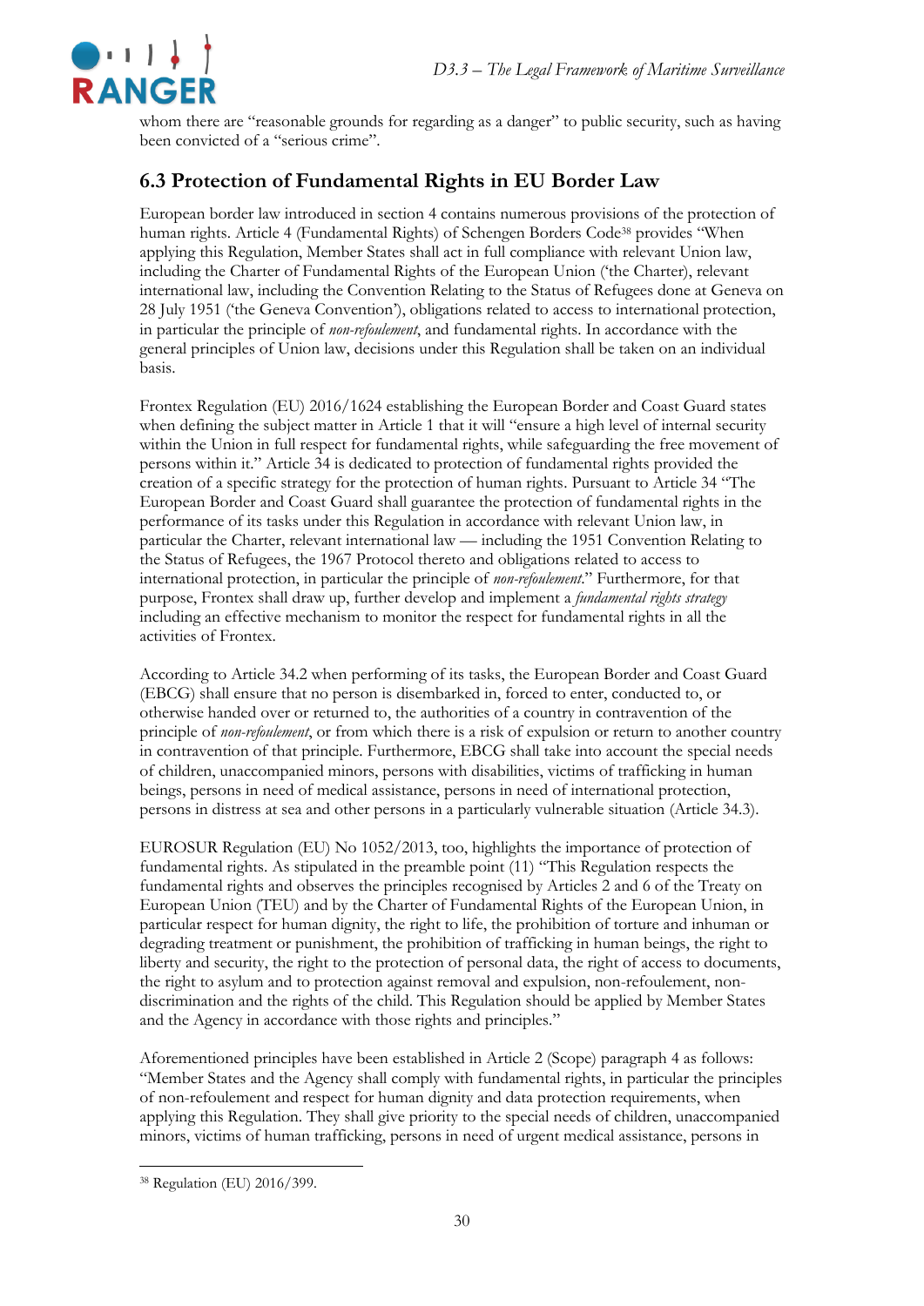whom there are "reasonable grounds for regarding as a danger" to public security, such as having been convicted of a "serious crime".

## 6.3 Protection of Fundamental Rights in EU Border Law

European border law introduced in section 4 contains numerous provisions of the protection of human rights. Article 4 (Fundamental Rights) of Schengen Borders Code[38] provides "When applying this Regulation, Member States shall act in full compliance with relevant Union law, including the Charter of Fundamental Rights of the European Union ('the Charter'), relevant international law, including the Convention Relating to the Status of Refugees done at Geneva on 28 July 1951 ('the Geneva Convention'), obligations related to access to international protection, in particular the principle of *non-refoulement*, and fundamental rights. In accordance with the general principles of Union law, decisions under this Regulation shall be taken on an individual basis.

Frontex Regulation (EU) 2016/1624 establishing the European Border and Coast Guard states when defining the subject matter in Article 1 that it will "ensure a high level of internal security within the Union in full respect for fundamental rights, while safeguarding the free movement of persons within it." Article 34 is dedicated to protection of fundamental rights provided the creation of a specific strategy for the protection of human rights. Pursuant to Article 34 "The European Border and Coast Guard shall guarantee the protection of fundamental rights in the performance of its tasks under this Regulation in accordance with relevant Union law, in particular the Charter, relevant international law — including the 1951 Convention Relating to the Status of Refugees, the 1967 Protocol thereto and obligations related to access to international protection, in particular the principle of *non-refoulement*." Furthermore, for that purpose, Frontex shall draw up, further develop and implement a *fundamental rights strategy* including an effective mechanism to monitor the respect for fundamental rights in all the activities of Frontex.

According to Article 34.2 when performing of its tasks, the European Border and Coast Guard (EBCG) shall ensure that no person is disembarked in, forced to enter, conducted to, or otherwise handed over or returned to, the authorities of a country in contravention of the principle of *non-refoulement*, or from which there is a risk of expulsion or return to another country in contravention of that principle. Furthermore, EBCG shall take into account the special needs of children, unaccompanied minors, persons with disabilities, victims of trafficking in human beings, persons in need of medical assistance, persons in need of international protection, persons in distress at sea and other persons in a particularly vulnerable situation (Article 34.3).

EUROSUR Regulation (EU) No 1052/2013, too, highlights the importance of protection of fundamental rights. As stipulated in the preamble point (11) "This Regulation respects the fundamental rights and observes the principles recognised by Articles 2 and 6 of the Treaty on European Union (TEU) and by the Charter of Fundamental Rights of the European Union, in particular respect for human dignity, the right to life, the prohibition of torture and inhuman or degrading treatment or punishment, the prohibition of trafficking in human beings, the right to liberty and security, the right to the protection of personal data, the right of access to documents, the right to asylum and to protection against removal and expulsion, non-refoulement, non-discrimination and the rights of the child. This Regulation should be applied by Member States and the Agency in accordance with those rights and principles."

Aforementioned principles have been established in Article 2 (Scope) paragraph 4 as follows: "Member States and the Agency shall comply with fundamental rights, in particular the principles of non-refoulement and respect for human dignity and data protection requirements, when applying this Regulation. They shall give priority to the special needs of children, unaccompanied minors, victims of human trafficking, persons in need of urgent medical assistance, persons in

[38] Regulation (EU) 2016/399.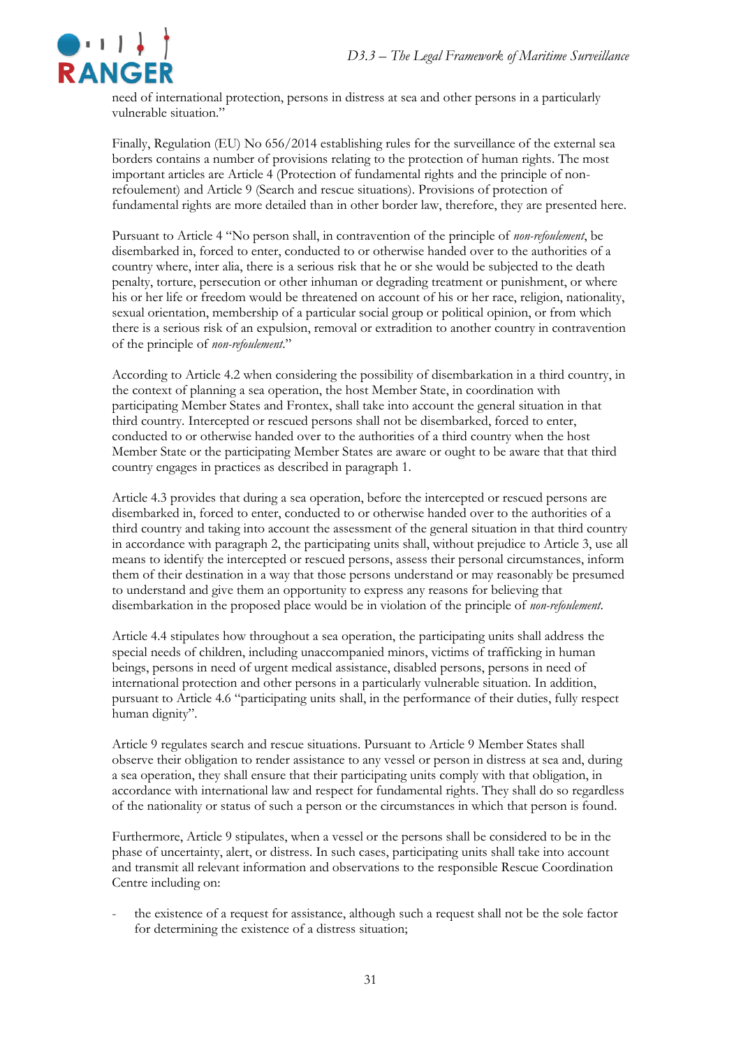need of international protection, persons in distress at sea and other persons in a particularly vulnerable situation."

Finally, Regulation (EU) No 656/2014 establishing rules for the surveillance of the external sea borders contains a number of provisions relating to the protection of human rights. The most important articles are Article 4 (Protection of fundamental rights and the principle of non-refoulement) and Article 9 (Search and rescue situations). Provisions of protection of fundamental rights are more detailed than in other border law, therefore, they are presented here.

Pursuant to Article 4 "No person shall, in contravention of the principle of *non-refoulement*, be disembarked in, forced to enter, conducted to or otherwise handed over to the authorities of a country where, inter alia, there is a serious risk that he or she would be subjected to the death penalty, torture, persecution or other inhuman or degrading treatment or punishment, or where his or her life or freedom would be threatened on account of his or her race, religion, nationality, sexual orientation, membership of a particular social group or political opinion, or from which there is a serious risk of an expulsion, removal or extradition to another country in contravention of the principle of *non-refoulement*."

According to Article 4.2 when considering the possibility of disembarkation in a third country, in the context of planning a sea operation, the host Member State, in coordination with participating Member States and Frontex, shall take into account the general situation in that third country. Intercepted or rescued persons shall not be disembarked, forced to enter, conducted to or otherwise handed over to the authorities of a third country when the host Member State or the participating Member States are aware or ought to be aware that that third country engages in practices as described in paragraph 1.

Article 4.3 provides that during a sea operation, before the intercepted or rescued persons are disembarked in, forced to enter, conducted to or otherwise handed over to the authorities of a third country and taking into account the assessment of the general situation in that third country in accordance with paragraph 2, the participating units shall, without prejudice to Article 3, use all means to identify the intercepted or rescued persons, assess their personal circumstances, inform them of their destination in a way that those persons understand or may reasonably be presumed to understand and give them an opportunity to express any reasons for believing that disembarkation in the proposed place would be in violation of the principle of *non-refoulement*.

Article 4.4 stipulates how throughout a sea operation, the participating units shall address the special needs of children, including unaccompanied minors, victims of trafficking in human beings, persons in need of urgent medical assistance, disabled persons, persons in need of international protection and other persons in a particularly vulnerable situation. In addition, pursuant to Article 4.6 "participating units shall, in the performance of their duties, fully respect human dignity".

Article 9 regulates search and rescue situations. Pursuant to Article 9 Member States shall observe their obligation to render assistance to any vessel or person in distress at sea and, during a sea operation, they shall ensure that their participating units comply with that obligation, in accordance with international law and respect for fundamental rights. They shall do so regardless of the nationality or status of such a person or the circumstances in which that person is found.

Furthermore, Article 9 stipulates, when a vessel or the persons shall be considered to be in the phase of uncertainty, alert, or distress. In such cases, participating units shall take into account and transmit all relevant information and observations to the responsible Rescue Coordination Centre including on:

- the existence of a request for assistance, although such a request shall not be the sole factor for determining the existence of a distress situation;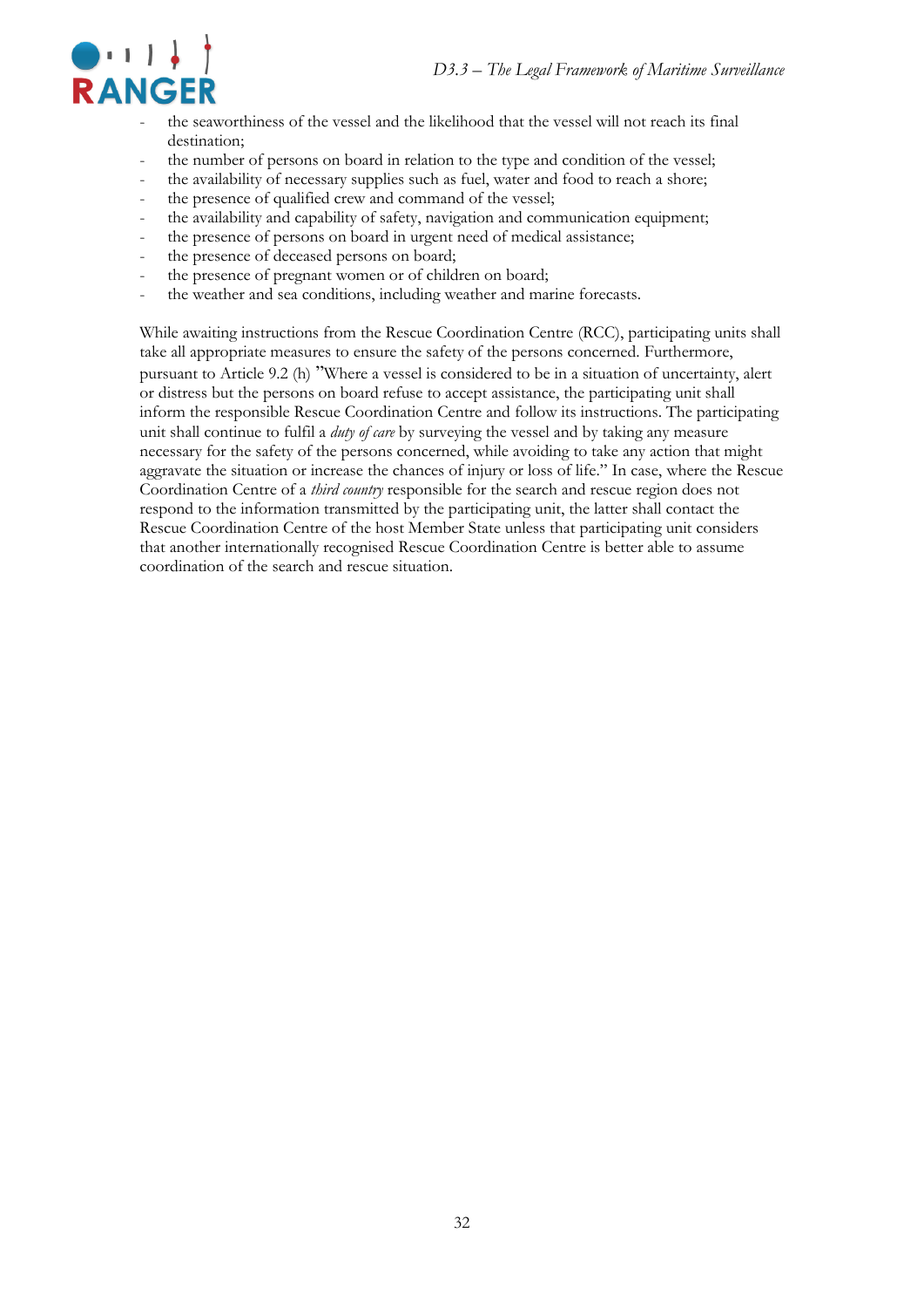- the seaworthiness of the vessel and the likelihood that the vessel will not reach its final destination;
- the number of persons on board in relation to the type and condition of the vessel;
- the availability of necessary supplies such as fuel, water and food to reach a shore;
- the presence of qualified crew and command of the vessel;
- the availability and capability of safety, navigation and communication equipment;
- the presence of persons on board in urgent need of medical assistance;
- the presence of deceased persons on board;
- the presence of pregnant women or of children on board;
- the weather and sea conditions, including weather and marine forecasts.

While awaiting instructions from the Rescue Coordination Centre (RCC), participating units shall take all appropriate measures to ensure the safety of the persons concerned. Furthermore, pursuant to Article 9.2 (h) "Where a vessel is considered to be in a situation of uncertainty, alert or distress but the persons on board refuse to accept assistance, the participating unit shall inform the responsible Rescue Coordination Centre and follow its instructions. The participating unit shall continue to fulfil a *duty of care* by surveying the vessel and by taking any measure necessary for the safety of the persons concerned, while avoiding to take any action that might aggravate the situation or increase the chances of injury or loss of life." In case, where the Rescue Coordination Centre of a *third country* responsible for the search and rescue region does not respond to the information transmitted by the participating unit, the latter shall contact the Rescue Coordination Centre of the host Member State unless that participating unit considers that another internationally recognised Rescue Coordination Centre is better able to assume coordination of the search and rescue situation.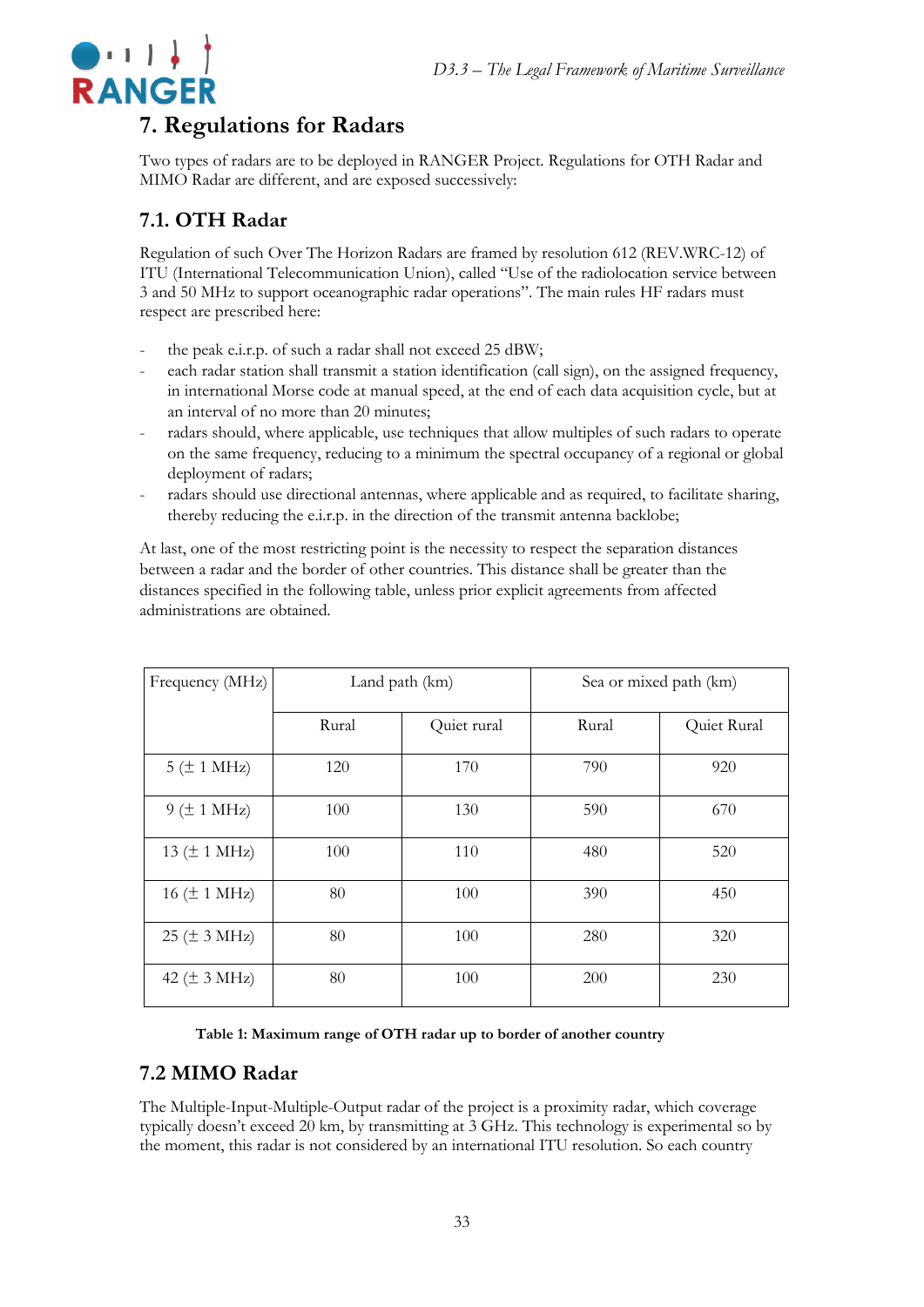# 7. Regulations for Radars

Two types of radars are to be deployed in RANGER Project. Regulations for OTH Radar and MIMO Radar are different, and are exposed successively:

## 7.1. OTH Radar

Regulation of such Over The Horizon Radars are framed by resolution 612 (REV.WRC-12) of ITU (International Telecommunication Union), called "Use of the radiolocation service between 3 and 50 MHz to support oceanographic radar operations". The main rules HF radars must respect are prescribed here:

- the peak e.i.r.p. of such a radar shall not exceed 25 dBW;
- each radar station shall transmit a station identification (call sign), on the assigned frequency, in international Morse code at manual speed, at the end of each data acquisition cycle, but at an interval of no more than 20 minutes;
- radars should, where applicable, use techniques that allow multiples of such radars to operate on the same frequency, reducing to a minimum the spectral occupancy of a regional or global deployment of radars;
- radars should use directional antennas, where applicable and as required, to facilitate sharing, thereby reducing the e.i.r.p. in the direction of the transmit antenna backlobe;

At last, one of the most restricting point is the necessity to respect the separation distances between a radar and the border of other countries. This distance shall be greater than the distances specified in the following table, unless prior explicit agreements from affected administrations are obtained.

| Frequency (MHz) | Land path (km) | | Sea or mixed path (km) | |
|---|---|---|---|---|
| | Rural | Quiet rural | Rural | Quiet Rural |
| 5 (± 1 MHz) | 120 | 170 | 790 | 920 |
| 9 (± 1 MHz) | 100 | 130 | 590 | 670 |
| 13 (± 1 MHz) | 100 | 110 | 480 | 520 |
| 16 (± 1 MHz) | 80 | 100 | 390 | 450 |
| 25 (± 3 MHz) | 80 | 100 | 280 | 320 |
| 42 (± 3 MHz) | 80 | 100 | 200 | 230 |

**Table 1: Maximum range of OTH radar up to border of another country**

## 7.2 MIMO Radar

The Multiple-Input-Multiple-Output radar of the project is a proximity radar, which coverage typically doesn't exceed 20 km, by transmitting at 3 GHz. This technology is experimental so by the moment, this radar is not considered by an international ITU resolution. So each country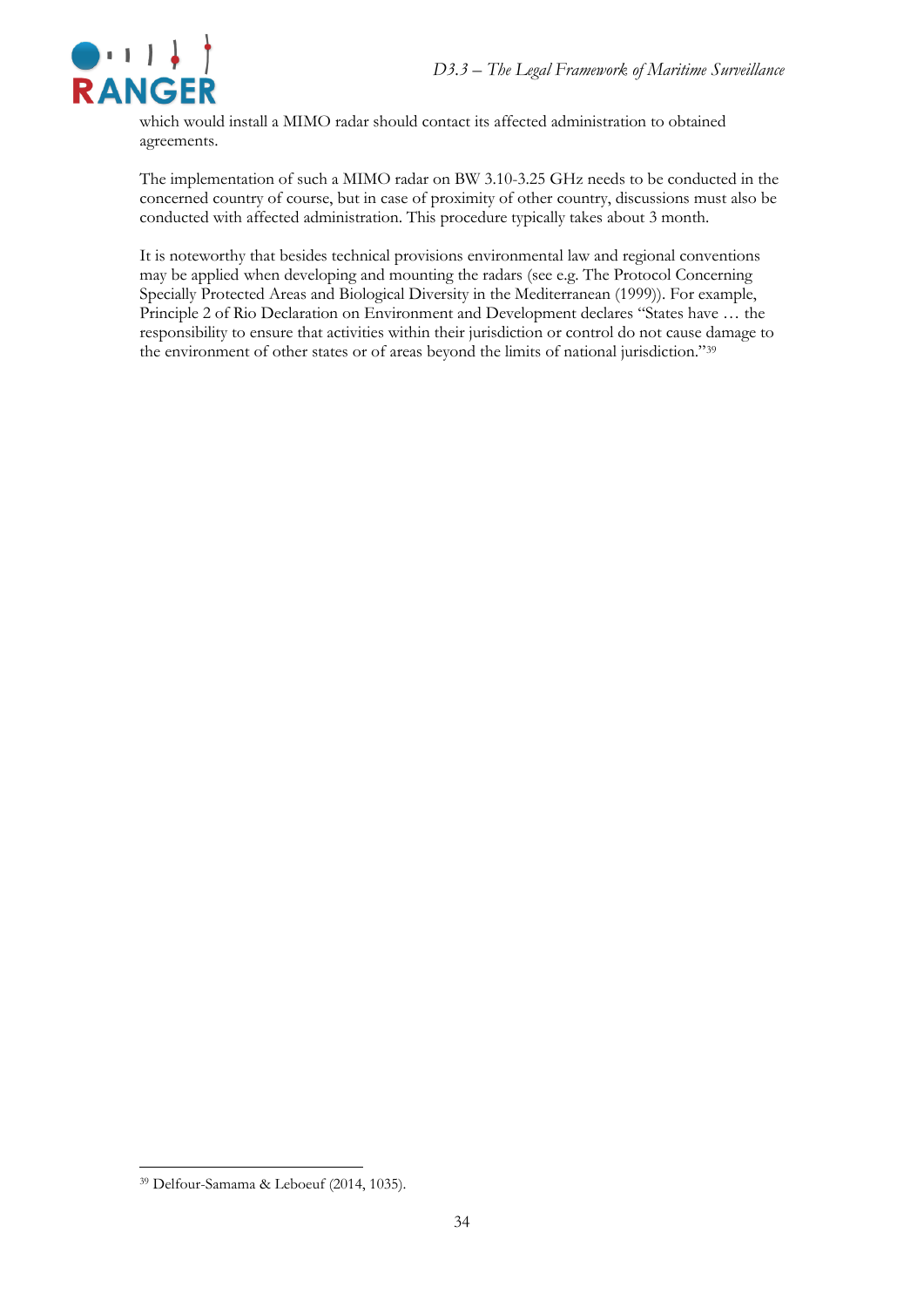which would install a MIMO radar should contact its affected administration to obtained agreements.

The implementation of such a MIMO radar on BW 3.10-3.25 GHz needs to be conducted in the concerned country of course, but in case of proximity of other country, discussions must also be conducted with affected administration. This procedure typically takes about 3 month.

It is noteworthy that besides technical provisions environmental law and regional conventions may be applied when developing and mounting the radars (see e.g. The Protocol Concerning Specially Protected Areas and Biological Diversity in the Mediterranean (1999)). For example, Principle 2 of Rio Declaration on Environment and Development declares "States have … the responsibility to ensure that activities within their jurisdiction or control do not cause damage to the environment of other states or of areas beyond the limits of national jurisdiction."[39]

---

[39] Delfour-Samama & Leboeuf (2014, 1035).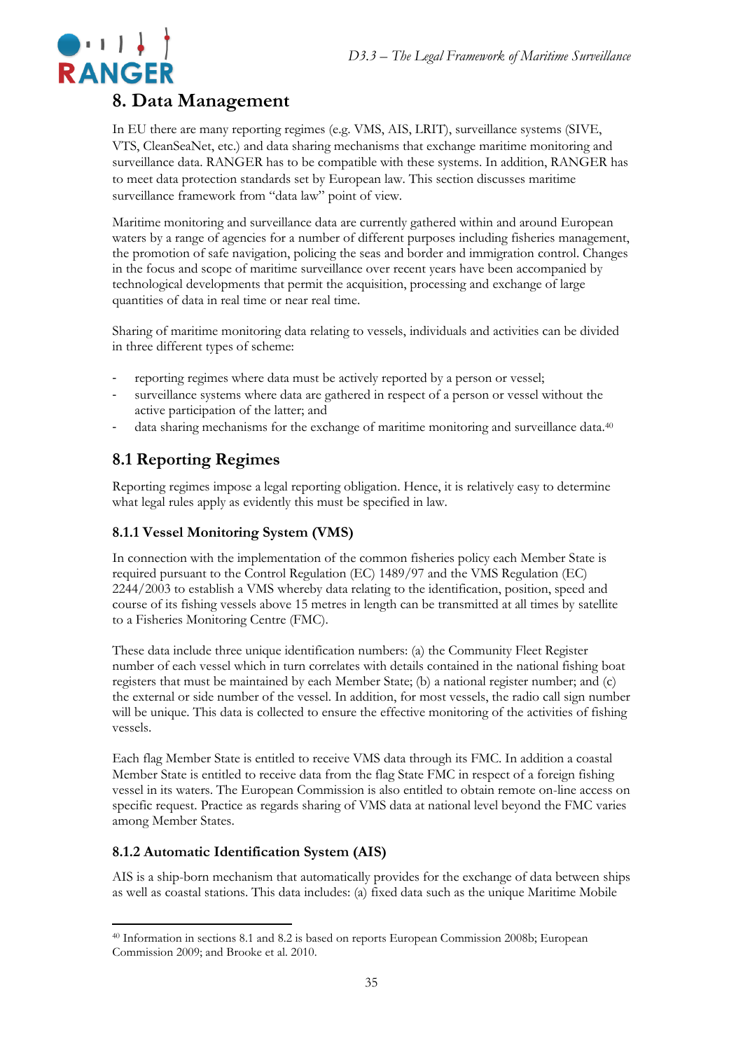## 8. Data Management

In EU there are many reporting regimes (e.g. VMS, AIS, LRIT), surveillance systems (SIVE, VTS, CleanSeaNet, etc.) and data sharing mechanisms that exchange maritime monitoring and surveillance data. RANGER has to be compatible with these systems. In addition, RANGER has to meet data protection standards set by European law. This section discusses maritime surveillance framework from "data law" point of view.

Maritime monitoring and surveillance data are currently gathered within and around European waters by a range of agencies for a number of different purposes including fisheries management, the promotion of safe navigation, policing the seas and border and immigration control. Changes in the focus and scope of maritime surveillance over recent years have been accompanied by technological developments that permit the acquisition, processing and exchange of large quantities of data in real time or near real time.

Sharing of maritime monitoring data relating to vessels, individuals and activities can be divided in three different types of scheme:

- reporting regimes where data must be actively reported by a person or vessel;
- surveillance systems where data are gathered in respect of a person or vessel without the active participation of the latter; and
- data sharing mechanisms for the exchange of maritime monitoring and surveillance data.[40]

### 8.1 Reporting Regimes

Reporting regimes impose a legal reporting obligation. Hence, it is relatively easy to determine what legal rules apply as evidently this must be specified in law.

#### 8.1.1 Vessel Monitoring System (VMS)

In connection with the implementation of the common fisheries policy each Member State is required pursuant to the Control Regulation (EC) 1489/97 and the VMS Regulation (EC) 2244/2003 to establish a VMS whereby data relating to the identification, position, speed and course of its fishing vessels above 15 metres in length can be transmitted at all times by satellite to a Fisheries Monitoring Centre (FMC).

These data include three unique identification numbers: (a) the Community Fleet Register number of each vessel which in turn correlates with details contained in the national fishing boat registers that must be maintained by each Member State; (b) a national register number; and (c) the external or side number of the vessel. In addition, for most vessels, the radio call sign number will be unique. This data is collected to ensure the effective monitoring of the activities of fishing vessels.

Each flag Member State is entitled to receive VMS data through its FMC. In addition a coastal Member State is entitled to receive data from the flag State FMC in respect of a foreign fishing vessel in its waters. The European Commission is also entitled to obtain remote on-line access on specific request. Practice as regards sharing of VMS data at national level beyond the FMC varies among Member States.

#### 8.1.2 Automatic Identification System (AIS)

AIS is a ship-born mechanism that automatically provides for the exchange of data between ships as well as coastal stations. This data includes: (a) fixed data such as the unique Maritime Mobile

---

[40] Information in sections 8.1 and 8.2 is based on reports European Commission 2008b; European Commission 2009; and Brooke et al. 2010.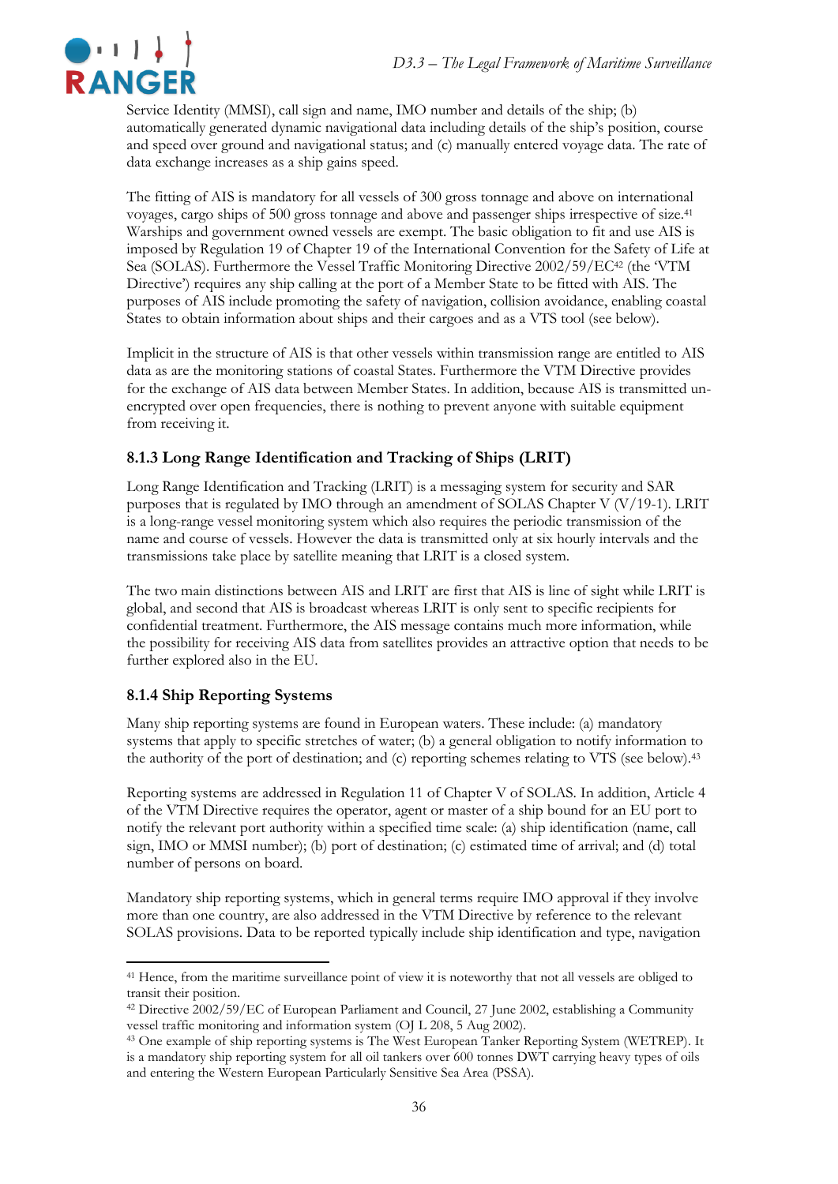Service Identity (MMSI), call sign and name, IMO number and details of the ship; (b) automatically generated dynamic navigational data including details of the ship's position, course and speed over ground and navigational status; and (c) manually entered voyage data. The rate of data exchange increases as a ship gains speed.

The fitting of AIS is mandatory for all vessels of 300 gross tonnage and above on international voyages, cargo ships of 500 gross tonnage and above and passenger ships irrespective of size.[41] Warships and government owned vessels are exempt. The basic obligation to fit and use AIS is imposed by Regulation 19 of Chapter 19 of the International Convention for the Safety of Life at Sea (SOLAS). Furthermore the Vessel Traffic Monitoring Directive 2002/59/EC[42] (the 'VTM Directive') requires any ship calling at the port of a Member State to be fitted with AIS. The purposes of AIS include promoting the safety of navigation, collision avoidance, enabling coastal States to obtain information about ships and their cargoes and as a VTS tool (see below).

Implicit in the structure of AIS is that other vessels within transmission range are entitled to AIS data as are the monitoring stations of coastal States. Furthermore the VTM Directive provides for the exchange of AIS data between Member States. In addition, because AIS is transmitted un-encrypted over open frequencies, there is nothing to prevent anyone with suitable equipment from receiving it.

### 8.1.3 Long Range Identification and Tracking of Ships (LRIT)

Long Range Identification and Tracking (LRIT) is a messaging system for security and SAR purposes that is regulated by IMO through an amendment of SOLAS Chapter V (V/19-1). LRIT is a long-range vessel monitoring system which also requires the periodic transmission of the name and course of vessels. However the data is transmitted only at six hourly intervals and the transmissions take place by satellite meaning that LRIT is a closed system.

The two main distinctions between AIS and LRIT are first that AIS is line of sight while LRIT is global, and second that AIS is broadcast whereas LRIT is only sent to specific recipients for confidential treatment. Furthermore, the AIS message contains much more information, while the possibility for receiving AIS data from satellites provides an attractive option that needs to be further explored also in the EU.

### 8.1.4 Ship Reporting Systems

Many ship reporting systems are found in European waters. These include: (a) mandatory systems that apply to specific stretches of water; (b) a general obligation to notify information to the authority of the port of destination; and (c) reporting schemes relating to VTS (see below).[43]

Reporting systems are addressed in Regulation 11 of Chapter V of SOLAS. In addition, Article 4 of the VTM Directive requires the operator, agent or master of a ship bound for an EU port to notify the relevant port authority within a specified time scale: (a) ship identification (name, call sign, IMO or MMSI number); (b) port of destination; (c) estimated time of arrival; and (d) total number of persons on board.

Mandatory ship reporting systems, which in general terms require IMO approval if they involve more than one country, are also addressed in the VTM Directive by reference to the relevant SOLAS provisions. Data to be reported typically include ship identification and type, navigation

---

[41] Hence, from the maritime surveillance point of view it is noteworthy that not all vessels are obliged to transit their position.

[42] Directive 2002/59/EC of European Parliament and Council, 27 June 2002, establishing a Community vessel traffic monitoring and information system (OJ L 208, 5 Aug 2002).

[43] One example of ship reporting systems is The West European Tanker Reporting System (WETREP). It is a mandatory ship reporting system for all oil tankers over 600 tonnes DWT carrying heavy types of oils and entering the Western European Particularly Sensitive Sea Area (PSSA).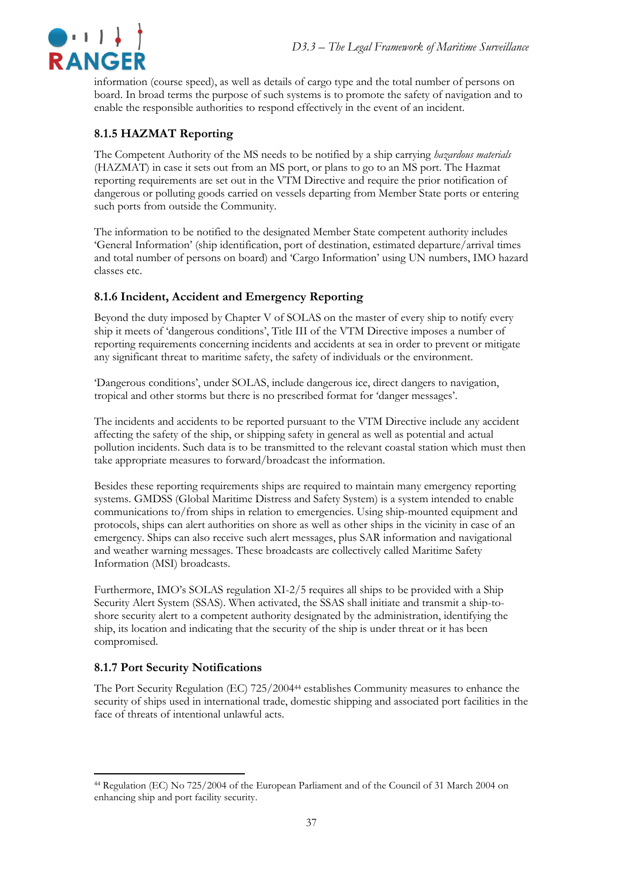information (course speed), as well as details of cargo type and the total number of persons on board. In broad terms the purpose of such systems is to promote the safety of navigation and to enable the responsible authorities to respond effectively in the event of an incident.

### 8.1.5 HAZMAT Reporting

The Competent Authority of the MS needs to be notified by a ship carrying *hazardous materials* (HAZMAT) in case it sets out from an MS port, or plans to go to an MS port. The Hazmat reporting requirements are set out in the VTM Directive and require the prior notification of dangerous or polluting goods carried on vessels departing from Member State ports or entering such ports from outside the Community.

The information to be notified to the designated Member State competent authority includes 'General Information' (ship identification, port of destination, estimated departure/arrival times and total number of persons on board) and 'Cargo Information' using UN numbers, IMO hazard classes etc.

### 8.1.6 Incident, Accident and Emergency Reporting

Beyond the duty imposed by Chapter V of SOLAS on the master of every ship to notify every ship it meets of 'dangerous conditions', Title III of the VTM Directive imposes a number of reporting requirements concerning incidents and accidents at sea in order to prevent or mitigate any significant threat to maritime safety, the safety of individuals or the environment.

'Dangerous conditions', under SOLAS, include dangerous ice, direct dangers to navigation, tropical and other storms but there is no prescribed format for 'danger messages'.

The incidents and accidents to be reported pursuant to the VTM Directive include any accident affecting the safety of the ship, or shipping safety in general as well as potential and actual pollution incidents. Such data is to be transmitted to the relevant coastal station which must then take appropriate measures to forward/broadcast the information.

Besides these reporting requirements ships are required to maintain many emergency reporting systems. GMDSS (Global Maritime Distress and Safety System) is a system intended to enable communications to/from ships in relation to emergencies. Using ship-mounted equipment and protocols, ships can alert authorities on shore as well as other ships in the vicinity in case of an emergency. Ships can also receive such alert messages, plus SAR information and navigational and weather warning messages. These broadcasts are collectively called Maritime Safety Information (MSI) broadcasts.

Furthermore, IMO's SOLAS regulation XI-2/5 requires all ships to be provided with a Ship Security Alert System (SSAS). When activated, the SSAS shall initiate and transmit a ship-to-shore security alert to a competent authority designated by the administration, identifying the ship, its location and indicating that the security of the ship is under threat or it has been compromised.

### 8.1.7 Port Security Notifications

The Port Security Regulation (EC) 725/2004[44] establishes Community measures to enhance the security of ships used in international trade, domestic shipping and associated port facilities in the face of threats of intentional unlawful acts.

[44] Regulation (EC) No 725/2004 of the European Parliament and of the Council of 31 March 2004 on enhancing ship and port facility security.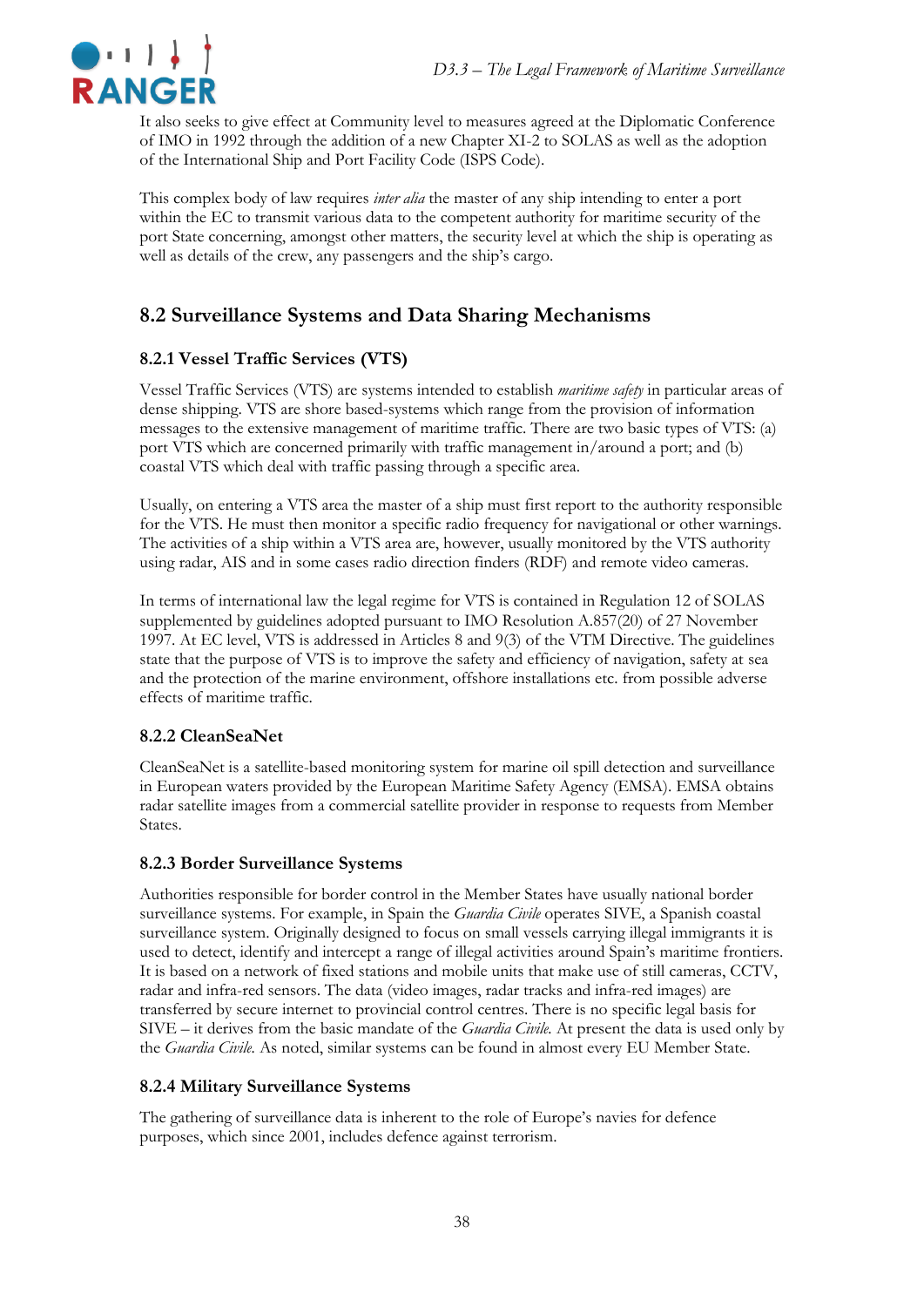It also seeks to give effect at Community level to measures agreed at the Diplomatic Conference of IMO in 1992 through the addition of a new Chapter XI-2 to SOLAS as well as the adoption of the International Ship and Port Facility Code (ISPS Code).

This complex body of law requires *inter alia* the master of any ship intending to enter a port within the EC to transmit various data to the competent authority for maritime security of the port State concerning, amongst other matters, the security level at which the ship is operating as well as details of the crew, any passengers and the ship's cargo.

## 8.2 Surveillance Systems and Data Sharing Mechanisms

### 8.2.1 Vessel Traffic Services (VTS)

Vessel Traffic Services (VTS) are systems intended to establish *maritime safety* in particular areas of dense shipping. VTS are shore based-systems which range from the provision of information messages to the extensive management of maritime traffic. There are two basic types of VTS: (a) port VTS which are concerned primarily with traffic management in/around a port; and (b) coastal VTS which deal with traffic passing through a specific area.

Usually, on entering a VTS area the master of a ship must first report to the authority responsible for the VTS. He must then monitor a specific radio frequency for navigational or other warnings. The activities of a ship within a VTS area are, however, usually monitored by the VTS authority using radar, AIS and in some cases radio direction finders (RDF) and remote video cameras.

In terms of international law the legal regime for VTS is contained in Regulation 12 of SOLAS supplemented by guidelines adopted pursuant to IMO Resolution A.857(20) of 27 November 1997. At EC level, VTS is addressed in Articles 8 and 9(3) of the VTM Directive. The guidelines state that the purpose of VTS is to improve the safety and efficiency of navigation, safety at sea and the protection of the marine environment, offshore installations etc. from possible adverse effects of maritime traffic.

### 8.2.2 CleanSeaNet

CleanSeaNet is a satellite-based monitoring system for marine oil spill detection and surveillance in European waters provided by the European Maritime Safety Agency (EMSA). EMSA obtains radar satellite images from a commercial satellite provider in response to requests from Member States.

### 8.2.3 Border Surveillance Systems

Authorities responsible for border control in the Member States have usually national border surveillance systems. For example, in Spain the *Guardia Civile* operates SIVE, a Spanish coastal surveillance system. Originally designed to focus on small vessels carrying illegal immigrants it is used to detect, identify and intercept a range of illegal activities around Spain's maritime frontiers. It is based on a network of fixed stations and mobile units that make use of still cameras, CCTV, radar and infra-red sensors. The data (video images, radar tracks and infra-red images) are transferred by secure internet to provincial control centres. There is no specific legal basis for SIVE – it derives from the basic mandate of the *Guardia Civile.* At present the data is used only by the *Guardia Civile.* As noted, similar systems can be found in almost every EU Member State.

### 8.2.4 Military Surveillance Systems

The gathering of surveillance data is inherent to the role of Europe's navies for defence purposes, which since 2001, includes defence against terrorism.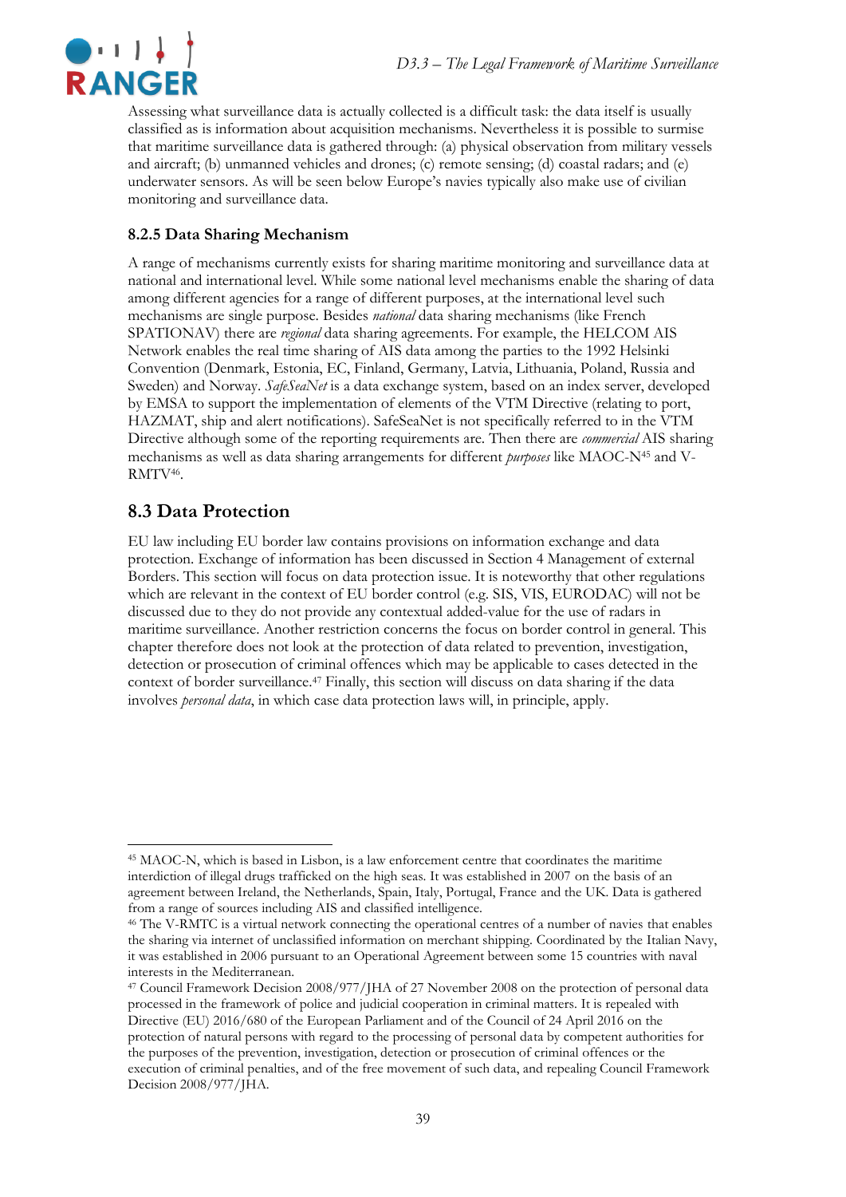Assessing what surveillance data is actually collected is a difficult task: the data itself is usually classified as is information about acquisition mechanisms. Nevertheless it is possible to surmise that maritime surveillance data is gathered through: (a) physical observation from military vessels and aircraft; (b) unmanned vehicles and drones; (c) remote sensing; (d) coastal radars; and (e) underwater sensors. As will be seen below Europe's navies typically also make use of civilian monitoring and surveillance data.

### 8.2.5 Data Sharing Mechanism

A range of mechanisms currently exists for sharing maritime monitoring and surveillance data at national and international level. While some national level mechanisms enable the sharing of data among different agencies for a range of different purposes, at the international level such mechanisms are single purpose. Besides *national* data sharing mechanisms (like French SPATIONAV) there are *regional* data sharing agreements. For example, the HELCOM AIS Network enables the real time sharing of AIS data among the parties to the 1992 Helsinki Convention (Denmark, Estonia, EC, Finland, Germany, Latvia, Lithuania, Poland, Russia and Sweden) and Norway. *SafeSeaNet* is a data exchange system, based on an index server, developed by EMSA to support the implementation of elements of the VTM Directive (relating to port, HAZMAT, ship and alert notifications). SafeSeaNet is not specifically referred to in the VTM Directive although some of the reporting requirements are. Then there are *commercial* AIS sharing mechanisms as well as data sharing arrangements for different *purposes* like MAOC-N[45] and V-RMTV[46].

## 8.3 Data Protection

EU law including EU border law contains provisions on information exchange and data protection. Exchange of information has been discussed in Section 4 Management of external Borders. This section will focus on data protection issue. It is noteworthy that other regulations which are relevant in the context of EU border control (e.g. SIS, VIS, EURODAC) will not be discussed due to they do not provide any contextual added-value for the use of radars in maritime surveillance. Another restriction concerns the focus on border control in general. This chapter therefore does not look at the protection of data related to prevention, investigation, detection or prosecution of criminal offences which may be applicable to cases detected in the context of border surveillance.[47] Finally, this section will discuss on data sharing if the data involves *personal data*, in which case data protection laws will, in principle, apply.

---

[45] MAOC-N, which is based in Lisbon, is a law enforcement centre that coordinates the maritime interdiction of illegal drugs trafficked on the high seas. It was established in 2007 on the basis of an agreement between Ireland, the Netherlands, Spain, Italy, Portugal, France and the UK. Data is gathered from a range of sources including AIS and classified intelligence.

[46] The V-RMTC is a virtual network connecting the operational centres of a number of navies that enables the sharing via internet of unclassified information on merchant shipping. Coordinated by the Italian Navy, it was established in 2006 pursuant to an Operational Agreement between some 15 countries with naval interests in the Mediterranean.

[47] Council Framework Decision 2008/977/JHA of 27 November 2008 on the protection of personal data processed in the framework of police and judicial cooperation in criminal matters. It is repealed with Directive (EU) 2016/680 of the European Parliament and of the Council of 24 April 2016 on the protection of natural persons with regard to the processing of personal data by competent authorities for the purposes of the prevention, investigation, detection or prosecution of criminal offences or the execution of criminal penalties, and of the free movement of such data, and repealing Council Framework Decision 2008/977/JHA.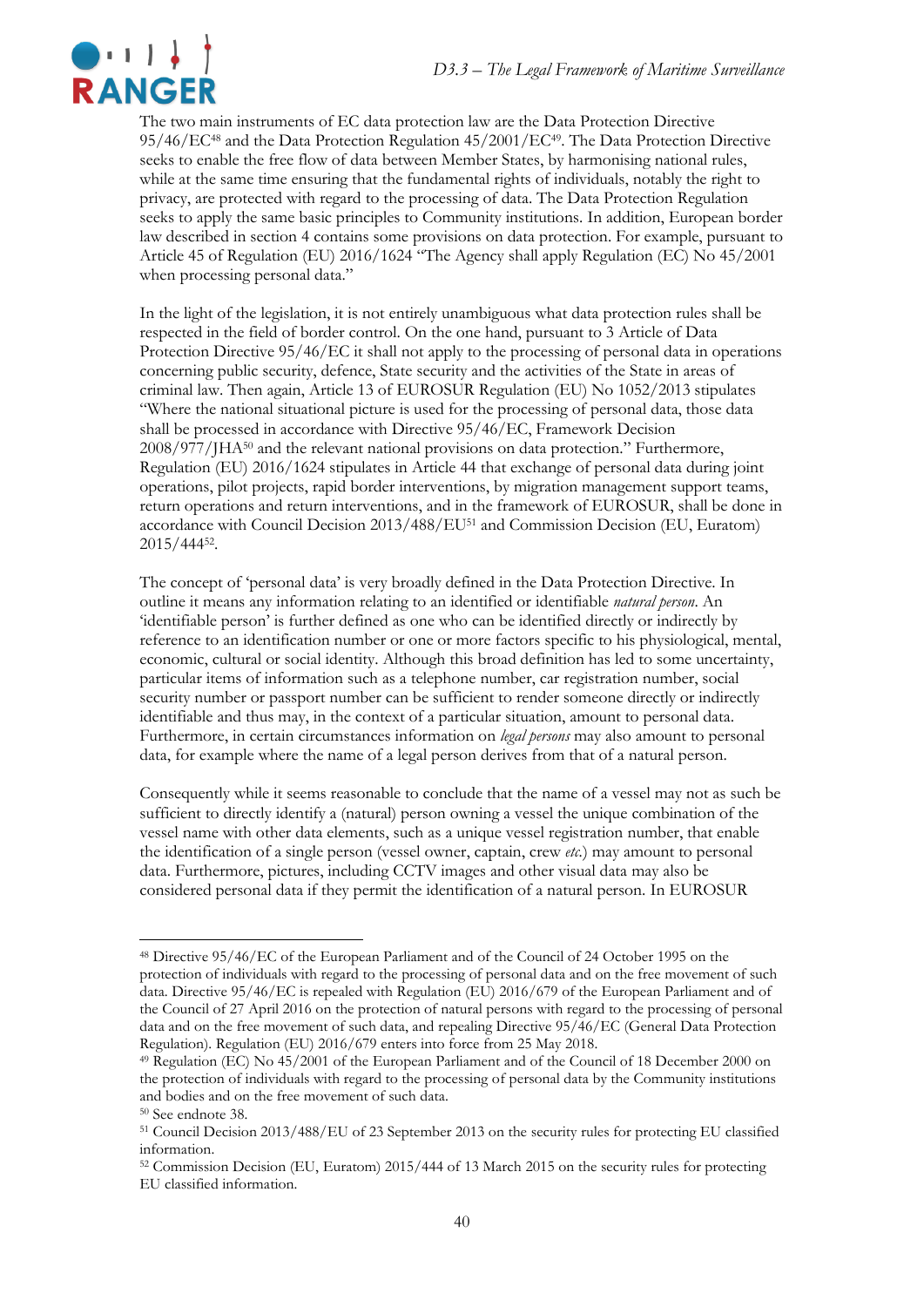The two main instruments of EC data protection law are the Data Protection Directive 95/46/EC[48] and the Data Protection Regulation 45/2001/EC[49]. The Data Protection Directive seeks to enable the free flow of data between Member States, by harmonising national rules, while at the same time ensuring that the fundamental rights of individuals, notably the right to privacy, are protected with regard to the processing of data. The Data Protection Regulation seeks to apply the same basic principles to Community institutions. In addition, European border law described in section 4 contains some provisions on data protection. For example, pursuant to Article 45 of Regulation (EU) 2016/1624 "The Agency shall apply Regulation (EC) No 45/2001 when processing personal data."

In the light of the legislation, it is not entirely unambiguous what data protection rules shall be respected in the field of border control. On the one hand, pursuant to 3 Article of Data Protection Directive 95/46/EC it shall not apply to the processing of personal data in operations concerning public security, defence, State security and the activities of the State in areas of criminal law. Then again, Article 13 of EUROSUR Regulation (EU) No 1052/2013 stipulates "Where the national situational picture is used for the processing of personal data, those data shall be processed in accordance with Directive 95/46/EC, Framework Decision 2008/977/JHA[50] and the relevant national provisions on data protection." Furthermore, Regulation (EU) 2016/1624 stipulates in Article 44 that exchange of personal data during joint operations, pilot projects, rapid border interventions, by migration management support teams, return operations and return interventions, and in the framework of EUROSUR, shall be done in accordance with Council Decision 2013/488/EU[51] and Commission Decision (EU, Euratom) 2015/444[52].

The concept of 'personal data' is very broadly defined in the Data Protection Directive. In outline it means any information relating to an identified or identifiable *natural person*. An 'identifiable person' is further defined as one who can be identified directly or indirectly by reference to an identification number or one or more factors specific to his physiological, mental, economic, cultural or social identity. Although this broad definition has led to some uncertainty, particular items of information such as a telephone number, car registration number, social security number or passport number can be sufficient to render someone directly or indirectly identifiable and thus may, in the context of a particular situation, amount to personal data. Furthermore, in certain circumstances information on *legal persons* may also amount to personal data, for example where the name of a legal person derives from that of a natural person.

Consequently while it seems reasonable to conclude that the name of a vessel may not as such be sufficient to directly identify a (natural) person owning a vessel the unique combination of the vessel name with other data elements, such as a unique vessel registration number, that enable the identification of a single person (vessel owner, captain, crew *etc.*) may amount to personal data. Furthermore, pictures, including CCTV images and other visual data may also be considered personal data if they permit the identification of a natural person. In EUROSUR

---

[48] Directive 95/46/EC of the European Parliament and of the Council of 24 October 1995 on the protection of individuals with regard to the processing of personal data and on the free movement of such data. Directive 95/46/EC is repealed with Regulation (EU) 2016/679 of the European Parliament and of the Council of 27 April 2016 on the protection of natural persons with regard to the processing of personal data and on the free movement of such data, and repealing Directive 95/46/EC (General Data Protection Regulation). Regulation (EU) 2016/679 enters into force from 25 May 2018.

[49] Regulation (EC) No 45/2001 of the European Parliament and of the Council of 18 December 2000 on the protection of individuals with regard to the processing of personal data by the Community institutions and bodies and on the free movement of such data.

[50] See endnote 38.

[51] Council Decision 2013/488/EU of 23 September 2013 on the security rules for protecting EU classified information.

[52] Commission Decision (EU, Euratom) 2015/444 of 13 March 2015 on the security rules for protecting EU classified information.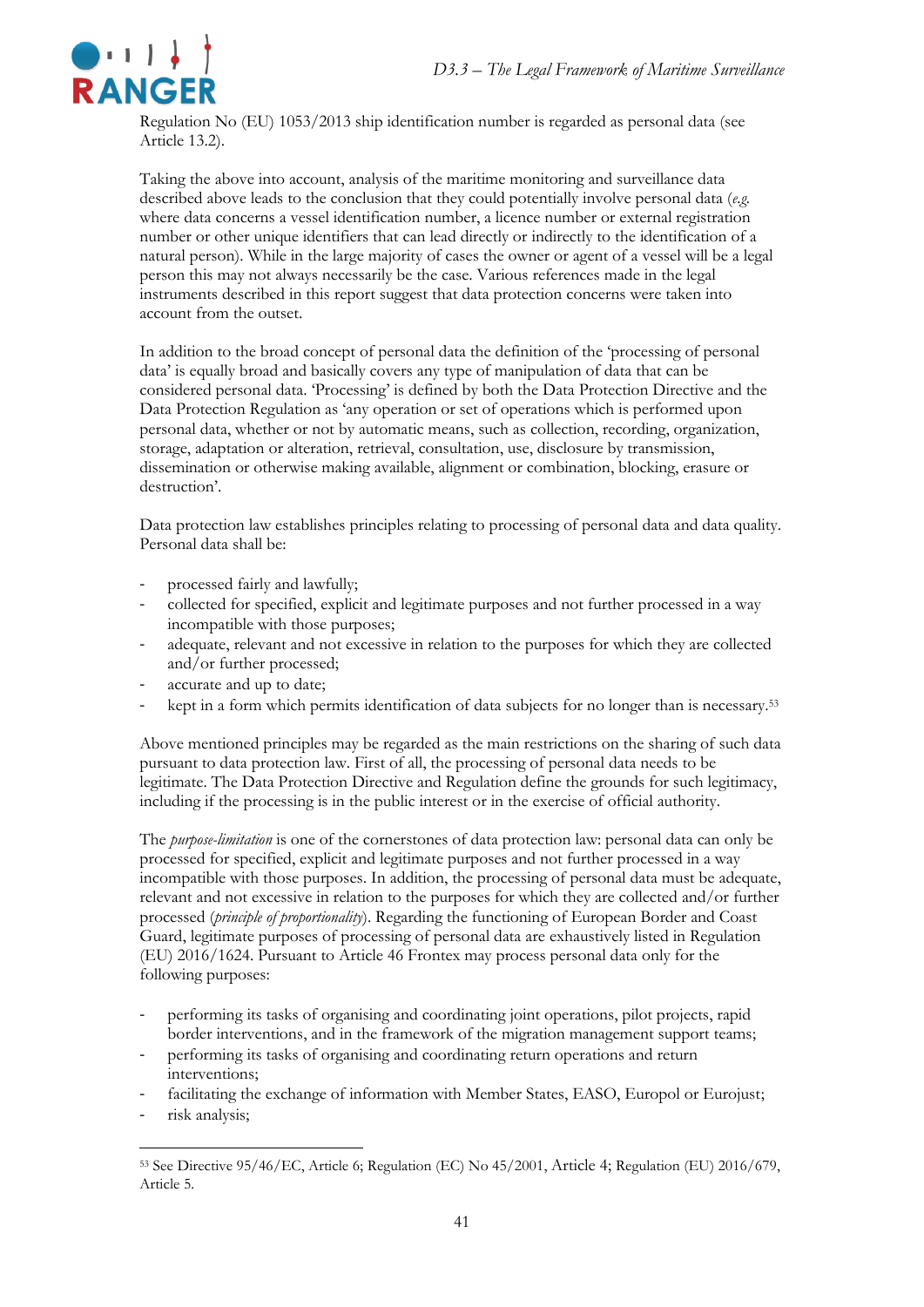Regulation No (EU) 1053/2013 ship identification number is regarded as personal data (see Article 13.2).

Taking the above into account, analysis of the maritime monitoring and surveillance data described above leads to the conclusion that they could potentially involve personal data (*e.g.* where data concerns a vessel identification number, a licence number or external registration number or other unique identifiers that can lead directly or indirectly to the identification of a natural person). While in the large majority of cases the owner or agent of a vessel will be a legal person this may not always necessarily be the case. Various references made in the legal instruments described in this report suggest that data protection concerns were taken into account from the outset.

In addition to the broad concept of personal data the definition of the 'processing of personal data' is equally broad and basically covers any type of manipulation of data that can be considered personal data. 'Processing' is defined by both the Data Protection Directive and the Data Protection Regulation as 'any operation or set of operations which is performed upon personal data, whether or not by automatic means, such as collection, recording, organization, storage, adaptation or alteration, retrieval, consultation, use, disclosure by transmission, dissemination or otherwise making available, alignment or combination, blocking, erasure or destruction'.

Data protection law establishes principles relating to processing of personal data and data quality. Personal data shall be:

- processed fairly and lawfully;
- collected for specified, explicit and legitimate purposes and not further processed in a way incompatible with those purposes;
- adequate, relevant and not excessive in relation to the purposes for which they are collected and/or further processed;
- accurate and up to date;
- kept in a form which permits identification of data subjects for no longer than is necessary.[53]

Above mentioned principles may be regarded as the main restrictions on the sharing of such data pursuant to data protection law. First of all, the processing of personal data needs to be legitimate. The Data Protection Directive and Regulation define the grounds for such legitimacy, including if the processing is in the public interest or in the exercise of official authority.

The *purpose-limitation* is one of the cornerstones of data protection law: personal data can only be processed for specified, explicit and legitimate purposes and not further processed in a way incompatible with those purposes. In addition, the processing of personal data must be adequate, relevant and not excessive in relation to the purposes for which they are collected and/or further processed (*principle of proportionality*). Regarding the functioning of European Border and Coast Guard, legitimate purposes of processing of personal data are exhaustively listed in Regulation (EU) 2016/1624. Pursuant to Article 46 Frontex may process personal data only for the following purposes:

- performing its tasks of organising and coordinating joint operations, pilot projects, rapid border interventions, and in the framework of the migration management support teams;
- performing its tasks of organising and coordinating return operations and return interventions;
- facilitating the exchange of information with Member States, EASO, Europol or Eurojust;
- risk analysis;

[53] See Directive 95/46/EC, Article 6; Regulation (EC) No 45/2001, Article 4; Regulation (EU) 2016/679, Article 5.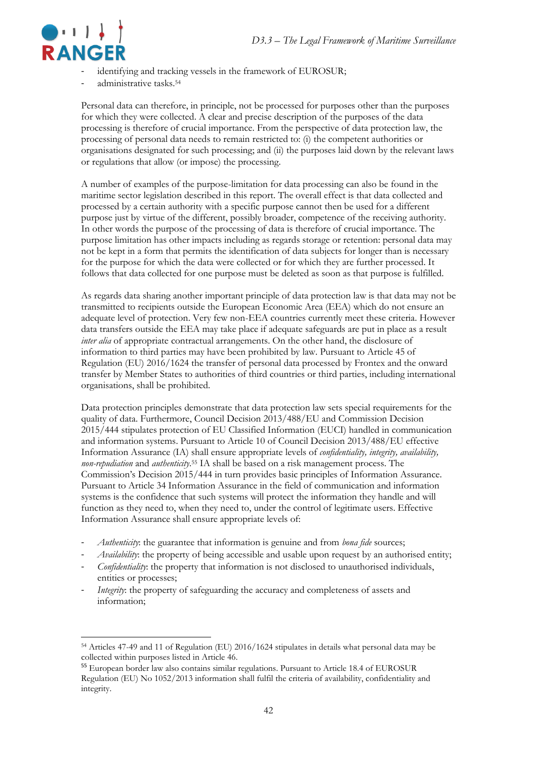- identifying and tracking vessels in the framework of EUROSUR;
- administrative tasks.[54]

Personal data can therefore, in principle, not be processed for purposes other than the purposes for which they were collected. A clear and precise description of the purposes of the data processing is therefore of crucial importance. From the perspective of data protection law, the processing of personal data needs to remain restricted to: (i) the competent authorities or organisations designated for such processing; and (ii) the purposes laid down by the relevant laws or regulations that allow (or impose) the processing.

A number of examples of the purpose-limitation for data processing can also be found in the maritime sector legislation described in this report. The overall effect is that data collected and processed by a certain authority with a specific purpose cannot then be used for a different purpose just by virtue of the different, possibly broader, competence of the receiving authority. In other words the purpose of the processing of data is therefore of crucial importance. The purpose limitation has other impacts including as regards storage or retention: personal data may not be kept in a form that permits the identification of data subjects for longer than is necessary for the purpose for which the data were collected or for which they are further processed. It follows that data collected for one purpose must be deleted as soon as that purpose is fulfilled.

As regards data sharing another important principle of data protection law is that data may not be transmitted to recipients outside the European Economic Area (EEA) which do not ensure an adequate level of protection. Very few non-EEA countries currently meet these criteria. However data transfers outside the EEA may take place if adequate safeguards are put in place as a result *inter alia* of appropriate contractual arrangements. On the other hand, the disclosure of information to third parties may have been prohibited by law. Pursuant to Article 45 of Regulation (EU) 2016/1624 the transfer of personal data processed by Frontex and the onward transfer by Member States to authorities of third countries or third parties, including international organisations, shall be prohibited.

Data protection principles demonstrate that data protection law sets special requirements for the quality of data. Furthermore, Council Decision 2013/488/EU and Commission Decision 2015/444 stipulates protection of EU Classified Information (EUCI) handled in communication and information systems. Pursuant to Article 10 of Council Decision 2013/488/EU effective Information Assurance (IA) shall ensure appropriate levels of *confidentiality, integrity, availability, non-repudiation* and *authenticity*.[55] IA shall be based on a risk management process. The Commission's Decision 2015/444 in turn provides basic principles of Information Assurance. Pursuant to Article 34 Information Assurance in the field of communication and information systems is the confidence that such systems will protect the information they handle and will function as they need to, when they need to, under the control of legitimate users. Effective Information Assurance shall ensure appropriate levels of:

- *Authenticity*: the guarantee that information is genuine and from *bona fide* sources;
- *Availability*: the property of being accessible and usable upon request by an authorised entity;
- *Confidentiality*: the property that information is not disclosed to unauthorised individuals, entities or processes;
- *Integrity*: the property of safeguarding the accuracy and completeness of assets and information;

---

[54] Articles 47-49 and 11 of Regulation (EU) 2016/1624 stipulates in details what personal data may be collected within purposes listed in Article 46.

[55] European border law also contains similar regulations. Pursuant to Article 18.4 of EUROSUR Regulation (EU) No 1052/2013 information shall fulfil the criteria of availability, confidentiality and integrity.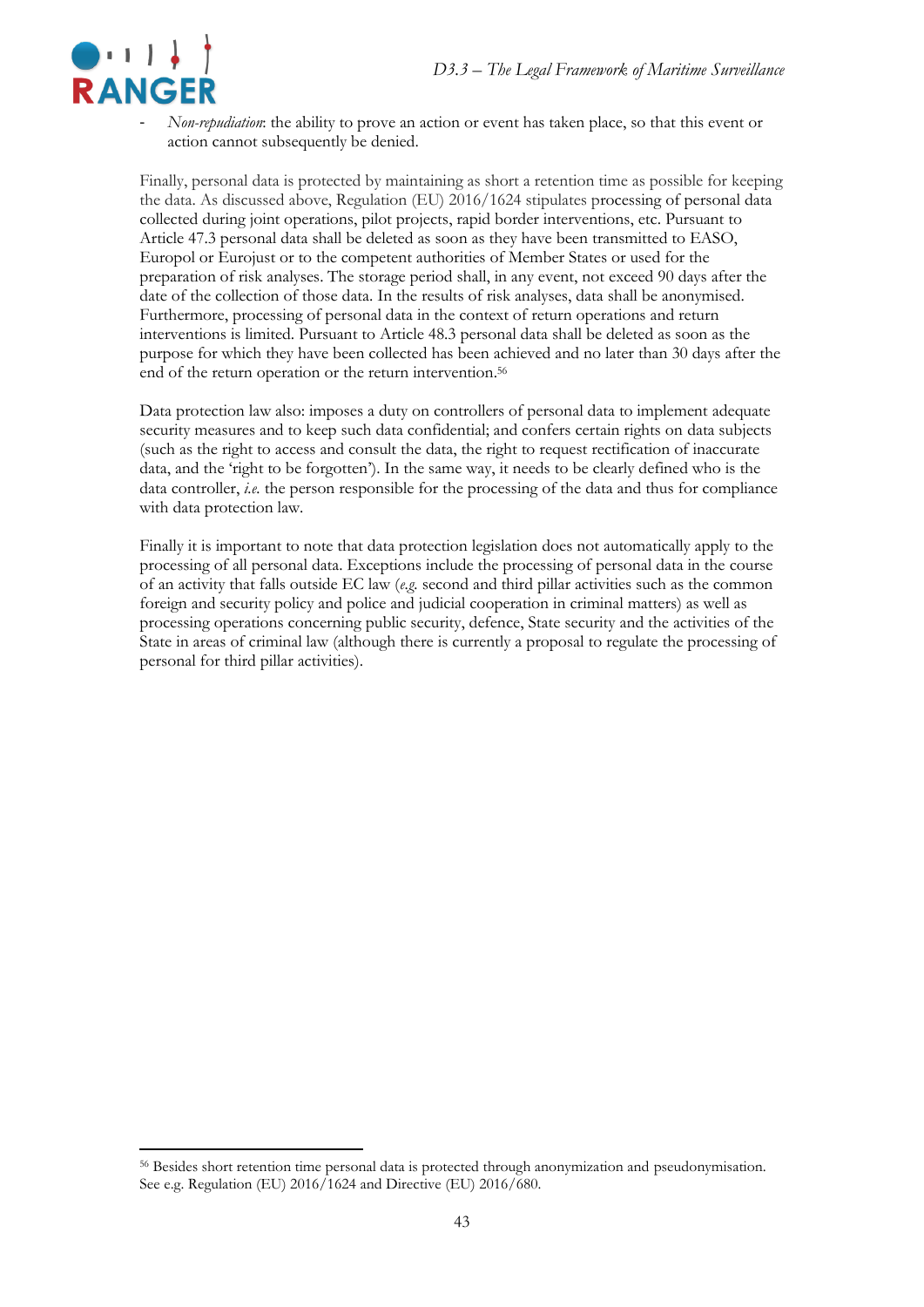- *Non-repudiation*: the ability to prove an action or event has taken place, so that this event or action cannot subsequently be denied.

Finally, personal data is protected by maintaining as short a retention time as possible for keeping the data. As discussed above, Regulation (EU) 2016/1624 stipulates processing of personal data collected during joint operations, pilot projects, rapid border interventions, etc. Pursuant to Article 47.3 personal data shall be deleted as soon as they have been transmitted to EASO, Europol or Eurojust or to the competent authorities of Member States or used for the preparation of risk analyses. The storage period shall, in any event, not exceed 90 days after the date of the collection of those data. In the results of risk analyses, data shall be anonymised. Furthermore, processing of personal data in the context of return operations and return interventions is limited. Pursuant to Article 48.3 personal data shall be deleted as soon as the purpose for which they have been collected has been achieved and no later than 30 days after the end of the return operation or the return intervention.[56]

Data protection law also: imposes a duty on controllers of personal data to implement adequate security measures and to keep such data confidential; and confers certain rights on data subjects (such as the right to access and consult the data, the right to request rectification of inaccurate data, and the 'right to be forgotten'). In the same way, it needs to be clearly defined who is the data controller, *i.e.* the person responsible for the processing of the data and thus for compliance with data protection law.

Finally it is important to note that data protection legislation does not automatically apply to the processing of all personal data. Exceptions include the processing of personal data in the course of an activity that falls outside EC law (*e.g.* second and third pillar activities such as the common foreign and security policy and police and judicial cooperation in criminal matters) as well as processing operations concerning public security, defence, State security and the activities of the State in areas of criminal law (although there is currently a proposal to regulate the processing of personal for third pillar activities).

---

[56] Besides short retention time personal data is protected through anonymization and pseudonymisation. See e.g. Regulation (EU) 2016/1624 and Directive (EU) 2016/680.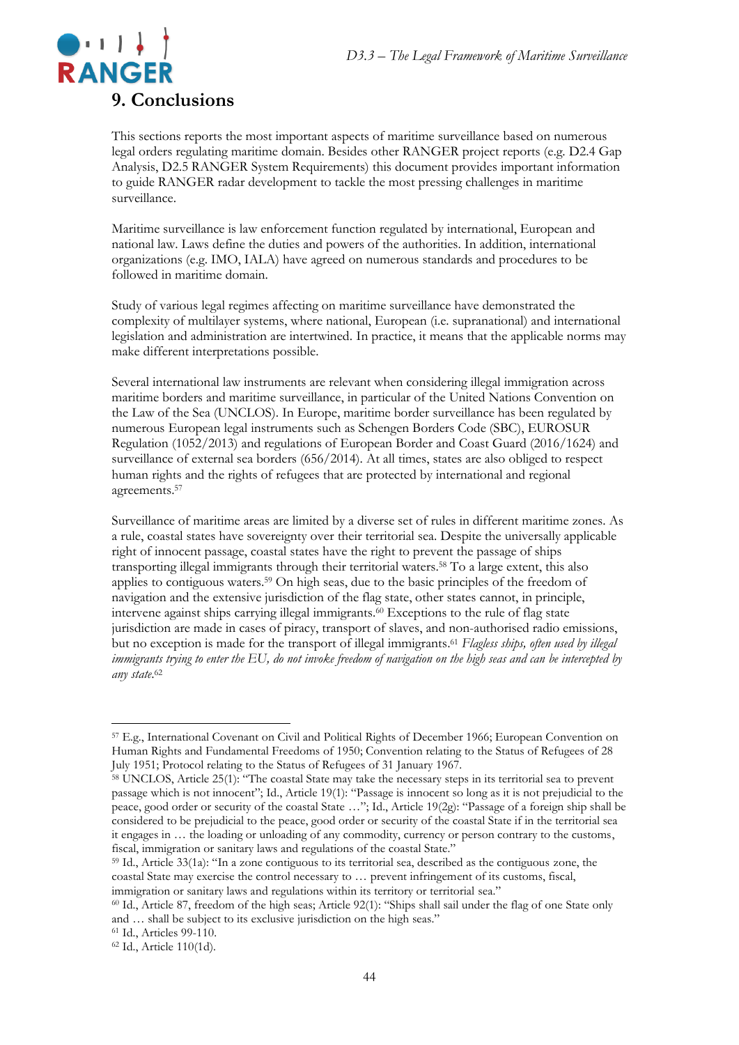# 9. Conclusions

This sections reports the most important aspects of maritime surveillance based on numerous legal orders regulating maritime domain. Besides other RANGER project reports (e.g. D2.4 Gap Analysis, D2.5 RANGER System Requirements) this document provides important information to guide RANGER radar development to tackle the most pressing challenges in maritime surveillance.

Maritime surveillance is law enforcement function regulated by international, European and national law. Laws define the duties and powers of the authorities. In addition, international organizations (e.g. IMO, IALA) have agreed on numerous standards and procedures to be followed in maritime domain.

Study of various legal regimes affecting on maritime surveillance have demonstrated the complexity of multilayer systems, where national, European (i.e. supranational) and international legislation and administration are intertwined. In practice, it means that the applicable norms may make different interpretations possible.

Several international law instruments are relevant when considering illegal immigration across maritime borders and maritime surveillance, in particular of the United Nations Convention on the Law of the Sea (UNCLOS). In Europe, maritime border surveillance has been regulated by numerous European legal instruments such as Schengen Borders Code (SBC), EUROSUR Regulation (1052/2013) and regulations of European Border and Coast Guard (2016/1624) and surveillance of external sea borders (656/2014). At all times, states are also obliged to respect human rights and the rights of refugees that are protected by international and regional agreements.[57]

Surveillance of maritime areas are limited by a diverse set of rules in different maritime zones. As a rule, coastal states have sovereignty over their territorial sea. Despite the universally applicable right of innocent passage, coastal states have the right to prevent the passage of ships transporting illegal immigrants through their territorial waters.[58] To a large extent, this also applies to contiguous waters.[59] On high seas, due to the basic principles of the freedom of navigation and the extensive jurisdiction of the flag state, other states cannot, in principle, intervene against ships carrying illegal immigrants.[60] Exceptions to the rule of flag state jurisdiction are made in cases of piracy, transport of slaves, and non-authorised radio emissions, but no exception is made for the transport of illegal immigrants.[61] *Flagless ships, often used by illegal immigrants trying to enter the EU, do not invoke freedom of navigation on the high seas and can be intercepted by any state.*[62]

---

[57] E.g., International Covenant on Civil and Political Rights of December 1966; European Convention on Human Rights and Fundamental Freedoms of 1950; Convention relating to the Status of Refugees of 28 July 1951; Protocol relating to the Status of Refugees of 31 January 1967.

[58] UNCLOS, Article 25(1): "The coastal State may take the necessary steps in its territorial sea to prevent passage which is not innocent"; Id., Article 19(1): "Passage is innocent so long as it is not prejudicial to the peace, good order or security of the coastal State …"; Id., Article 19(2g): "Passage of a foreign ship shall be considered to be prejudicial to the peace, good order or security of the coastal State if in the territorial sea it engages in … the loading or unloading of any commodity, currency or person contrary to the customs, fiscal, immigration or sanitary laws and regulations of the coastal State."

[59] Id., Article 33(1a): "In a zone contiguous to its territorial sea, described as the contiguous zone, the coastal State may exercise the control necessary to … prevent infringement of its customs, fiscal, immigration or sanitary laws and regulations within its territory or territorial sea."

[60] Id., Article 87, freedom of the high seas; Article 92(1): "Ships shall sail under the flag of one State only and … shall be subject to its exclusive jurisdiction on the high seas."

[61] Id., Articles 99-110.

[62] Id., Article 110(1d).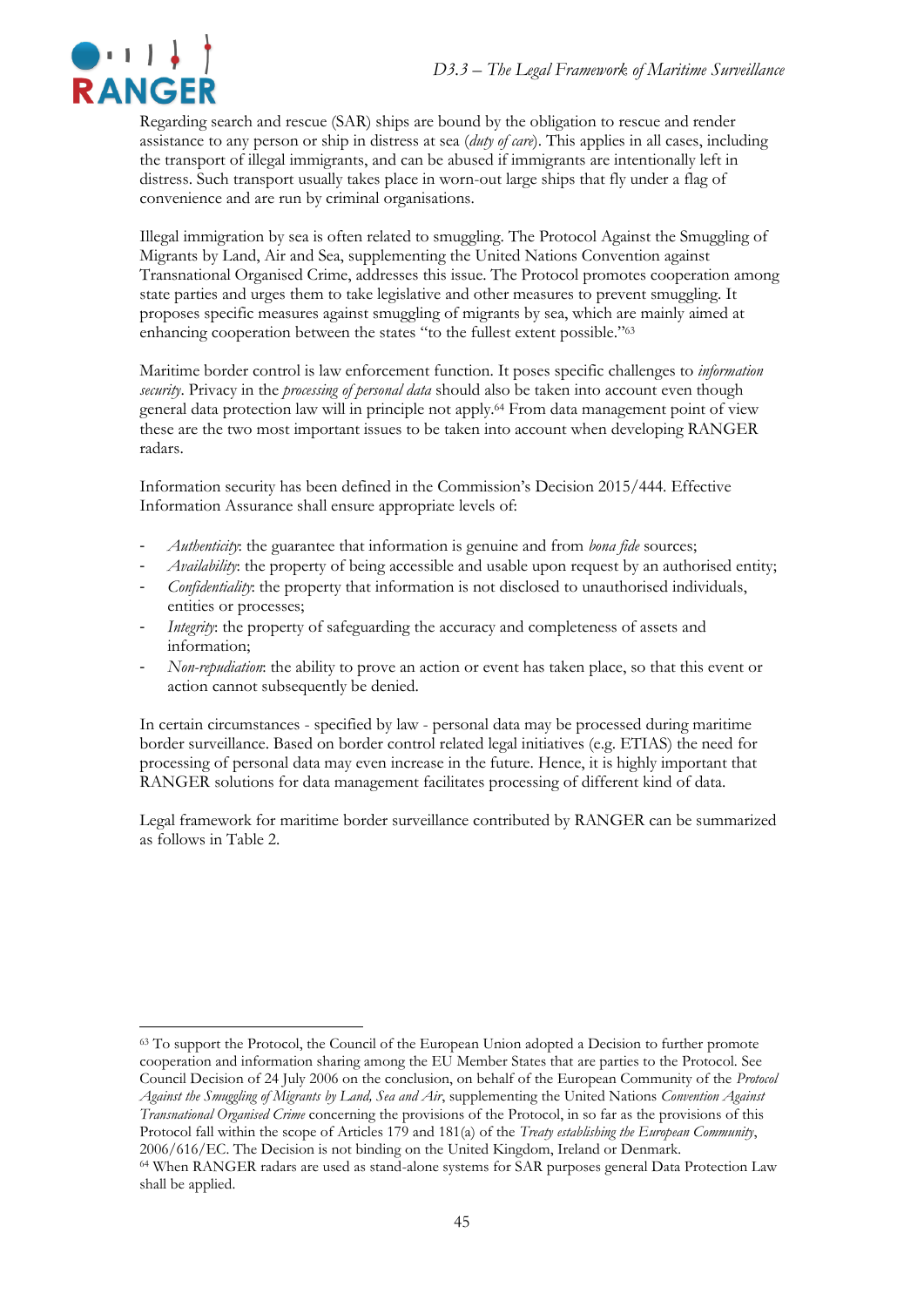Regarding search and rescue (SAR) ships are bound by the obligation to rescue and render assistance to any person or ship in distress at sea (*duty of care*). This applies in all cases, including the transport of illegal immigrants, and can be abused if immigrants are intentionally left in distress. Such transport usually takes place in worn-out large ships that fly under a flag of convenience and are run by criminal organisations.

Illegal immigration by sea is often related to smuggling. The Protocol Against the Smuggling of Migrants by Land, Air and Sea, supplementing the United Nations Convention against Transnational Organised Crime, addresses this issue. The Protocol promotes cooperation among state parties and urges them to take legislative and other measures to prevent smuggling. It proposes specific measures against smuggling of migrants by sea, which are mainly aimed at enhancing cooperation between the states "to the fullest extent possible."[63]

Maritime border control is law enforcement function. It poses specific challenges to *information security*. Privacy in the *processing of personal data* should also be taken into account even though general data protection law will in principle not apply.[64] From data management point of view these are the two most important issues to be taken into account when developing RANGER radars.

Information security has been defined in the Commission's Decision 2015/444. Effective Information Assurance shall ensure appropriate levels of:

- *Authenticity*: the guarantee that information is genuine and from *bona fide* sources;
- *Availability*: the property of being accessible and usable upon request by an authorised entity;
- *Confidentiality*: the property that information is not disclosed to unauthorised individuals, entities or processes;
- *Integrity*: the property of safeguarding the accuracy and completeness of assets and information;
- *Non-repudiation*: the ability to prove an action or event has taken place, so that this event or action cannot subsequently be denied.

In certain circumstances - specified by law - personal data may be processed during maritime border surveillance. Based on border control related legal initiatives (e.g. ETIAS) the need for processing of personal data may even increase in the future. Hence, it is highly important that RANGER solutions for data management facilitates processing of different kind of data.

Legal framework for maritime border surveillance contributed by RANGER can be summarized as follows in Table 2.

---

[63] To support the Protocol, the Council of the European Union adopted a Decision to further promote cooperation and information sharing among the EU Member States that are parties to the Protocol. See Council Decision of 24 July 2006 on the conclusion, on behalf of the European Community of the *Protocol Against the Smuggling of Migrants by Land, Sea and Air*, supplementing the United Nations *Convention Against Transnational Organised Crime* concerning the provisions of the Protocol, in so far as the provisions of this Protocol fall within the scope of Articles 179 and 181(a) of the *Treaty establishing the European Community*, 2006/616/EC. The Decision is not binding on the United Kingdom, Ireland or Denmark.

[64] When RANGER radars are used as stand-alone systems for SAR purposes general Data Protection Law shall be applied.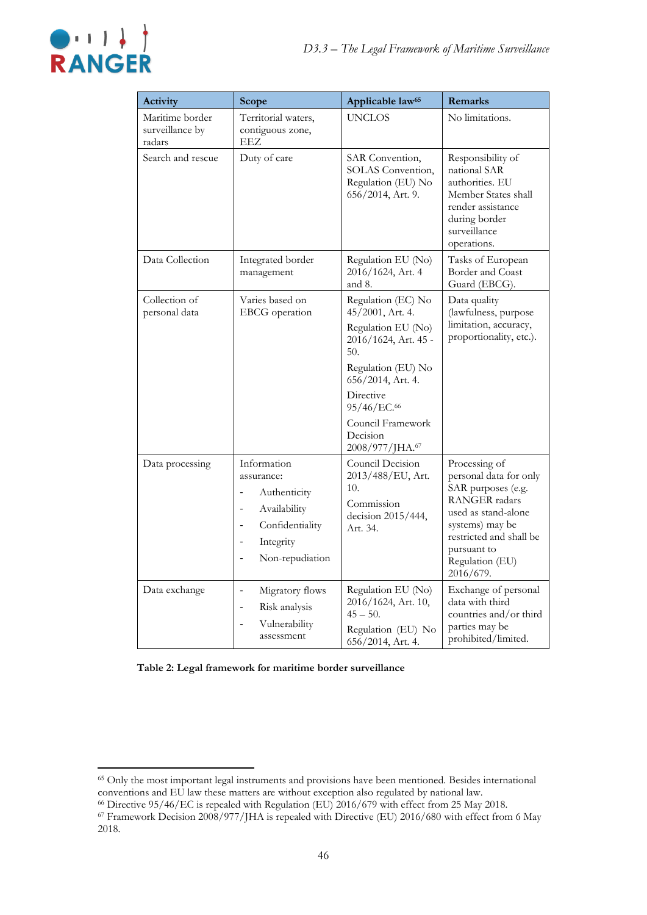| Activity | Scope | Applicable law[65] | Remarks |
|---|---|---|---|
| Maritime border surveillance by radars | Territorial waters, contiguous zone, EEZ | UNCLOS | No limitations. |
| Search and rescue | Duty of care | SAR Convention, SOLAS Convention, Regulation (EU) No 656/2014, Art. 9. | Responsibility of national SAR authorities. EU Member States shall render assistance during border surveillance operations. |
| Data Collection | Integrated border management | Regulation EU (No) 2016/1624, Art. 4 and 8. | Tasks of European Border and Coast Guard (EBCG). |
| Collection of personal data | Varies based on EBCG operation | Regulation (EC) No 45/2001, Art. 4.<br>Regulation EU (No) 2016/1624, Art. 45 - 50.<br>Regulation (EU) No 656/2014, Art. 4.<br>Directive 95/46/EC.[66]<br>Council Framework Decision 2008/977/JHA.[67] | Data quality (lawfulness, purpose limitation, accuracy, proportionality, etc.). |
| Data processing | Information assurance:<br>- Authenticity<br>- Availability<br>- Confidentiality<br>- Integrity<br>- Non-repudiation | Council Decision 2013/488/EU, Art. 10.<br>Commission decision 2015/444, Art. 34. | Processing of personal data for only SAR purposes (e.g. RANGER radars used as stand-alone systems) may be restricted and shall be pursuant to Regulation (EU) 2016/679. |
| Data exchange | - Migratory flows<br>- Risk analysis<br>- Vulnerability assessment | Regulation EU (No) 2016/1624, Art. 10, 45 – 50.<br>Regulation (EU) No 656/2014, Art. 4. | Exchange of personal data with third countries and/or third parties may be prohibited/limited. |

**Table 2: Legal framework for maritime border surveillance**

[65] Only the most important legal instruments and provisions have been mentioned. Besides international conventions and EU law these matters are without exception also regulated by national law.

[66] Directive 95/46/EC is repealed with Regulation (EU) 2016/679 with effect from 25 May 2018.

[67] Framework Decision 2008/977/JHA is repealed with Directive (EU) 2016/680 with effect from 6 May 2018.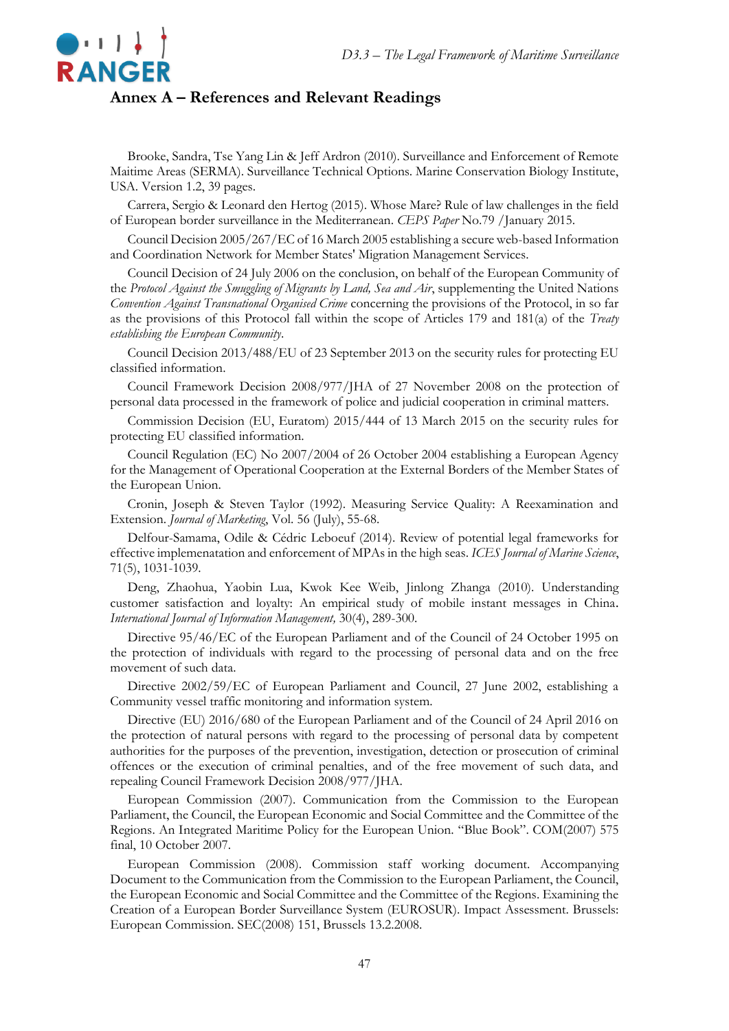## Annex A – References and Relevant Readings

Brooke, Sandra, Tse Yang Lin & Jeff Ardron (2010). Surveillance and Enforcement of Remote Maitime Areas (SERMA). Surveillance Technical Options. Marine Conservation Biology Institute, USA. Version 1.2, 39 pages.

Carrera, Sergio & Leonard den Hertog (2015). Whose Mare? Rule of law challenges in the field of European border surveillance in the Mediterranean. *CEPS Paper* No.79 /January 2015.

Council Decision 2005/267/EC of 16 March 2005 establishing a secure web-based Information and Coordination Network for Member States' Migration Management Services.

Council Decision of 24 July 2006 on the conclusion, on behalf of the European Community of the *Protocol Against the Smuggling of Migrants by Land, Sea and Air*, supplementing the United Nations *Convention Against Transnational Organised Crime* concerning the provisions of the Protocol, in so far as the provisions of this Protocol fall within the scope of Articles 179 and 181(a) of the *Treaty establishing the European Community*.

Council Decision 2013/488/EU of 23 September 2013 on the security rules for protecting EU classified information.

Council Framework Decision 2008/977/JHA of 27 November 2008 on the protection of personal data processed in the framework of police and judicial cooperation in criminal matters.

Commission Decision (EU, Euratom) 2015/444 of 13 March 2015 on the security rules for protecting EU classified information.

Council Regulation (EC) No 2007/2004 of 26 October 2004 establishing a European Agency for the Management of Operational Cooperation at the External Borders of the Member States of the European Union.

Cronin, Joseph & Steven Taylor (1992). Measuring Service Quality: A Reexamination and Extension. *Journal of Marketing*, Vol. 56 (July), 55-68.

Delfour-Samama, Odile & Cédric Leboeuf (2014). Review of potential legal frameworks for effective implemenatation and enforcement of MPAs in the high seas. *ICES Journal of Marine Science*, 71(5), 1031-1039.

Deng, Zhaohua, Yaobin Lua, Kwok Kee Weib, Jinlong Zhanga (2010). Understanding customer satisfaction and loyalty: An empirical study of mobile instant messages in China. *International Journal of Information Management,* 30(4), 289-300.

Directive 95/46/EC of the European Parliament and of the Council of 24 October 1995 on the protection of individuals with regard to the processing of personal data and on the free movement of such data.

Directive 2002/59/EC of European Parliament and Council, 27 June 2002, establishing a Community vessel traffic monitoring and information system.

Directive (EU) 2016/680 of the European Parliament and of the Council of 24 April 2016 on the protection of natural persons with regard to the processing of personal data by competent authorities for the purposes of the prevention, investigation, detection or prosecution of criminal offences or the execution of criminal penalties, and of the free movement of such data, and repealing Council Framework Decision 2008/977/JHA.

European Commission (2007). Communication from the Commission to the European Parliament, the Council, the European Economic and Social Committee and the Committee of the Regions. An Integrated Maritime Policy for the European Union. "Blue Book". COM(2007) 575 final, 10 October 2007.

European Commission (2008). Commission staff working document. Accompanying Document to the Communication from the Commission to the European Parliament, the Council, the European Economic and Social Committee and the Committee of the Regions. Examining the Creation of a European Border Surveillance System (EUROSUR). Impact Assessment. Brussels: European Commission. SEC(2008) 151, Brussels 13.2.2008.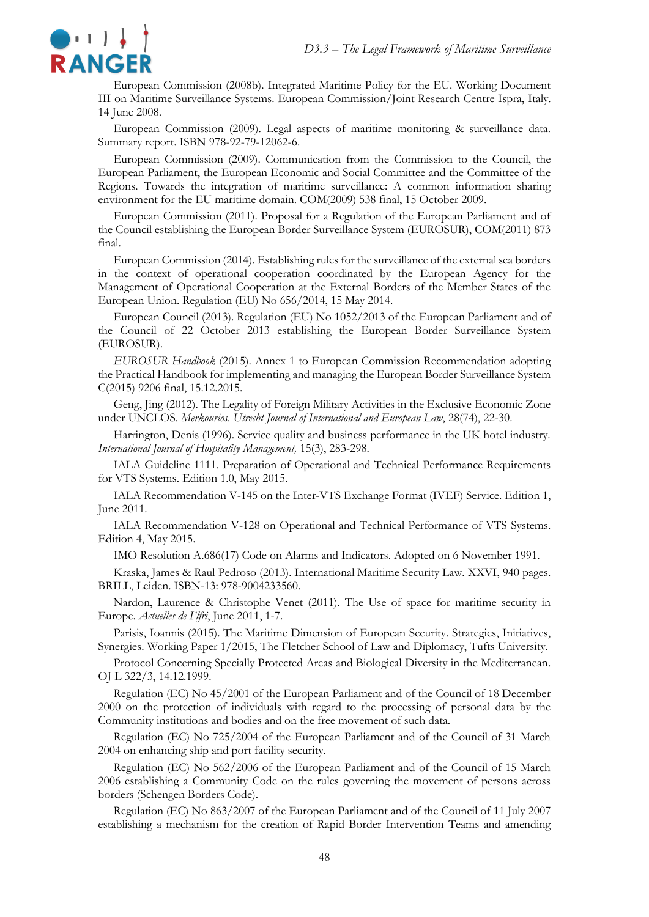European Commission (2008b). Integrated Maritime Policy for the EU. Working Document III on Maritime Surveillance Systems. European Commission/Joint Research Centre Ispra, Italy. 14 June 2008.

European Commission (2009). Legal aspects of maritime monitoring & surveillance data. Summary report. ISBN 978-92-79-12062-6.

European Commission (2009). Communication from the Commission to the Council, the European Parliament, the European Economic and Social Committee and the Committee of the Regions. Towards the integration of maritime surveillance: A common information sharing environment for the EU maritime domain. COM(2009) 538 final, 15 October 2009.

European Commission (2011). Proposal for a Regulation of the European Parliament and of the Council establishing the European Border Surveillance System (EUROSUR), COM(2011) 873 final.

European Commission (2014). Establishing rules for the surveillance of the external sea borders in the context of operational cooperation coordinated by the European Agency for the Management of Operational Cooperation at the External Borders of the Member States of the European Union. Regulation (EU) No 656/2014, 15 May 2014.

European Council (2013). Regulation (EU) No 1052/2013 of the European Parliament and of the Council of 22 October 2013 establishing the European Border Surveillance System (EUROSUR).

*EUROSUR Handbook* (2015). Annex 1 to European Commission Recommendation adopting the Practical Handbook for implementing and managing the European Border Surveillance System C(2015) 9206 final, 15.12.2015.

Geng, Jing (2012). The Legality of Foreign Military Activities in the Exclusive Economic Zone under UNCLOS. *Merkourios. Utrecht Journal of International and European Law*, 28(74), 22-30.

Harrington, Denis (1996). Service quality and business performance in the UK hotel industry. *International Journal of Hospitality Management,* 15(3), 283-298.

IALA Guideline 1111. Preparation of Operational and Technical Performance Requirements for VTS Systems. Edition 1.0, May 2015.

IALA Recommendation V-145 on the Inter-VTS Exchange Format (IVEF) Service. Edition 1, June 2011.

IALA Recommendation V-128 on Operational and Technical Performance of VTS Systems. Edition 4, May 2015.

IMO Resolution A.686(17) Code on Alarms and Indicators. Adopted on 6 November 1991.

Kraska, James & Raul Pedroso (2013). International Maritime Security Law. XXVI, 940 pages. BRILL, Leiden. ISBN-13: 978-9004233560.

Nardon, Laurence & Christophe Venet (2011). The Use of space for maritime security in Europe. *Actuelles de l'Ifri*, June 2011, 1-7.

Parisis, Ioannis (2015). The Maritime Dimension of European Security. Strategies, Initiatives, Synergies. Working Paper 1/2015, The Fletcher School of Law and Diplomacy, Tufts University.

Protocol Concerning Specially Protected Areas and Biological Diversity in the Mediterranean. OJ L 322/3, 14.12.1999.

Regulation (EC) No 45/2001 of the European Parliament and of the Council of 18 December 2000 on the protection of individuals with regard to the processing of personal data by the Community institutions and bodies and on the free movement of such data.

Regulation (EC) No 725/2004 of the European Parliament and of the Council of 31 March 2004 on enhancing ship and port facility security.

Regulation (EC) No 562/2006 of the European Parliament and of the Council of 15 March 2006 establishing a Community Code on the rules governing the movement of persons across borders (Schengen Borders Code).

Regulation (EC) No 863/2007 of the European Parliament and of the Council of 11 July 2007 establishing a mechanism for the creation of Rapid Border Intervention Teams and amending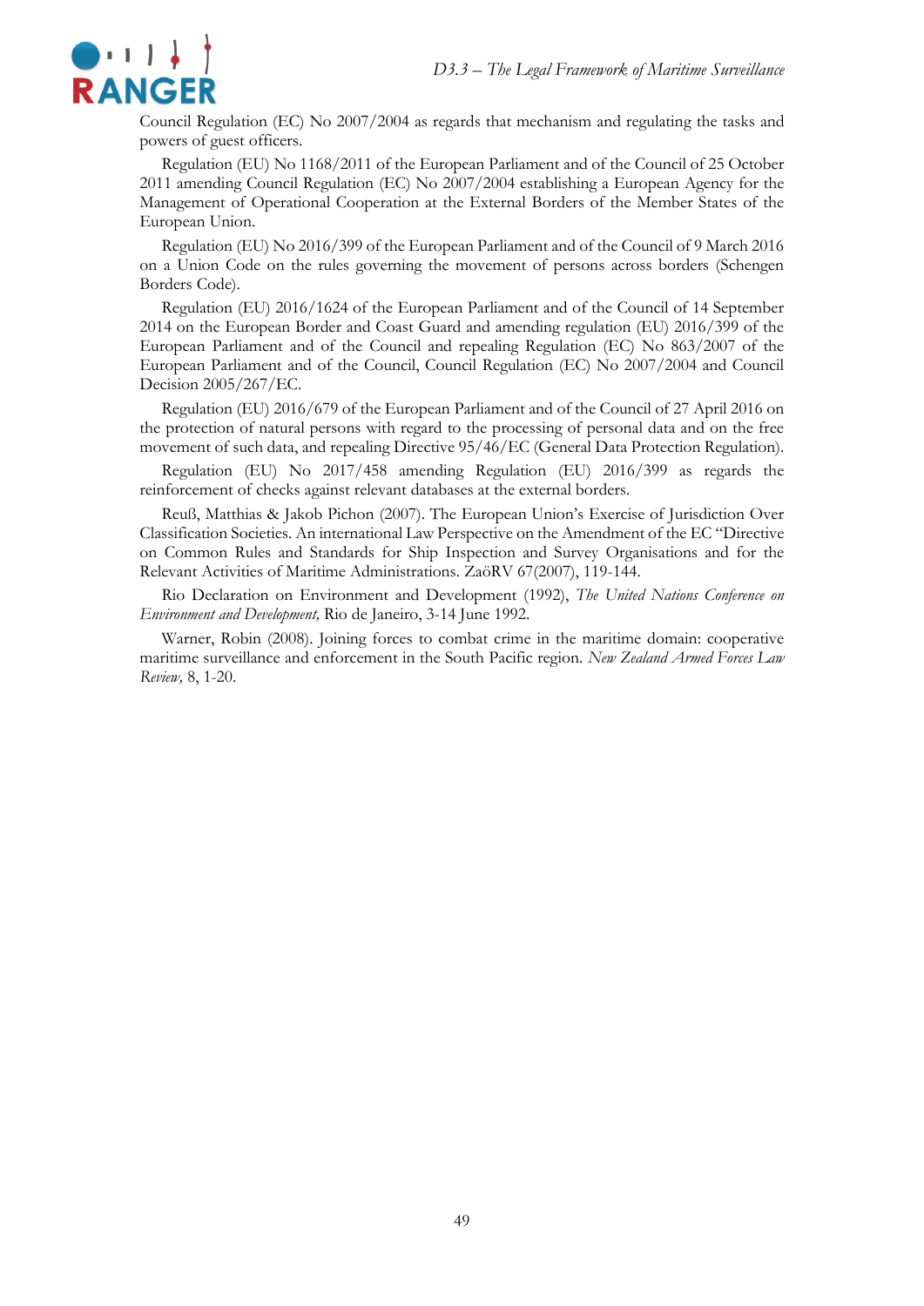Council Regulation (EC) No 2007/2004 as regards that mechanism and regulating the tasks and powers of guest officers.

Regulation (EU) No 1168/2011 of the European Parliament and of the Council of 25 October 2011 amending Council Regulation (EC) No 2007/2004 establishing a European Agency for the Management of Operational Cooperation at the External Borders of the Member States of the European Union.

Regulation (EU) No 2016/399 of the European Parliament and of the Council of 9 March 2016 on a Union Code on the rules governing the movement of persons across borders (Schengen Borders Code).

Regulation (EU) 2016/1624 of the European Parliament and of the Council of 14 September 2014 on the European Border and Coast Guard and amending regulation (EU) 2016/399 of the European Parliament and of the Council and repealing Regulation (EC) No 863/2007 of the European Parliament and of the Council, Council Regulation (EC) No 2007/2004 and Council Decision 2005/267/EC.

Regulation (EU) 2016/679 of the European Parliament and of the Council of 27 April 2016 on the protection of natural persons with regard to the processing of personal data and on the free movement of such data, and repealing Directive 95/46/EC (General Data Protection Regulation).

Regulation (EU) No 2017/458 amending Regulation (EU) 2016/399 as regards the reinforcement of checks against relevant databases at the external borders.

Reuß, Matthias & Jakob Pichon (2007). The European Union's Exercise of Jurisdiction Over Classification Societies. An international Law Perspective on the Amendment of the EC "Directive on Common Rules and Standards for Ship Inspection and Survey Organisations and for the Relevant Activities of Maritime Administrations. ZaöRV 67(2007), 119-144.

Rio Declaration on Environment and Development (1992), *The United Nations Conference on Environment and Development,* Rio de Janeiro, 3-14 June 1992.

Warner, Robin (2008). Joining forces to combat crime in the maritime domain: cooperative maritime surveillance and enforcement in the South Pacific region. *New Zealand Armed Forces Law Review,* 8, 1-20.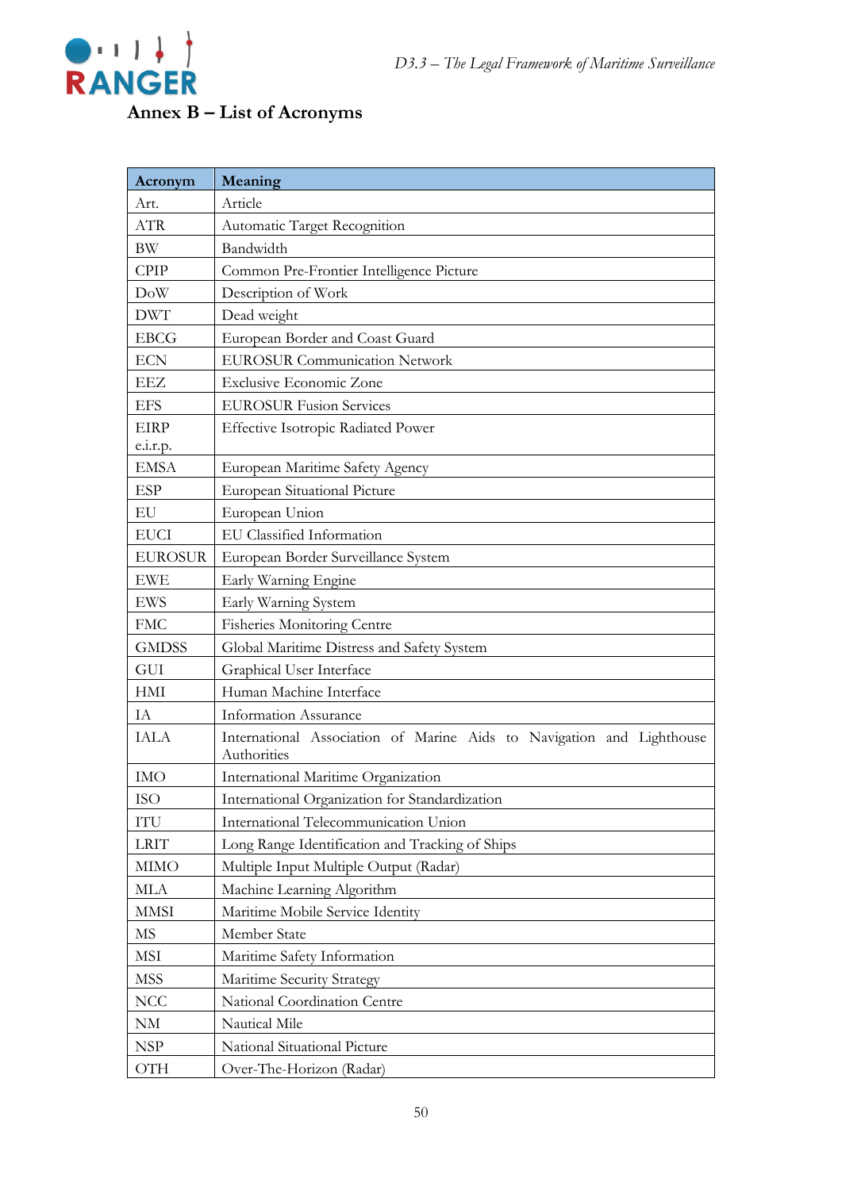## Annex B – List of Acronyms

| Acronym | Meaning |
|---|---|
| Art. | Article |
| ATR | Automatic Target Recognition |
| BW | Bandwidth |
| CPIP | Common Pre-Frontier Intelligence Picture |
| DoW | Description of Work |
| DWT | Dead weight |
| EBCG | European Border and Coast Guard |
| ECN | EUROSUR Communication Network |
| EEZ | Exclusive Economic Zone |
| EFS | EUROSUR Fusion Services |
| EIRP e.i.r.p. | Effective Isotropic Radiated Power |
| EMSA | European Maritime Safety Agency |
| ESP | European Situational Picture |
| EU | European Union |
| EUCI | EU Classified Information |
| EUROSUR | European Border Surveillance System |
| EWE | Early Warning Engine |
| EWS | Early Warning System |
| FMC | Fisheries Monitoring Centre |
| GMDSS | Global Maritime Distress and Safety System |
| GUI | Graphical User Interface |
| HMI | Human Machine Interface |
| IA | Information Assurance |
| IALA | International Association of Marine Aids to Navigation and Lighthouse Authorities |
| IMO | International Maritime Organization |
| ISO | International Organization for Standardization |
| ITU | International Telecommunication Union |
| LRIT | Long Range Identification and Tracking of Ships |
| MIMO | Multiple Input Multiple Output (Radar) |
| MLA | Machine Learning Algorithm |
| MMSI | Maritime Mobile Service Identity |
| MS | Member State |
| MSI | Maritime Safety Information |
| MSS | Maritime Security Strategy |
| NCC | National Coordination Centre |
| NM | Nautical Mile |
| NSP | National Situational Picture |
| OTH | Over-The-Horizon (Radar) |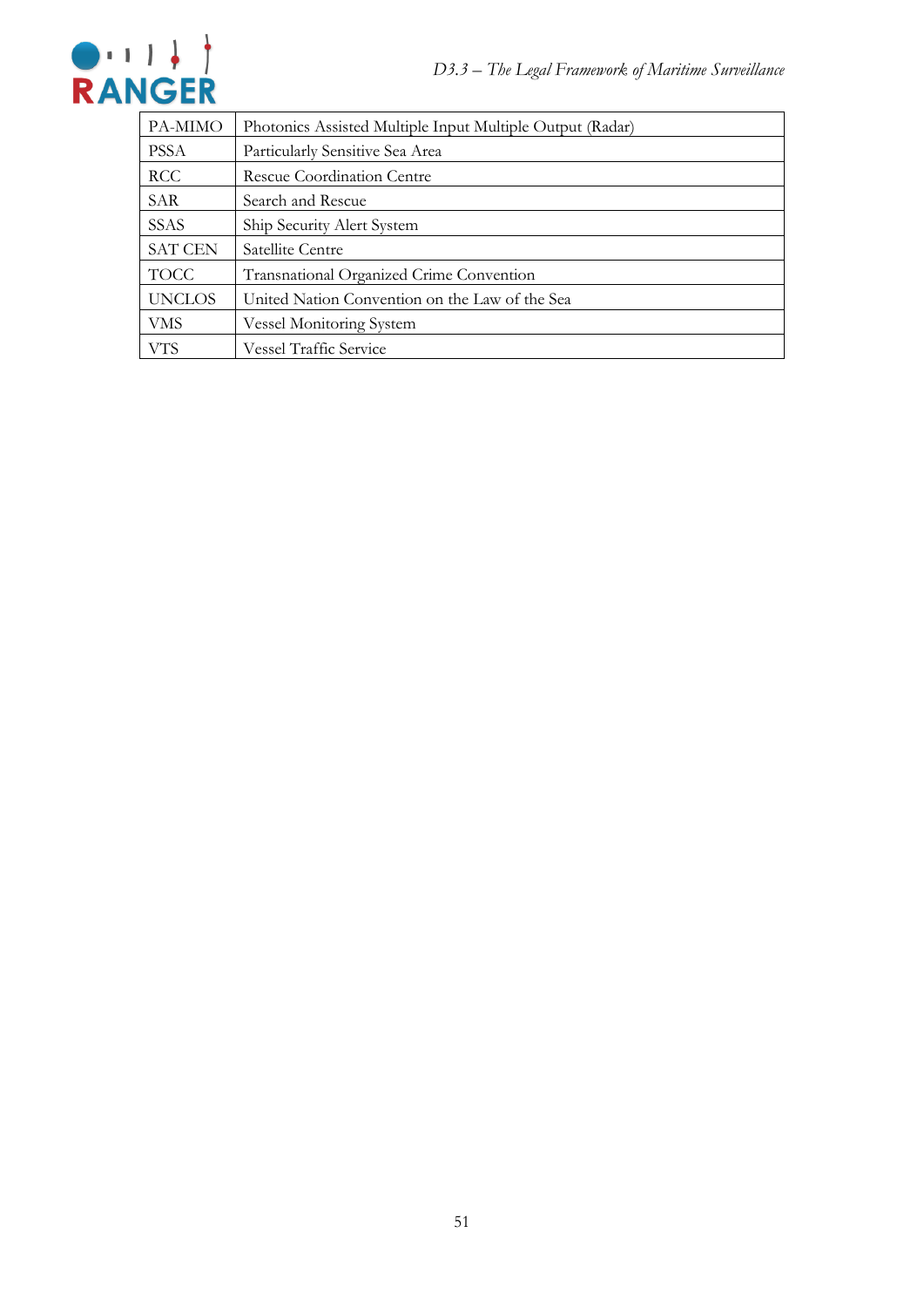| | |
|---|---|
| PA-MIMO | Photonics Assisted Multiple Input Multiple Output (Radar) |
| PSSA | Particularly Sensitive Sea Area |
| RCC | Rescue Coordination Centre |
| SAR | Search and Rescue |
| SSAS | Ship Security Alert System |
| SAT CEN | Satellite Centre |
| TOCC | Transnational Organized Crime Convention |
| UNCLOS | United Nation Convention on the Law of the Sea |
| VMS | Vessel Monitoring System |
| VTS | Vessel Traffic Service |